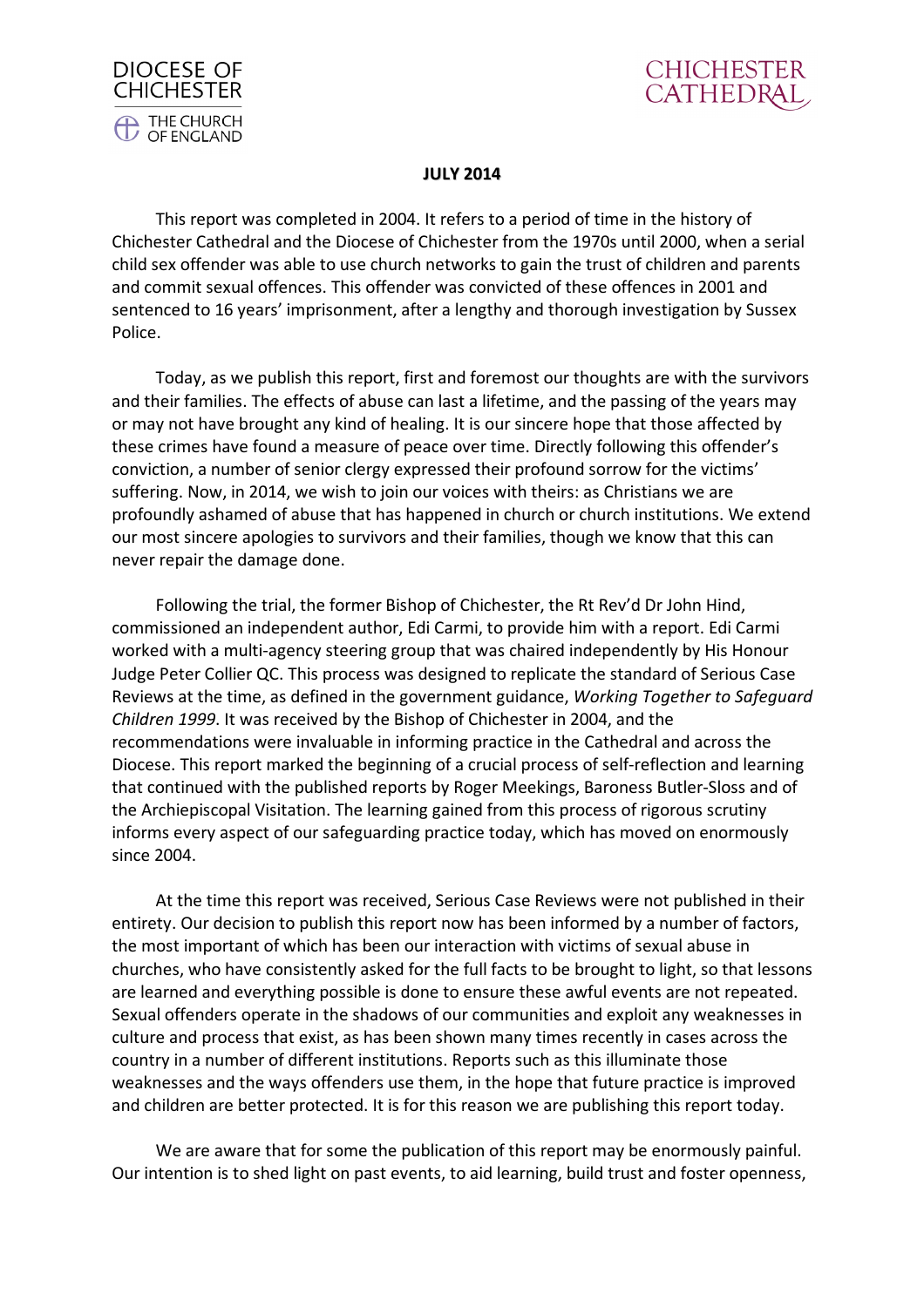DIOCESE OF CHICHESTER
THE CHURCH OF ENGLAND

CHICHESTER CATHEDRAL

**JULY 2014**

This report was completed in 2004. It refers to a period of time in the history of Chichester Cathedral and the Diocese of Chichester from the 1970s until 2000, when a serial child sex offender was able to use church networks to gain the trust of children and parents and commit sexual offences. This offender was convicted of these offences in 2001 and sentenced to 16 years' imprisonment, after a lengthy and thorough investigation by Sussex Police.

Today, as we publish this report, first and foremost our thoughts are with the survivors and their families. The effects of abuse can last a lifetime, and the passing of the years may or may not have brought any kind of healing. It is our sincere hope that those affected by these crimes have found a measure of peace over time. Directly following this offender's conviction, a number of senior clergy expressed their profound sorrow for the victims' suffering. Now, in 2014, we wish to join our voices with theirs: as Christians we are profoundly ashamed of abuse that has happened in church or church institutions. We extend our most sincere apologies to survivors and their families, though we know that this can never repair the damage done.

Following the trial, the former Bishop of Chichester, the Rt Rev'd Dr John Hind, commissioned an independent author, Edi Carmi, to provide him with a report. Edi Carmi worked with a multi-agency steering group that was chaired independently by His Honour Judge Peter Collier QC. This process was designed to replicate the standard of Serious Case Reviews at the time, as defined in the government guidance, *Working Together to Safeguard Children 1999*. It was received by the Bishop of Chichester in 2004, and the recommendations were invaluable in informing practice in the Cathedral and across the Diocese. This report marked the beginning of a crucial process of self-reflection and learning that continued with the published reports by Roger Meekings, Baroness Butler-Sloss and of the Archiepiscopal Visitation. The learning gained from this process of rigorous scrutiny informs every aspect of our safeguarding practice today, which has moved on enormously since 2004.

At the time this report was received, Serious Case Reviews were not published in their entirety. Our decision to publish this report now has been informed by a number of factors, the most important of which has been our interaction with victims of sexual abuse in churches, who have consistently asked for the full facts to be brought to light, so that lessons are learned and everything possible is done to ensure these awful events are not repeated. Sexual offenders operate in the shadows of our communities and exploit any weaknesses in culture and process that exist, as has been shown many times recently in cases across the country in a number of different institutions. Reports such as this illuminate those weaknesses and the ways offenders use them, in the hope that future practice is improved and children are better protected. It is for this reason we are publishing this report today.

We are aware that for some the publication of this report may be enormously painful. Our intention is to shed light on past events, to aid learning, build trust and foster openness,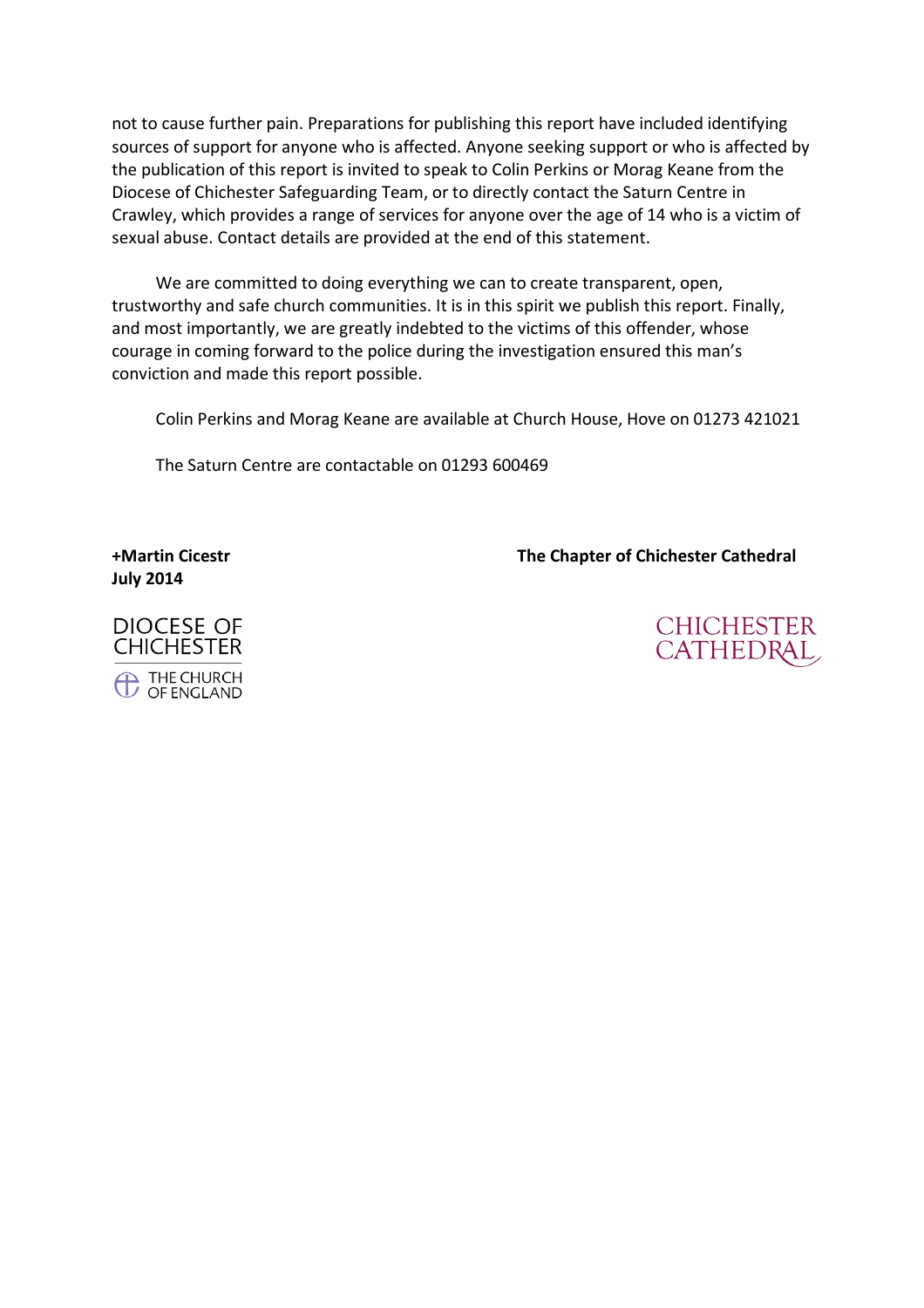not to cause further pain. Preparations for publishing this report have included identifying sources of support for anyone who is affected. Anyone seeking support or who is affected by the publication of this report is invited to speak to Colin Perkins or Morag Keane from the Diocese of Chichester Safeguarding Team, or to directly contact the Saturn Centre in Crawley, which provides a range of services for anyone over the age of 14 who is a victim of sexual abuse. Contact details are provided at the end of this statement.

We are committed to doing everything we can to create transparent, open, trustworthy and safe church communities. It is in this spirit we publish this report. Finally, and most importantly, we are greatly indebted to the victims of this offender, whose courage in coming forward to the police during the investigation ensured this man's conviction and made this report possible.

Colin Perkins and Morag Keane are available at Church House, Hove on 01273 421021

The Saturn Centre are contactable on 01293 600469

**+Martin Cicestr**
**July 2014**

DIOCESE OF CHICHESTER
THE CHURCH OF ENGLAND

**The Chapter of Chichester Cathedral**

CHICHESTER CATHEDRAL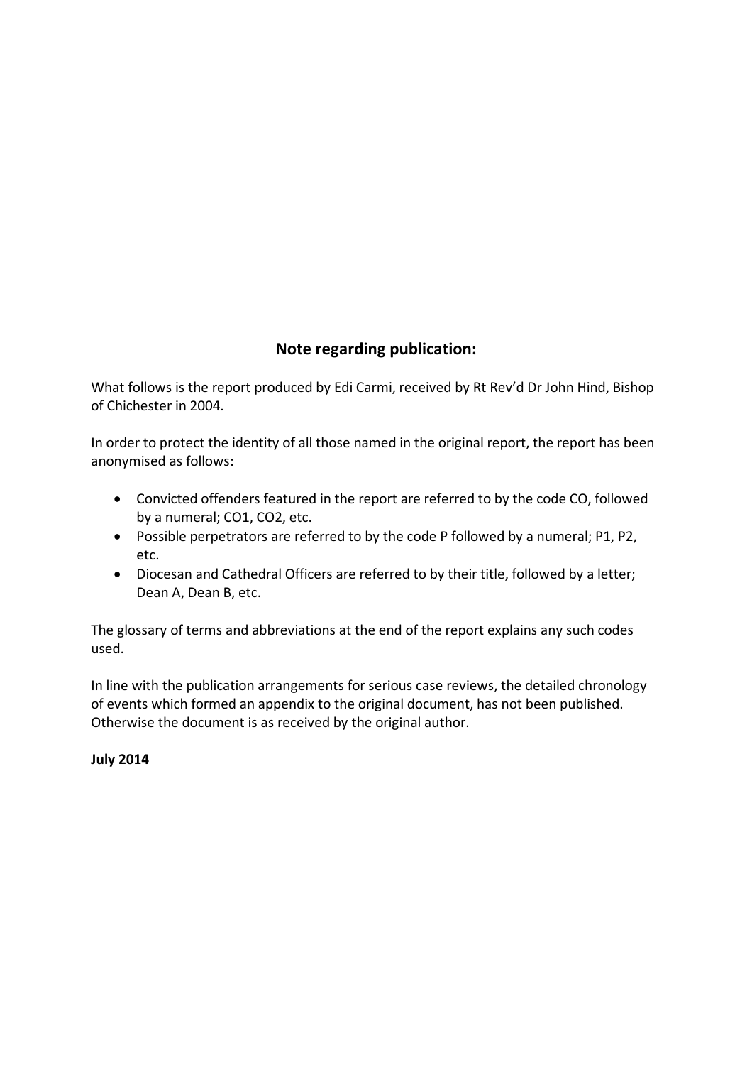## Note regarding publication:

What follows is the report produced by Edi Carmi, received by Rt Rev'd Dr John Hind, Bishop of Chichester in 2004.

In order to protect the identity of all those named in the original report, the report has been anonymised as follows:

- Convicted offenders featured in the report are referred to by the code CO, followed by a numeral; CO1, CO2, etc.
- Possible perpetrators are referred to by the code P followed by a numeral; P1, P2, etc.
- Diocesan and Cathedral Officers are referred to by their title, followed by a letter; Dean A, Dean B, etc.

The glossary of terms and abbreviations at the end of the report explains any such codes used.

In line with the publication arrangements for serious case reviews, the detailed chronology of events which formed an appendix to the original document, has not been published. Otherwise the document is as received by the original author.

**July 2014**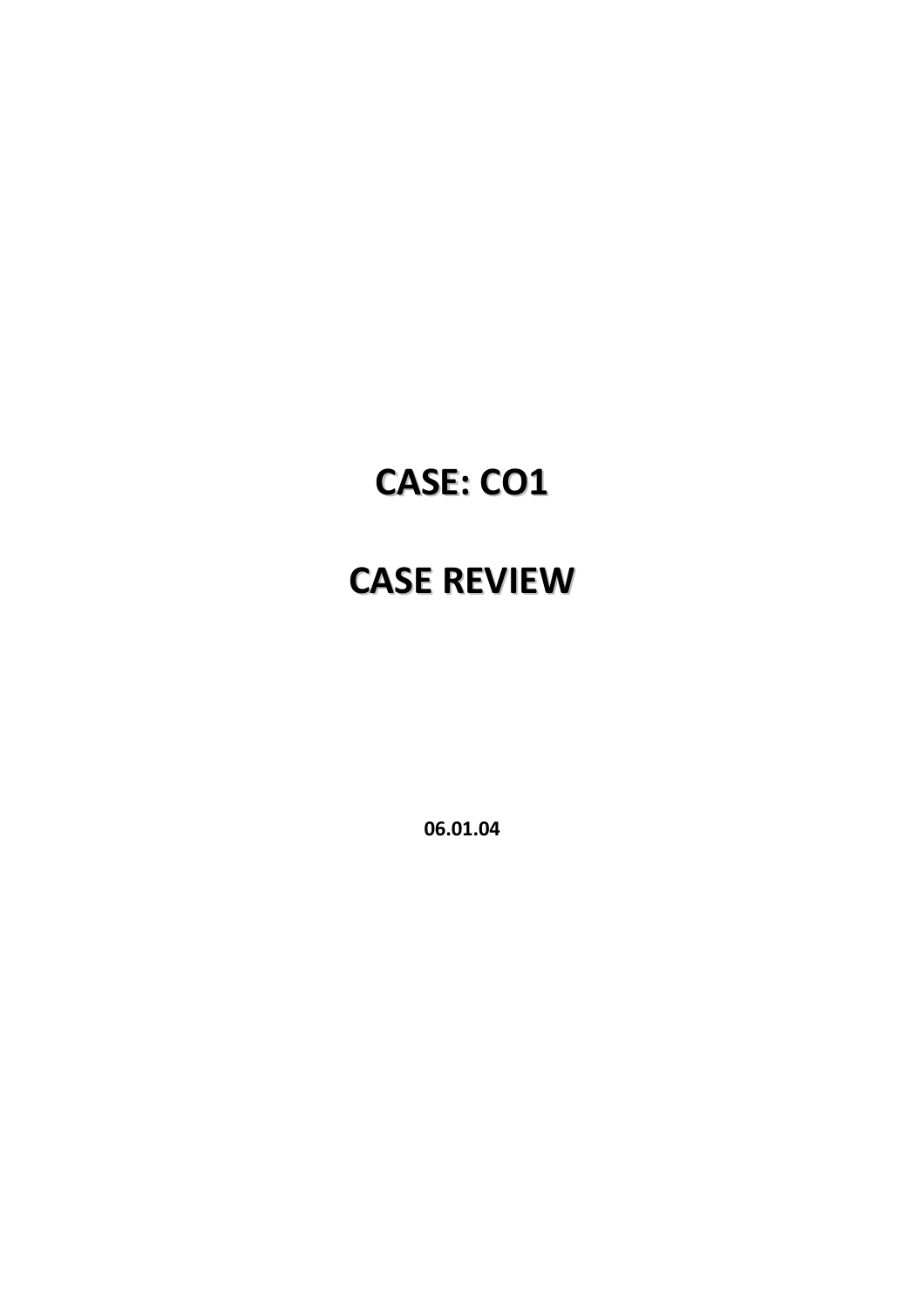# CASE: CO1

# CASE REVIEW

**06.01.04**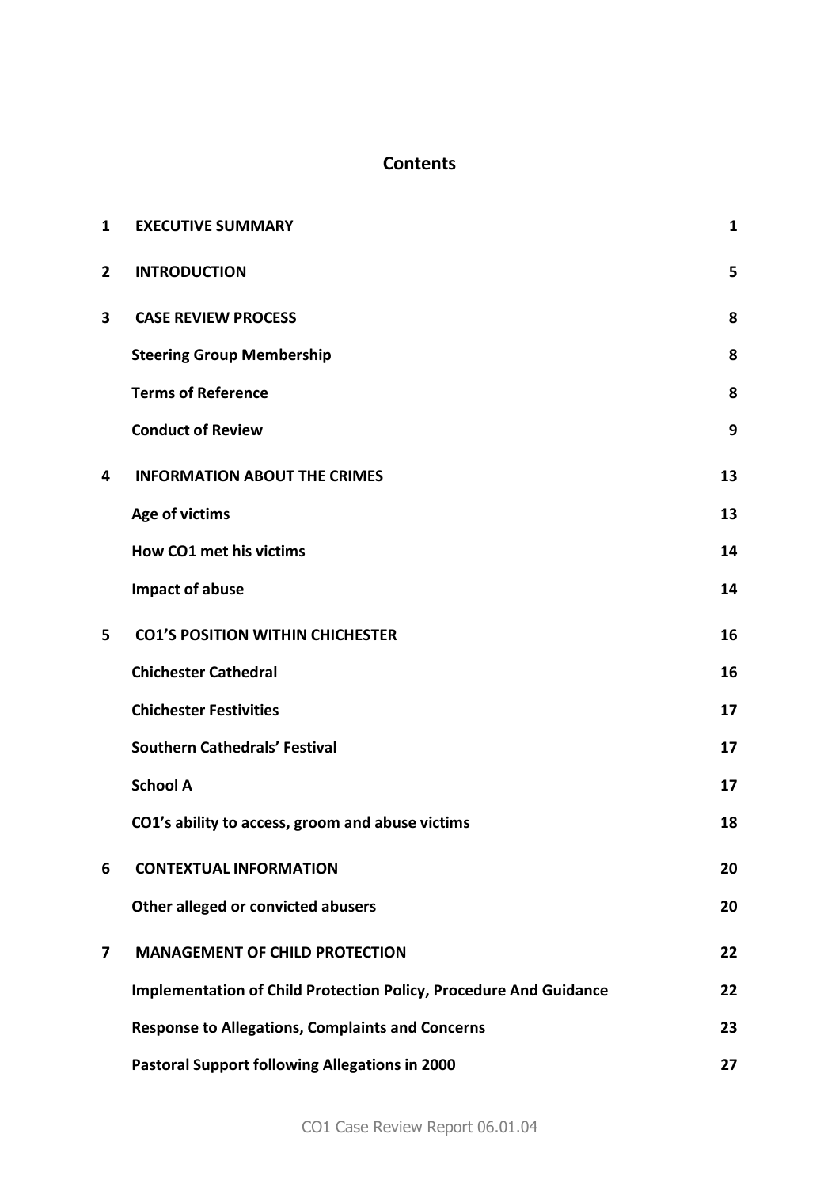# Contents

| | | |
|---|---|---|
| **1** | **EXECUTIVE SUMMARY** | **1** |
| **2** | **INTRODUCTION** | **5** |
| **3** | **CASE REVIEW PROCESS** | **8** |
| | **Steering Group Membership** | **8** |
| | **Terms of Reference** | **8** |
| | **Conduct of Review** | **9** |
| **4** | **INFORMATION ABOUT THE CRIMES** | **13** |
| | **Age of victims** | **13** |
| | **How CO1 met his victims** | **14** |
| | **Impact of abuse** | **14** |
| **5** | **CO1'S POSITION WITHIN CHICHESTER** | **16** |
| | **Chichester Cathedral** | **16** |
| | **Chichester Festivities** | **17** |
| | **Southern Cathedrals' Festival** | **17** |
| | **School A** | **17** |
| | **CO1's ability to access, groom and abuse victims** | **18** |
| **6** | **CONTEXTUAL INFORMATION** | **20** |
| | **Other alleged or convicted abusers** | **20** |
| **7** | **MANAGEMENT OF CHILD PROTECTION** | **22** |
| | **Implementation of Child Protection Policy, Procedure And Guidance** | **22** |
| | **Response to Allegations, Complaints and Concerns** | **23** |
| | **Pastoral Support following Allegations in 2000** | **27** |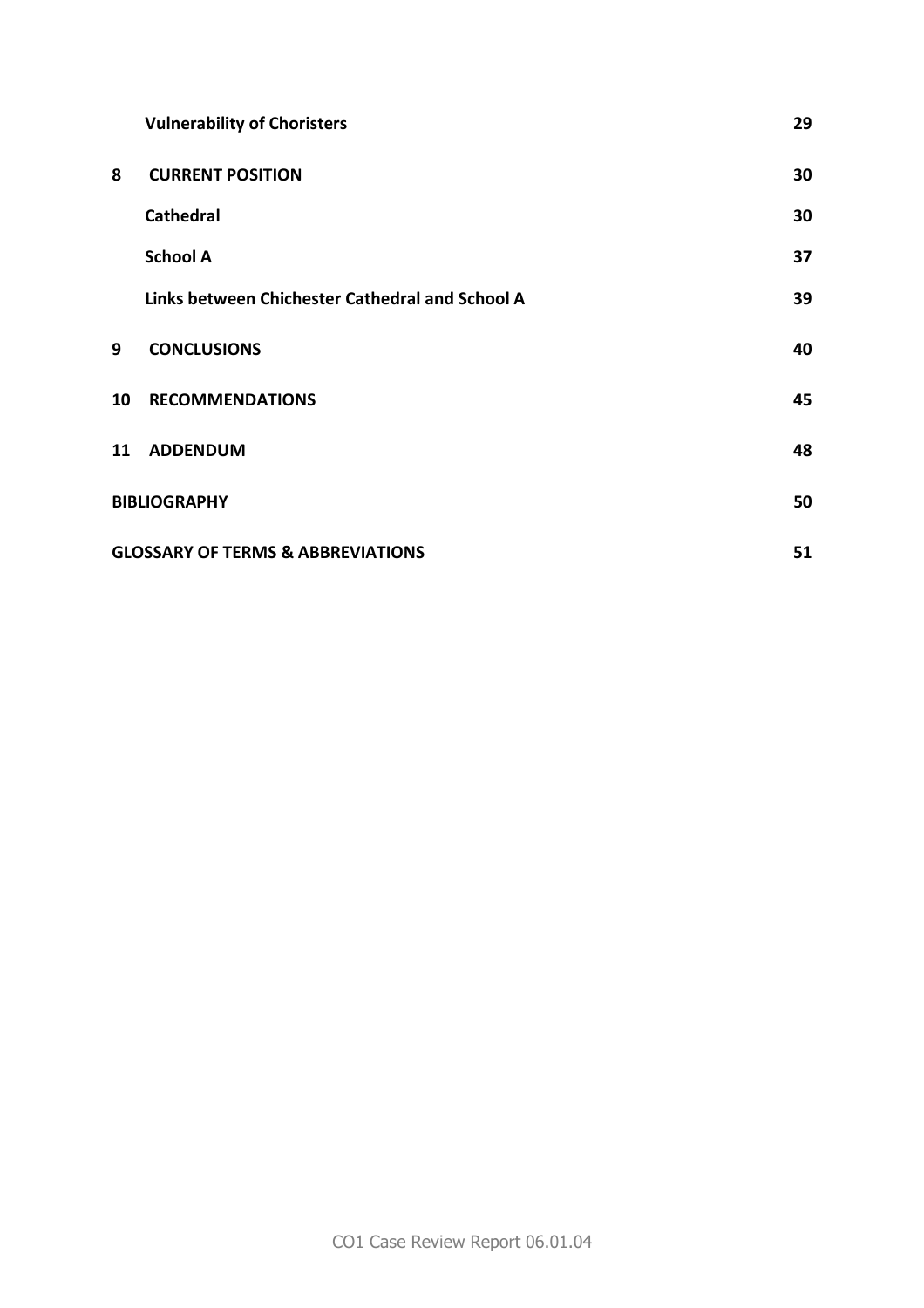| | | |
|---|---|---|
| | **Vulnerability of Choristers** | **29** |
| **8** | **CURRENT POSITION** | **30** |
| | **Cathedral** | **30** |
| | **School A** | **37** |
| | **Links between Chichester Cathedral and School A** | **39** |
| **9** | **CONCLUSIONS** | **40** |
| **10** | **RECOMMENDATIONS** | **45** |
| **11** | **ADDENDUM** | **48** |
| **BIBLIOGRAPHY** | | **50** |
| **GLOSSARY OF TERMS & ABBREVIATIONS** | | **51** |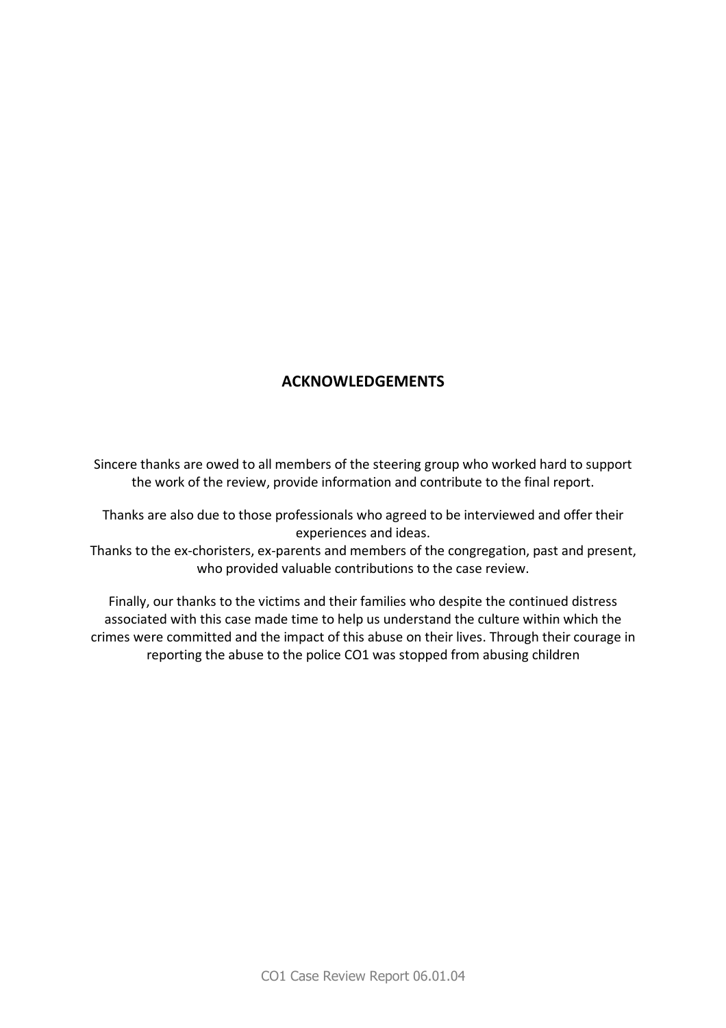## ACKNOWLEDGEMENTS

Sincere thanks are owed to all members of the steering group who worked hard to support the work of the review, provide information and contribute to the final report.

Thanks are also due to those professionals who agreed to be interviewed and offer their experiences and ideas.

Thanks to the ex-choristers, ex-parents and members of the congregation, past and present, who provided valuable contributions to the case review.

Finally, our thanks to the victims and their families who despite the continued distress associated with this case made time to help us understand the culture within which the crimes were committed and the impact of this abuse on their lives. Through their courage in reporting the abuse to the police CO1 was stopped from abusing children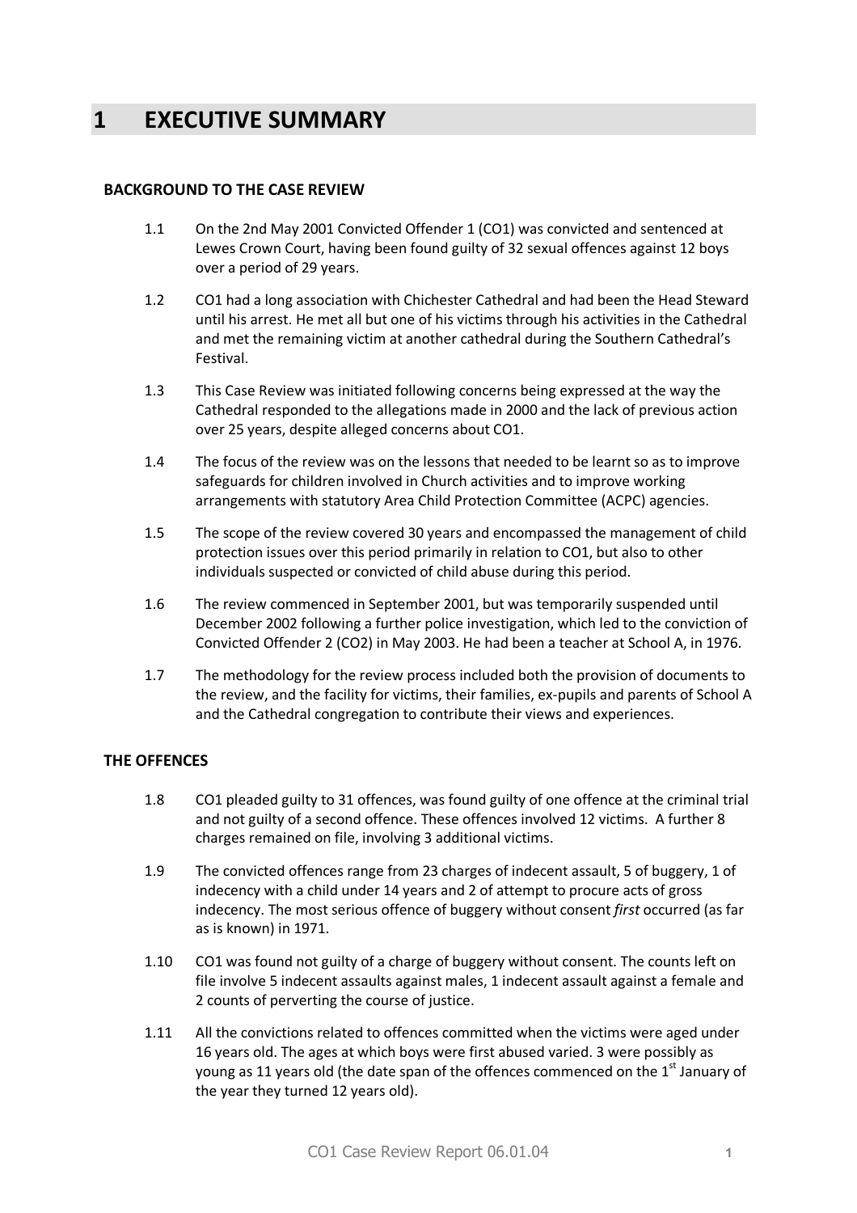# 1 EXECUTIVE SUMMARY

### BACKGROUND TO THE CASE REVIEW

1.1 On the 2nd May 2001 Convicted Offender 1 (CO1) was convicted and sentenced at Lewes Crown Court, having been found guilty of 32 sexual offences against 12 boys over a period of 29 years.

1.2 CO1 had a long association with Chichester Cathedral and had been the Head Steward until his arrest. He met all but one of his victims through his activities in the Cathedral and met the remaining victim at another cathedral during the Southern Cathedral's Festival.

1.3 This Case Review was initiated following concerns being expressed at the way the Cathedral responded to the allegations made in 2000 and the lack of previous action over 25 years, despite alleged concerns about CO1.

1.4 The focus of the review was on the lessons that needed to be learnt so as to improve safeguards for children involved in Church activities and to improve working arrangements with statutory Area Child Protection Committee (ACPC) agencies.

1.5 The scope of the review covered 30 years and encompassed the management of child protection issues over this period primarily in relation to CO1, but also to other individuals suspected or convicted of child abuse during this period.

1.6 The review commenced in September 2001, but was temporarily suspended until December 2002 following a further police investigation, which led to the conviction of Convicted Offender 2 (CO2) in May 2003. He had been a teacher at School A, in 1976.

1.7 The methodology for the review process included both the provision of documents to the review, and the facility for victims, their families, ex-pupils and parents of School A and the Cathedral congregation to contribute their views and experiences.

### THE OFFENCES

1.8 CO1 pleaded guilty to 31 offences, was found guilty of one offence at the criminal trial and not guilty of a second offence. These offences involved 12 victims. A further 8 charges remained on file, involving 3 additional victims.

1.9 The convicted offences range from 23 charges of indecent assault, 5 of buggery, 1 of indecency with a child under 14 years and 2 of attempt to procure acts of gross indecency. The most serious offence of buggery without consent *first* occurred (as far as is known) in 1971.

1.10 CO1 was found not guilty of a charge of buggery without consent. The counts left on file involve 5 indecent assaults against males, 1 indecent assault against a female and 2 counts of perverting the course of justice.

1.11 All the convictions related to offences committed when the victims were aged under 16 years old. The ages at which boys were first abused varied. 3 were possibly as young as 11 years old (the date span of the offences commenced on the 1st January of the year they turned 12 years old).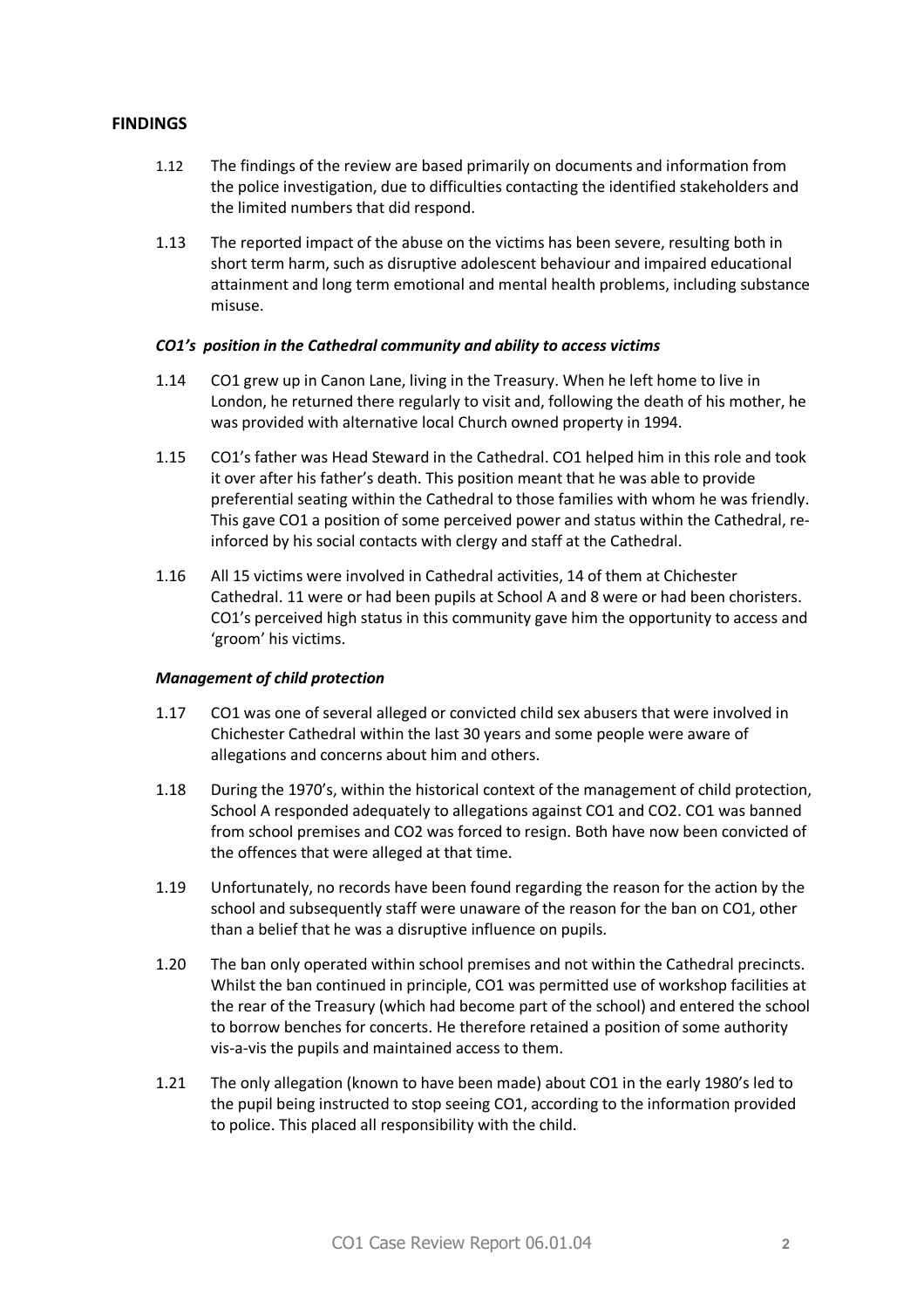## FINDINGS

1.12 The findings of the review are based primarily on documents and information from the police investigation, due to difficulties contacting the identified stakeholders and the limited numbers that did respond.

1.13 The reported impact of the abuse on the victims has been severe, resulting both in short term harm, such as disruptive adolescent behaviour and impaired educational attainment and long term emotional and mental health problems, including substance misuse.

### *CO1's position in the Cathedral community and ability to access victims*

1.14 CO1 grew up in Canon Lane, living in the Treasury. When he left home to live in London, he returned there regularly to visit and, following the death of his mother, he was provided with alternative local Church owned property in 1994.

1.15 CO1's father was Head Steward in the Cathedral. CO1 helped him in this role and took it over after his father's death. This position meant that he was able to provide preferential seating within the Cathedral to those families with whom he was friendly. This gave CO1 a position of some perceived power and status within the Cathedral, re-inforced by his social contacts with clergy and staff at the Cathedral.

1.16 All 15 victims were involved in Cathedral activities, 14 of them at Chichester Cathedral. 11 were or had been pupils at School A and 8 were or had been choristers. CO1's perceived high status in this community gave him the opportunity to access and 'groom' his victims.

### *Management of child protection*

1.17 CO1 was one of several alleged or convicted child sex abusers that were involved in Chichester Cathedral within the last 30 years and some people were aware of allegations and concerns about him and others.

1.18 During the 1970's, within the historical context of the management of child protection, School A responded adequately to allegations against CO1 and CO2. CO1 was banned from school premises and CO2 was forced to resign. Both have now been convicted of the offences that were alleged at that time.

1.19 Unfortunately, no records have been found regarding the reason for the action by the school and subsequently staff were unaware of the reason for the ban on CO1, other than a belief that he was a disruptive influence on pupils.

1.20 The ban only operated within school premises and not within the Cathedral precincts. Whilst the ban continued in principle, CO1 was permitted use of workshop facilities at the rear of the Treasury (which had become part of the school) and entered the school to borrow benches for concerts. He therefore retained a position of some authority vis-a-vis the pupils and maintained access to them.

1.21 The only allegation (known to have been made) about CO1 in the early 1980's led to the pupil being instructed to stop seeing CO1, according to the information provided to police. This placed all responsibility with the child.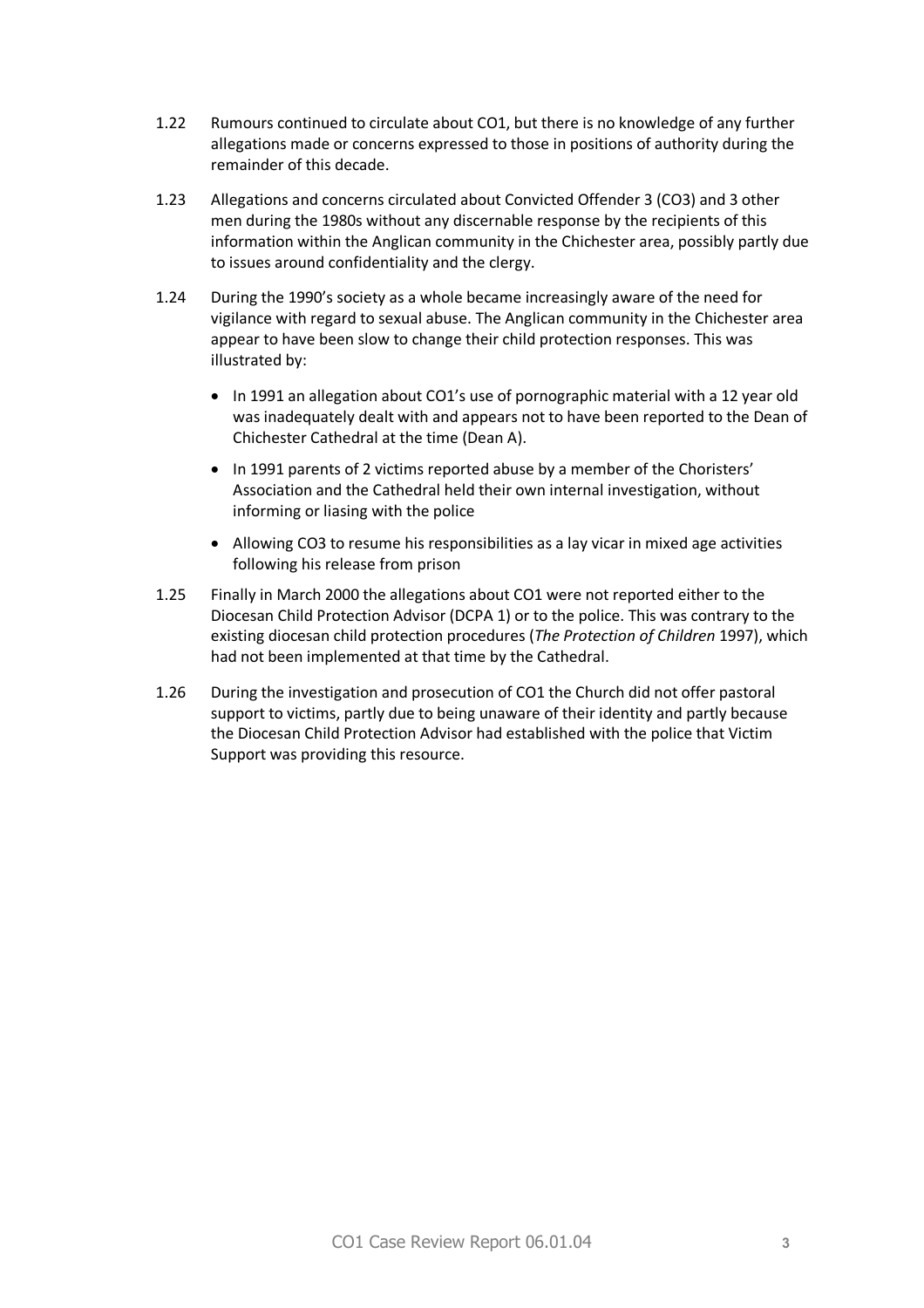1.22 Rumours continued to circulate about CO1, but there is no knowledge of any further allegations made or concerns expressed to those in positions of authority during the remainder of this decade.

1.23 Allegations and concerns circulated about Convicted Offender 3 (CO3) and 3 other men during the 1980s without any discernable response by the recipients of this information within the Anglican community in the Chichester area, possibly partly due to issues around confidentiality and the clergy.

1.24 During the 1990's society as a whole became increasingly aware of the need for vigilance with regard to sexual abuse. The Anglican community in the Chichester area appear to have been slow to change their child protection responses. This was illustrated by:

- In 1991 an allegation about CO1's use of pornographic material with a 12 year old was inadequately dealt with and appears not to have been reported to the Dean of Chichester Cathedral at the time (Dean A).
- In 1991 parents of 2 victims reported abuse by a member of the Choristers' Association and the Cathedral held their own internal investigation, without informing or liasing with the police
- Allowing CO3 to resume his responsibilities as a lay vicar in mixed age activities following his release from prison

1.25 Finally in March 2000 the allegations about CO1 were not reported either to the Diocesan Child Protection Advisor (DCPA 1) or to the police. This was contrary to the existing diocesan child protection procedures (*The Protection of Children* 1997), which had not been implemented at that time by the Cathedral.

1.26 During the investigation and prosecution of CO1 the Church did not offer pastoral support to victims, partly due to being unaware of their identity and partly because the Diocesan Child Protection Advisor had established with the police that Victim Support was providing this resource.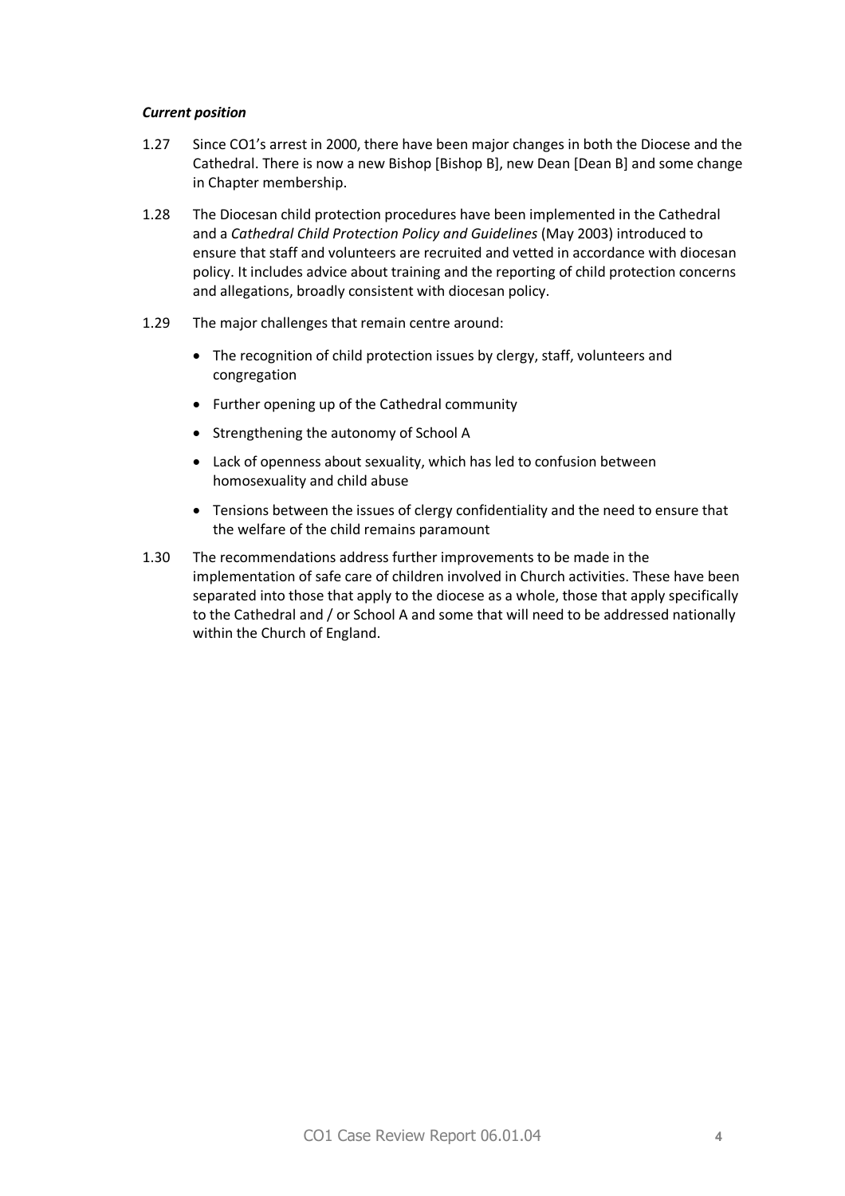***Current position***

1.27 Since CO1's arrest in 2000, there have been major changes in both the Diocese and the Cathedral. There is now a new Bishop [Bishop B], new Dean [Dean B] and some change in Chapter membership.

1.28 The Diocesan child protection procedures have been implemented in the Cathedral and a *Cathedral Child Protection Policy and Guidelines* (May 2003) introduced to ensure that staff and volunteers are recruited and vetted in accordance with diocesan policy. It includes advice about training and the reporting of child protection concerns and allegations, broadly consistent with diocesan policy.

1.29 The major challenges that remain centre around:

- The recognition of child protection issues by clergy, staff, volunteers and congregation
- Further opening up of the Cathedral community
- Strengthening the autonomy of School A
- Lack of openness about sexuality, which has led to confusion between homosexuality and child abuse
- Tensions between the issues of clergy confidentiality and the need to ensure that the welfare of the child remains paramount

1.30 The recommendations address further improvements to be made in the implementation of safe care of children involved in Church activities. These have been separated into those that apply to the diocese as a whole, those that apply specifically to the Cathedral and / or School A and some that will need to be addressed nationally within the Church of England.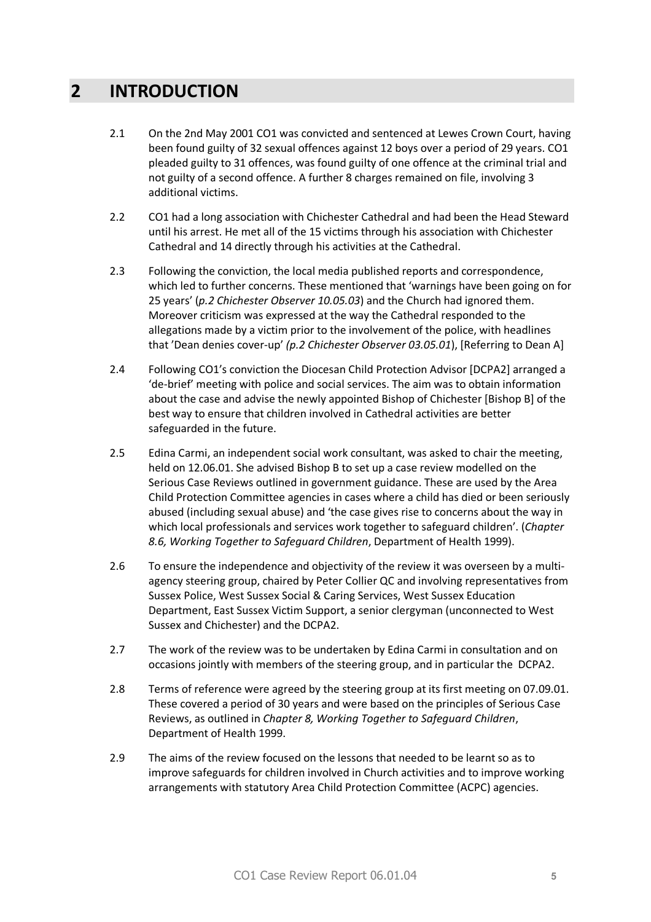# 2 INTRODUCTION

2.1 On the 2nd May 2001 CO1 was convicted and sentenced at Lewes Crown Court, having been found guilty of 32 sexual offences against 12 boys over a period of 29 years. CO1 pleaded guilty to 31 offences, was found guilty of one offence at the criminal trial and not guilty of a second offence. A further 8 charges remained on file, involving 3 additional victims.

2.2 CO1 had a long association with Chichester Cathedral and had been the Head Steward until his arrest. He met all of the 15 victims through his association with Chichester Cathedral and 14 directly through his activities at the Cathedral.

2.3 Following the conviction, the local media published reports and correspondence, which led to further concerns. These mentioned that 'warnings have been going on for 25 years' (*p.2 Chichester Observer 10.05.03*) and the Church had ignored them. Moreover criticism was expressed at the way the Cathedral responded to the allegations made by a victim prior to the involvement of the police, with headlines that 'Dean denies cover-up' *(p.2 Chichester Observer 03.05.01*), [Referring to Dean A]

2.4 Following CO1's conviction the Diocesan Child Protection Advisor [DCPA2] arranged a 'de-brief' meeting with police and social services. The aim was to obtain information about the case and advise the newly appointed Bishop of Chichester [Bishop B] of the best way to ensure that children involved in Cathedral activities are better safeguarded in the future.

2.5 Edina Carmi, an independent social work consultant, was asked to chair the meeting, held on 12.06.01. She advised Bishop B to set up a case review modelled on the Serious Case Reviews outlined in government guidance. These are used by the Area Child Protection Committee agencies in cases where a child has died or been seriously abused (including sexual abuse) and 'the case gives rise to concerns about the way in which local professionals and services work together to safeguard children'. (*Chapter 8.6, Working Together to Safeguard Children*, Department of Health 1999).

2.6 To ensure the independence and objectivity of the review it was overseen by a multi-agency steering group, chaired by Peter Collier QC and involving representatives from Sussex Police, West Sussex Social & Caring Services, West Sussex Education Department, East Sussex Victim Support, a senior clergyman (unconnected to West Sussex and Chichester) and the DCPA2.

2.7 The work of the review was to be undertaken by Edina Carmi in consultation and on occasions jointly with members of the steering group, and in particular the DCPA2.

2.8 Terms of reference were agreed by the steering group at its first meeting on 07.09.01. These covered a period of 30 years and were based on the principles of Serious Case Reviews, as outlined in *Chapter 8, Working Together to Safeguard Children*, Department of Health 1999.

2.9 The aims of the review focused on the lessons that needed to be learnt so as to improve safeguards for children involved in Church activities and to improve working arrangements with statutory Area Child Protection Committee (ACPC) agencies.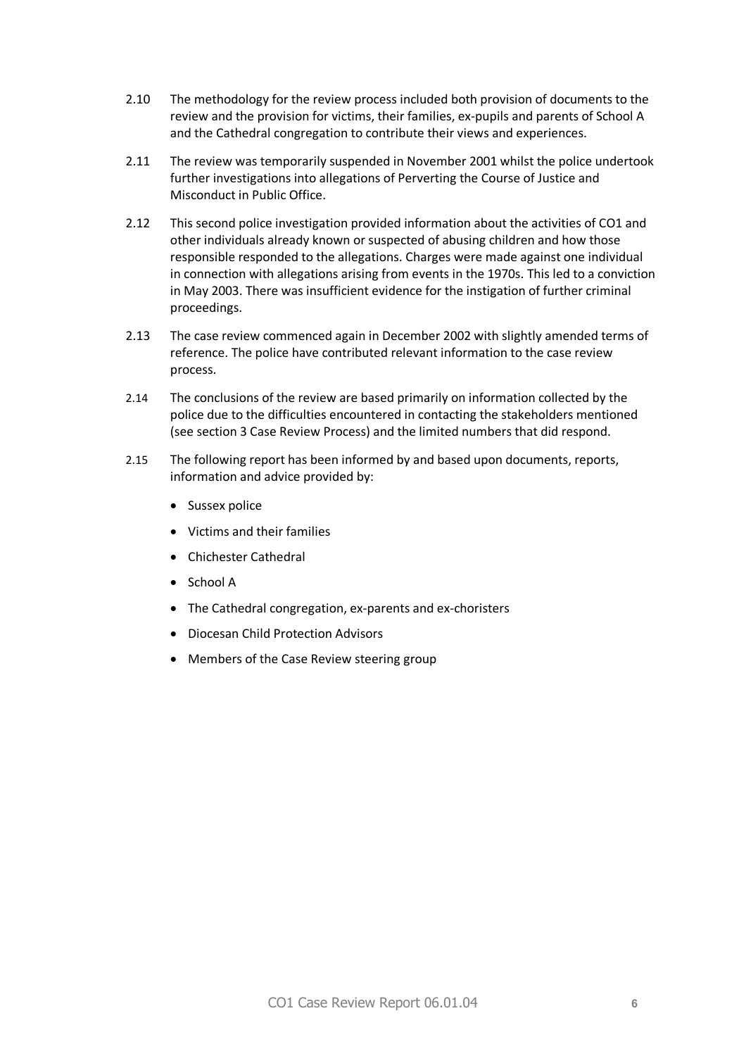2.10 The methodology for the review process included both provision of documents to the review and the provision for victims, their families, ex-pupils and parents of School A and the Cathedral congregation to contribute their views and experiences.

2.11 The review was temporarily suspended in November 2001 whilst the police undertook further investigations into allegations of Perverting the Course of Justice and Misconduct in Public Office.

2.12 This second police investigation provided information about the activities of CO1 and other individuals already known or suspected of abusing children and how those responsible responded to the allegations. Charges were made against one individual in connection with allegations arising from events in the 1970s. This led to a conviction in May 2003. There was insufficient evidence for the instigation of further criminal proceedings.

2.13 The case review commenced again in December 2002 with slightly amended terms of reference. The police have contributed relevant information to the case review process.

2.14 The conclusions of the review are based primarily on information collected by the police due to the difficulties encountered in contacting the stakeholders mentioned (see section 3 Case Review Process) and the limited numbers that did respond.

2.15 The following report has been informed by and based upon documents, reports, information and advice provided by:

- Sussex police
- Victims and their families
- Chichester Cathedral
- School A
- The Cathedral congregation, ex-parents and ex-choristers
- Diocesan Child Protection Advisors
- Members of the Case Review steering group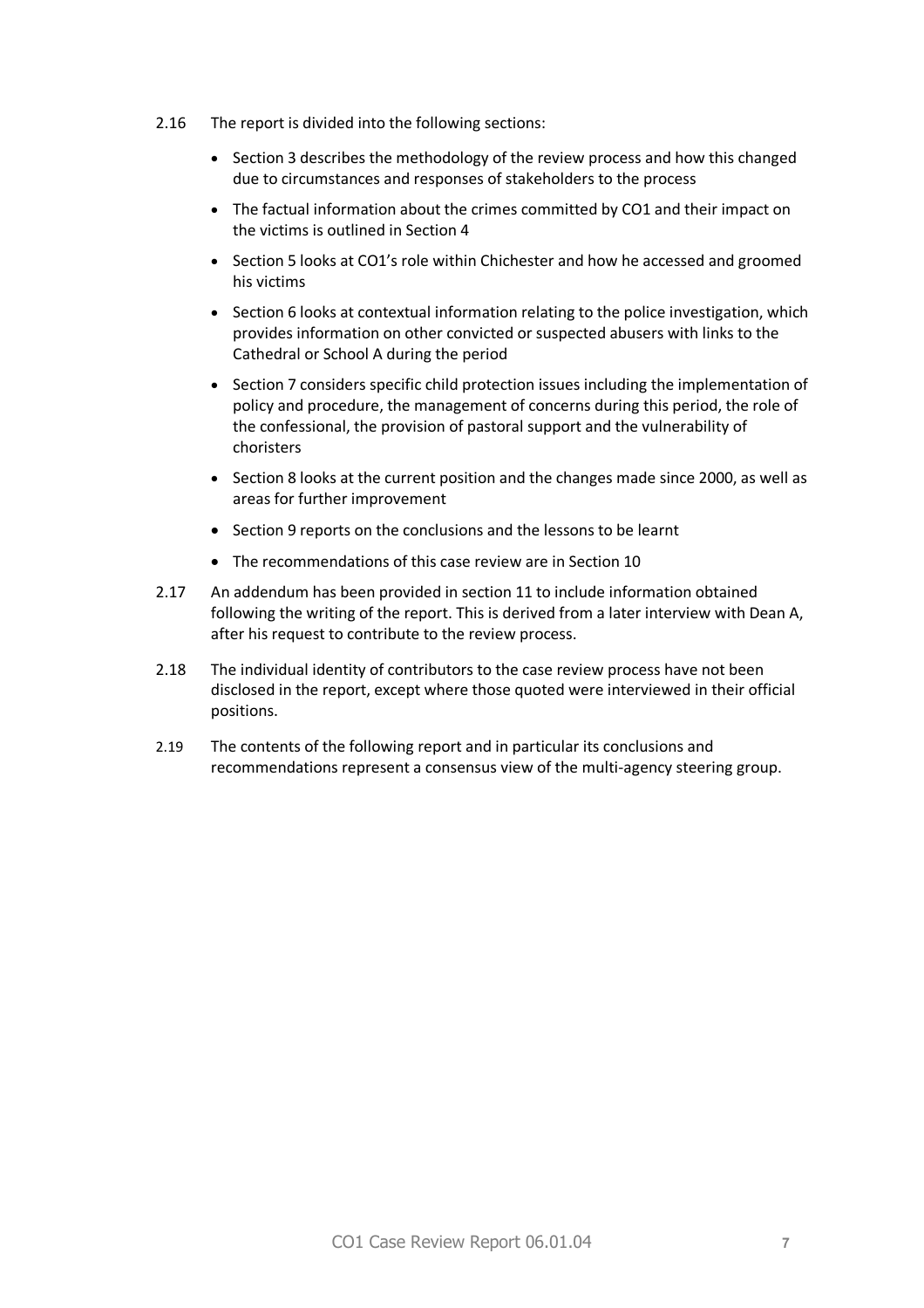2.16 The report is divided into the following sections:

- Section 3 describes the methodology of the review process and how this changed due to circumstances and responses of stakeholders to the process
- The factual information about the crimes committed by CO1 and their impact on the victims is outlined in Section 4
- Section 5 looks at CO1's role within Chichester and how he accessed and groomed his victims
- Section 6 looks at contextual information relating to the police investigation, which provides information on other convicted or suspected abusers with links to the Cathedral or School A during the period
- Section 7 considers specific child protection issues including the implementation of policy and procedure, the management of concerns during this period, the role of the confessional, the provision of pastoral support and the vulnerability of choristers
- Section 8 looks at the current position and the changes made since 2000, as well as areas for further improvement
- Section 9 reports on the conclusions and the lessons to be learnt
- The recommendations of this case review are in Section 10

2.17 An addendum has been provided in section 11 to include information obtained following the writing of the report. This is derived from a later interview with Dean A, after his request to contribute to the review process.

2.18 The individual identity of contributors to the case review process have not been disclosed in the report, except where those quoted were interviewed in their official positions.

2.19 The contents of the following report and in particular its conclusions and recommendations represent a consensus view of the multi-agency steering group.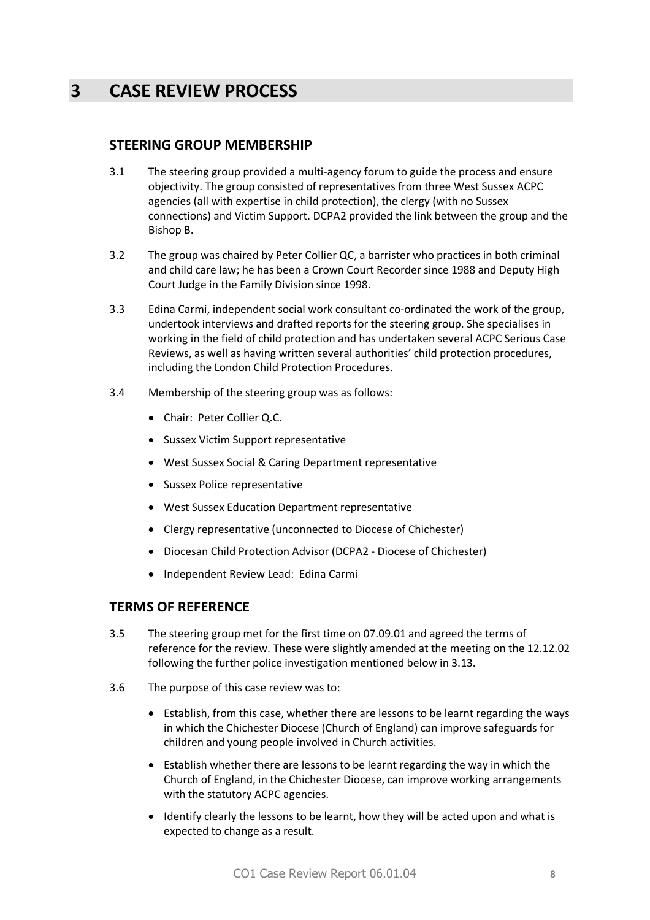# 3 CASE REVIEW PROCESS

## STEERING GROUP MEMBERSHIP

3.1 The steering group provided a multi-agency forum to guide the process and ensure objectivity. The group consisted of representatives from three West Sussex ACPC agencies (all with expertise in child protection), the clergy (with no Sussex connections) and Victim Support. DCPA2 provided the link between the group and the Bishop B.

3.2 The group was chaired by Peter Collier QC, a barrister who practices in both criminal and child care law; he has been a Crown Court Recorder since 1988 and Deputy High Court Judge in the Family Division since 1998.

3.3 Edina Carmi, independent social work consultant co-ordinated the work of the group, undertook interviews and drafted reports for the steering group. She specialises in working in the field of child protection and has undertaken several ACPC Serious Case Reviews, as well as having written several authorities' child protection procedures, including the London Child Protection Procedures.

3.4 Membership of the steering group was as follows:

- Chair: Peter Collier Q.C.
- Sussex Victim Support representative
- West Sussex Social & Caring Department representative
- Sussex Police representative
- West Sussex Education Department representative
- Clergy representative (unconnected to Diocese of Chichester)
- Diocesan Child Protection Advisor (DCPA2 - Diocese of Chichester)
- Independent Review Lead: Edina Carmi

## TERMS OF REFERENCE

3.5 The steering group met for the first time on 07.09.01 and agreed the terms of reference for the review. These were slightly amended at the meeting on the 12.12.02 following the further police investigation mentioned below in 3.13.

3.6 The purpose of this case review was to:

- Establish, from this case, whether there are lessons to be learnt regarding the ways in which the Chichester Diocese (Church of England) can improve safeguards for children and young people involved in Church activities.
- Establish whether there are lessons to be learnt regarding the way in which the Church of England, in the Chichester Diocese, can improve working arrangements with the statutory ACPC agencies.
- Identify clearly the lessons to be learnt, how they will be acted upon and what is expected to change as a result.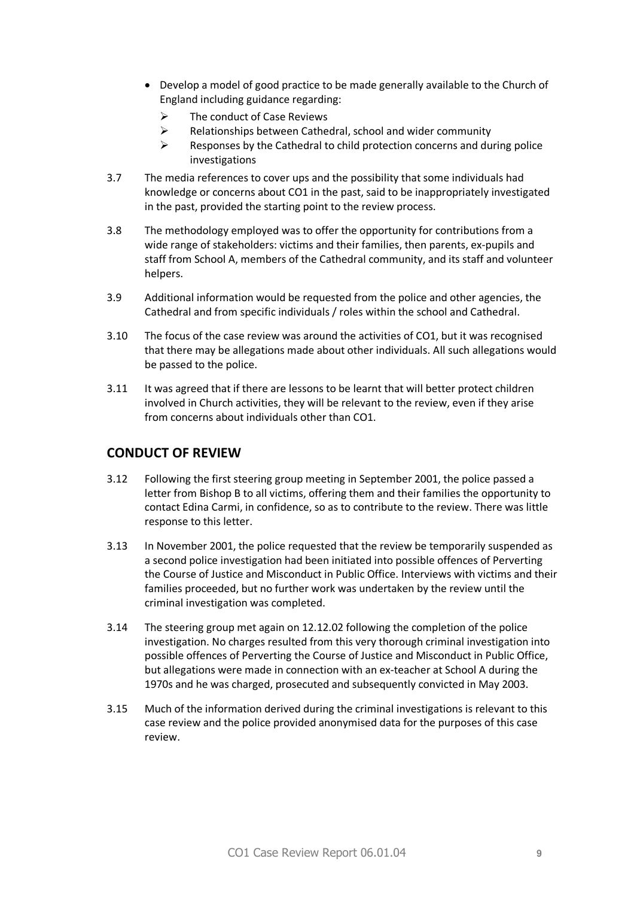- Develop a model of good practice to be made generally available to the Church of England including guidance regarding:
  - The conduct of Case Reviews
  - Relationships between Cathedral, school and wider community
  - Responses by the Cathedral to child protection concerns and during police investigations

3.7 The media references to cover ups and the possibility that some individuals had knowledge or concerns about CO1 in the past, said to be inappropriately investigated in the past, provided the starting point to the review process.

3.8 The methodology employed was to offer the opportunity for contributions from a wide range of stakeholders: victims and their families, then parents, ex-pupils and staff from School A, members of the Cathedral community, and its staff and volunteer helpers.

3.9 Additional information would be requested from the police and other agencies, the Cathedral and from specific individuals / roles within the school and Cathedral.

3.10 The focus of the case review was around the activities of CO1, but it was recognised that there may be allegations made about other individuals. All such allegations would be passed to the police.

3.11 It was agreed that if there are lessons to be learnt that will better protect children involved in Church activities, they will be relevant to the review, even if they arise from concerns about individuals other than CO1.

## CONDUCT OF REVIEW

3.12 Following the first steering group meeting in September 2001, the police passed a letter from Bishop B to all victims, offering them and their families the opportunity to contact Edina Carmi, in confidence, so as to contribute to the review. There was little response to this letter.

3.13 In November 2001, the police requested that the review be temporarily suspended as a second police investigation had been initiated into possible offences of Perverting the Course of Justice and Misconduct in Public Office. Interviews with victims and their families proceeded, but no further work was undertaken by the review until the criminal investigation was completed.

3.14 The steering group met again on 12.12.02 following the completion of the police investigation. No charges resulted from this very thorough criminal investigation into possible offences of Perverting the Course of Justice and Misconduct in Public Office, but allegations were made in connection with an ex-teacher at School A during the 1970s and he was charged, prosecuted and subsequently convicted in May 2003.

3.15 Much of the information derived during the criminal investigations is relevant to this case review and the police provided anonymised data for the purposes of this case review.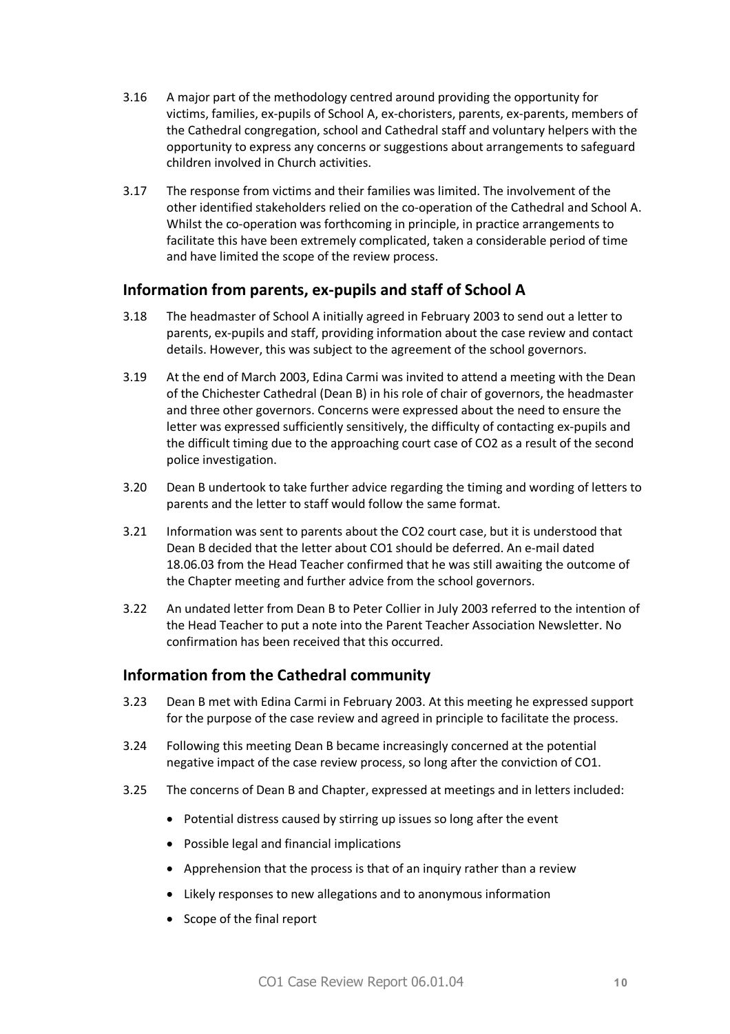3.16 A major part of the methodology centred around providing the opportunity for victims, families, ex-pupils of School A, ex-choristers, parents, ex-parents, members of the Cathedral congregation, school and Cathedral staff and voluntary helpers with the opportunity to express any concerns or suggestions about arrangements to safeguard children involved in Church activities.

3.17 The response from victims and their families was limited. The involvement of the other identified stakeholders relied on the co-operation of the Cathedral and School A. Whilst the co-operation was forthcoming in principle, in practice arrangements to facilitate this have been extremely complicated, taken a considerable period of time and have limited the scope of the review process.

## Information from parents, ex-pupils and staff of School A

3.18 The headmaster of School A initially agreed in February 2003 to send out a letter to parents, ex-pupils and staff, providing information about the case review and contact details. However, this was subject to the agreement of the school governors.

3.19 At the end of March 2003, Edina Carmi was invited to attend a meeting with the Dean of the Chichester Cathedral (Dean B) in his role of chair of governors, the headmaster and three other governors. Concerns were expressed about the need to ensure the letter was expressed sufficiently sensitively, the difficulty of contacting ex-pupils and the difficult timing due to the approaching court case of CO2 as a result of the second police investigation.

3.20 Dean B undertook to take further advice regarding the timing and wording of letters to parents and the letter to staff would follow the same format.

3.21 Information was sent to parents about the CO2 court case, but it is understood that Dean B decided that the letter about CO1 should be deferred. An e-mail dated 18.06.03 from the Head Teacher confirmed that he was still awaiting the outcome of the Chapter meeting and further advice from the school governors.

3.22 An undated letter from Dean B to Peter Collier in July 2003 referred to the intention of the Head Teacher to put a note into the Parent Teacher Association Newsletter. No confirmation has been received that this occurred.

## Information from the Cathedral community

3.23 Dean B met with Edina Carmi in February 2003. At this meeting he expressed support for the purpose of the case review and agreed in principle to facilitate the process.

3.24 Following this meeting Dean B became increasingly concerned at the potential negative impact of the case review process, so long after the conviction of CO1.

3.25 The concerns of Dean B and Chapter, expressed at meetings and in letters included:

- Potential distress caused by stirring up issues so long after the event
- Possible legal and financial implications
- Apprehension that the process is that of an inquiry rather than a review
- Likely responses to new allegations and to anonymous information
- Scope of the final report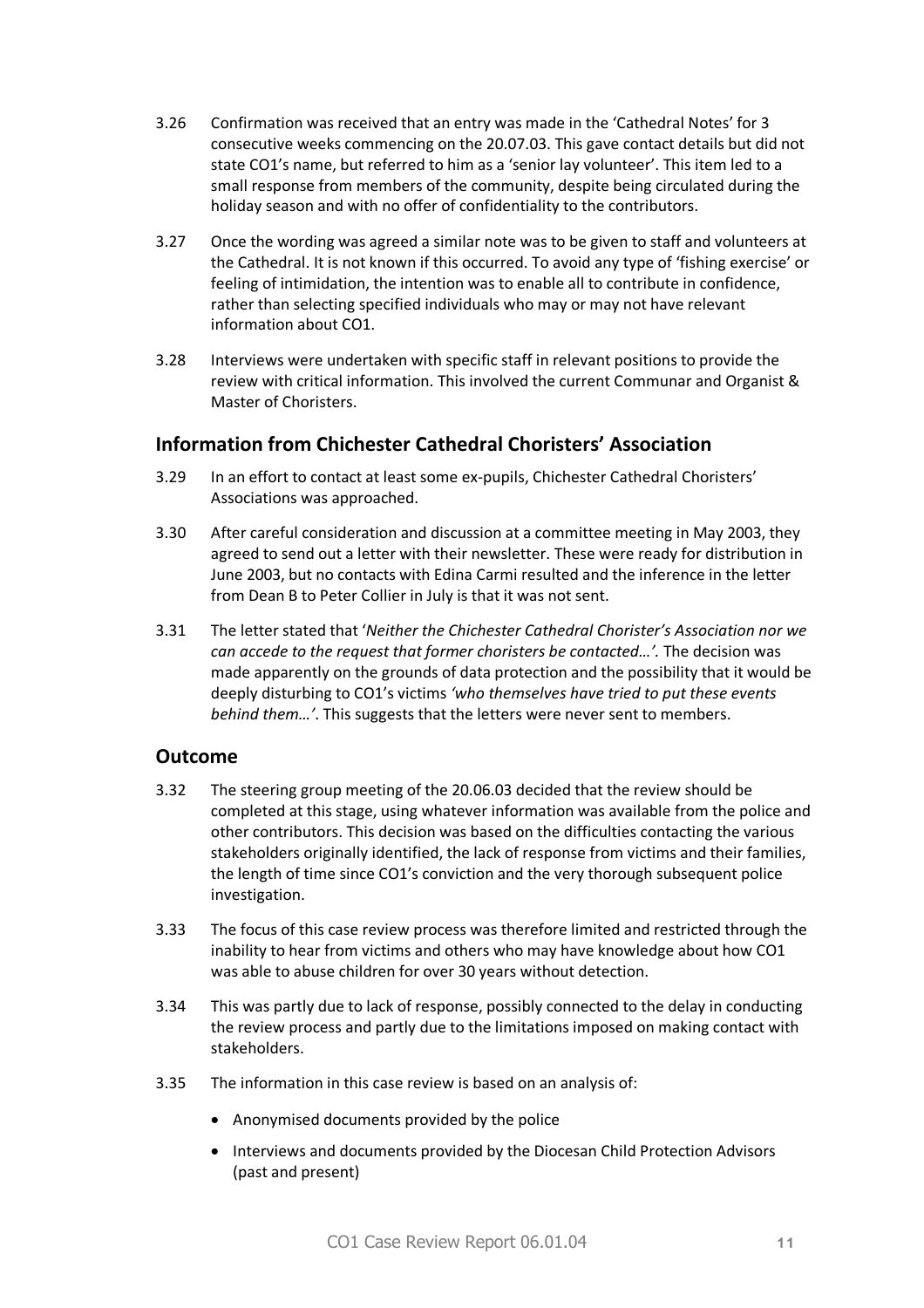3.26 Confirmation was received that an entry was made in the 'Cathedral Notes' for 3 consecutive weeks commencing on the 20.07.03. This gave contact details but did not state CO1's name, but referred to him as a 'senior lay volunteer'. This item led to a small response from members of the community, despite being circulated during the holiday season and with no offer of confidentiality to the contributors.

3.27 Once the wording was agreed a similar note was to be given to staff and volunteers at the Cathedral. It is not known if this occurred. To avoid any type of 'fishing exercise' or feeling of intimidation, the intention was to enable all to contribute in confidence, rather than selecting specified individuals who may or may not have relevant information about CO1.

3.28 Interviews were undertaken with specific staff in relevant positions to provide the review with critical information. This involved the current Communar and Organist & Master of Choristers.

## Information from Chichester Cathedral Choristers' Association

3.29 In an effort to contact at least some ex-pupils, Chichester Cathedral Choristers' Associations was approached.

3.30 After careful consideration and discussion at a committee meeting in May 2003, they agreed to send out a letter with their newsletter. These were ready for distribution in June 2003, but no contacts with Edina Carmi resulted and the inference in the letter from Dean B to Peter Collier in July is that it was not sent.

3.31 The letter stated that '*Neither the Chichester Cathedral Chorister's Association nor we can accede to the request that former choristers be contacted…'.* The decision was made apparently on the grounds of data protection and the possibility that it would be deeply disturbing to CO1's victims *'who themselves have tried to put these events behind them…'*. This suggests that the letters were never sent to members.

## Outcome

3.32 The steering group meeting of the 20.06.03 decided that the review should be completed at this stage, using whatever information was available from the police and other contributors. This decision was based on the difficulties contacting the various stakeholders originally identified, the lack of response from victims and their families, the length of time since CO1's conviction and the very thorough subsequent police investigation.

3.33 The focus of this case review process was therefore limited and restricted through the inability to hear from victims and others who may have knowledge about how CO1 was able to abuse children for over 30 years without detection.

3.34 This was partly due to lack of response, possibly connected to the delay in conducting the review process and partly due to the limitations imposed on making contact with stakeholders.

3.35 The information in this case review is based on an analysis of:

- Anonymised documents provided by the police
- Interviews and documents provided by the Diocesan Child Protection Advisors (past and present)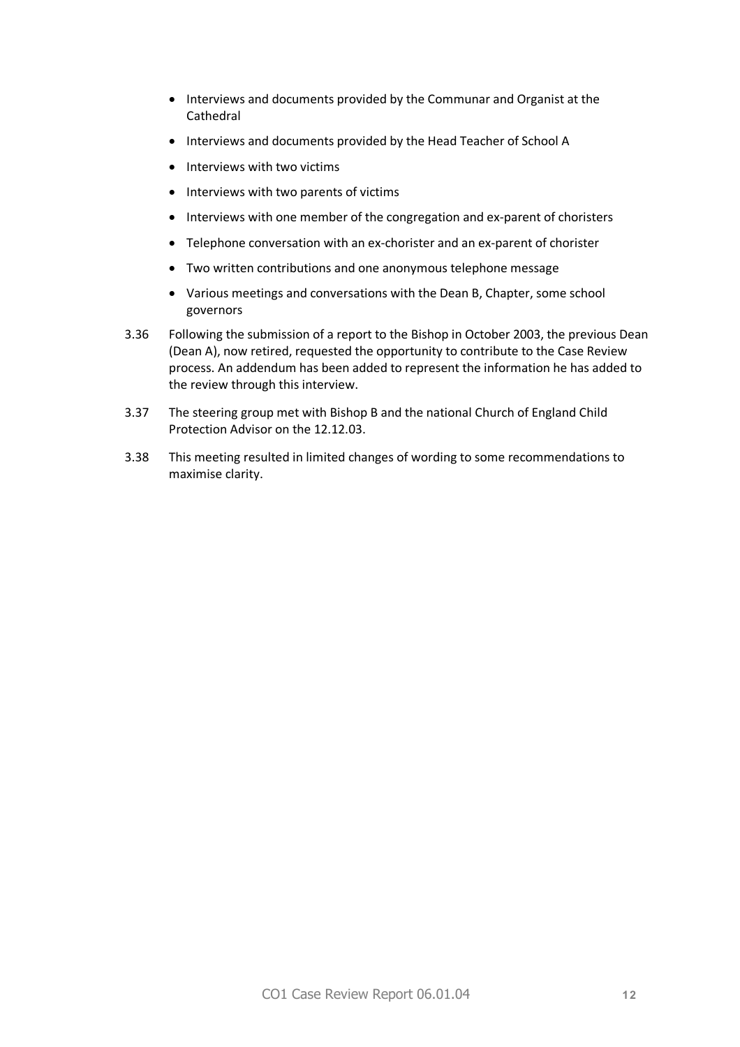- Interviews and documents provided by the Communar and Organist at the Cathedral
- Interviews and documents provided by the Head Teacher of School A
- Interviews with two victims
- Interviews with two parents of victims
- Interviews with one member of the congregation and ex-parent of choristers
- Telephone conversation with an ex-chorister and an ex-parent of chorister
- Two written contributions and one anonymous telephone message
- Various meetings and conversations with the Dean B, Chapter, some school governors

3.36 Following the submission of a report to the Bishop in October 2003, the previous Dean (Dean A), now retired, requested the opportunity to contribute to the Case Review process. An addendum has been added to represent the information he has added to the review through this interview.

3.37 The steering group met with Bishop B and the national Church of England Child Protection Advisor on the 12.12.03.

3.38 This meeting resulted in limited changes of wording to some recommendations to maximise clarity.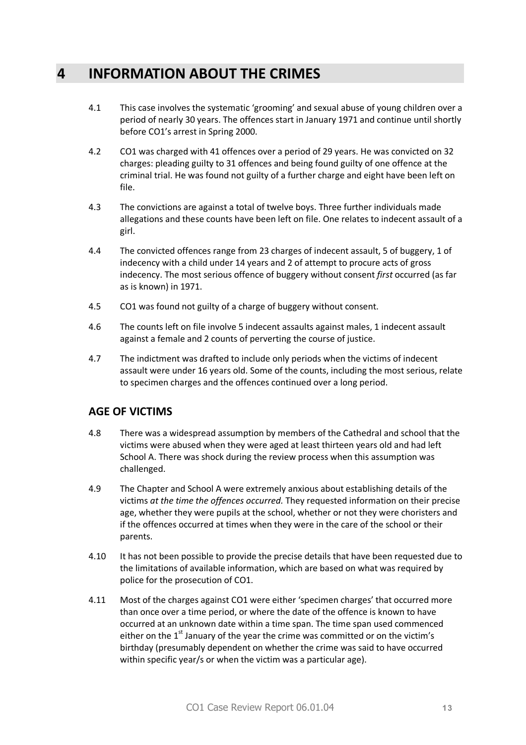# 4 INFORMATION ABOUT THE CRIMES

4.1 This case involves the systematic 'grooming' and sexual abuse of young children over a period of nearly 30 years. The offences start in January 1971 and continue until shortly before CO1's arrest in Spring 2000.

4.2 CO1 was charged with 41 offences over a period of 29 years. He was convicted on 32 charges: pleading guilty to 31 offences and being found guilty of one offence at the criminal trial. He was found not guilty of a further charge and eight have been left on file.

4.3 The convictions are against a total of twelve boys. Three further individuals made allegations and these counts have been left on file. One relates to indecent assault of a girl.

4.4 The convicted offences range from 23 charges of indecent assault, 5 of buggery, 1 of indecency with a child under 14 years and 2 of attempt to procure acts of gross indecency. The most serious offence of buggery without consent *first* occurred (as far as is known) in 1971.

4.5 CO1 was found not guilty of a charge of buggery without consent.

4.6 The counts left on file involve 5 indecent assaults against males, 1 indecent assault against a female and 2 counts of perverting the course of justice.

4.7 The indictment was drafted to include only periods when the victims of indecent assault were under 16 years old. Some of the counts, including the most serious, relate to specimen charges and the offences continued over a long period.

## AGE OF VICTIMS

4.8 There was a widespread assumption by members of the Cathedral and school that the victims were abused when they were aged at least thirteen years old and had left School A. There was shock during the review process when this assumption was challenged.

4.9 The Chapter and School A were extremely anxious about establishing details of the victims *at the time the offences occurred.* They requested information on their precise age, whether they were pupils at the school, whether or not they were choristers and if the offences occurred at times when they were in the care of the school or their parents.

4.10 It has not been possible to provide the precise details that have been requested due to the limitations of available information, which are based on what was required by police for the prosecution of CO1.

4.11 Most of the charges against CO1 were either 'specimen charges' that occurred more than once over a time period, or where the date of the offence is known to have occurred at an unknown date within a time span. The time span used commenced either on the 1st January of the year the crime was committed or on the victim's birthday (presumably dependent on whether the crime was said to have occurred within specific year/s or when the victim was a particular age).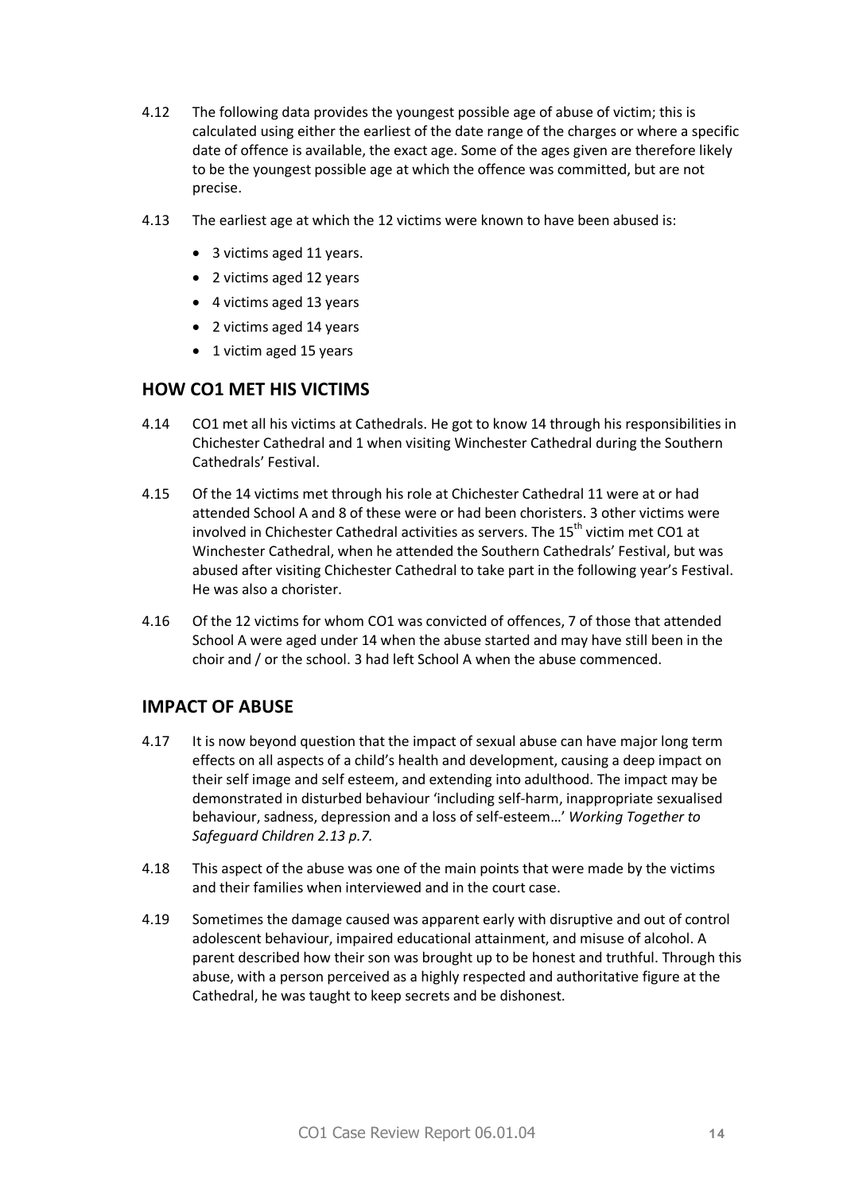4.12 The following data provides the youngest possible age of abuse of victim; this is calculated using either the earliest of the date range of the charges or where a specific date of offence is available, the exact age. Some of the ages given are therefore likely to be the youngest possible age at which the offence was committed, but are not precise.

4.13 The earliest age at which the 12 victims were known to have been abused is:

- 3 victims aged 11 years.
- 2 victims aged 12 years
- 4 victims aged 13 years
- 2 victims aged 14 years
- 1 victim aged 15 years

## HOW CO1 MET HIS VICTIMS

4.14 CO1 met all his victims at Cathedrals. He got to know 14 through his responsibilities in Chichester Cathedral and 1 when visiting Winchester Cathedral during the Southern Cathedrals' Festival.

4.15 Of the 14 victims met through his role at Chichester Cathedral 11 were at or had attended School A and 8 of these were or had been choristers. 3 other victims were involved in Chichester Cathedral activities as servers. The 15th victim met CO1 at Winchester Cathedral, when he attended the Southern Cathedrals' Festival, but was abused after visiting Chichester Cathedral to take part in the following year's Festival. He was also a chorister.

4.16 Of the 12 victims for whom CO1 was convicted of offences, 7 of those that attended School A were aged under 14 when the abuse started and may have still been in the choir and / or the school. 3 had left School A when the abuse commenced.

## IMPACT OF ABUSE

4.17 It is now beyond question that the impact of sexual abuse can have major long term effects on all aspects of a child's health and development, causing a deep impact on their self image and self esteem, and extending into adulthood. The impact may be demonstrated in disturbed behaviour 'including self-harm, inappropriate sexualised behaviour, sadness, depression and a loss of self-esteem…' *Working Together to Safeguard Children 2.13 p.7.*

4.18 This aspect of the abuse was one of the main points that were made by the victims and their families when interviewed and in the court case.

4.19 Sometimes the damage caused was apparent early with disruptive and out of control adolescent behaviour, impaired educational attainment, and misuse of alcohol. A parent described how their son was brought up to be honest and truthful. Through this abuse, with a person perceived as a highly respected and authoritative figure at the Cathedral, he was taught to keep secrets and be dishonest.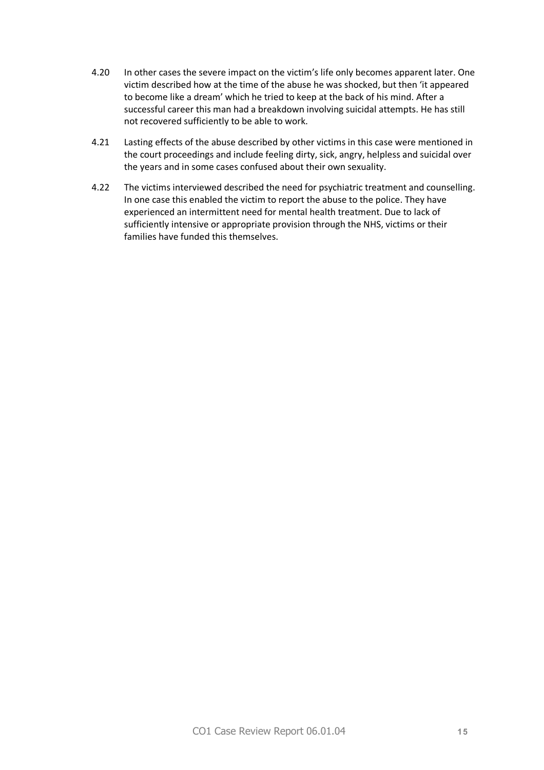4.20 In other cases the severe impact on the victim's life only becomes apparent later. One victim described how at the time of the abuse he was shocked, but then 'it appeared to become like a dream' which he tried to keep at the back of his mind. After a successful career this man had a breakdown involving suicidal attempts. He has still not recovered sufficiently to be able to work.

4.21 Lasting effects of the abuse described by other victims in this case were mentioned in the court proceedings and include feeling dirty, sick, angry, helpless and suicidal over the years and in some cases confused about their own sexuality.

4.22 The victims interviewed described the need for psychiatric treatment and counselling. In one case this enabled the victim to report the abuse to the police. They have experienced an intermittent need for mental health treatment. Due to lack of sufficiently intensive or appropriate provision through the NHS, victims or their families have funded this themselves.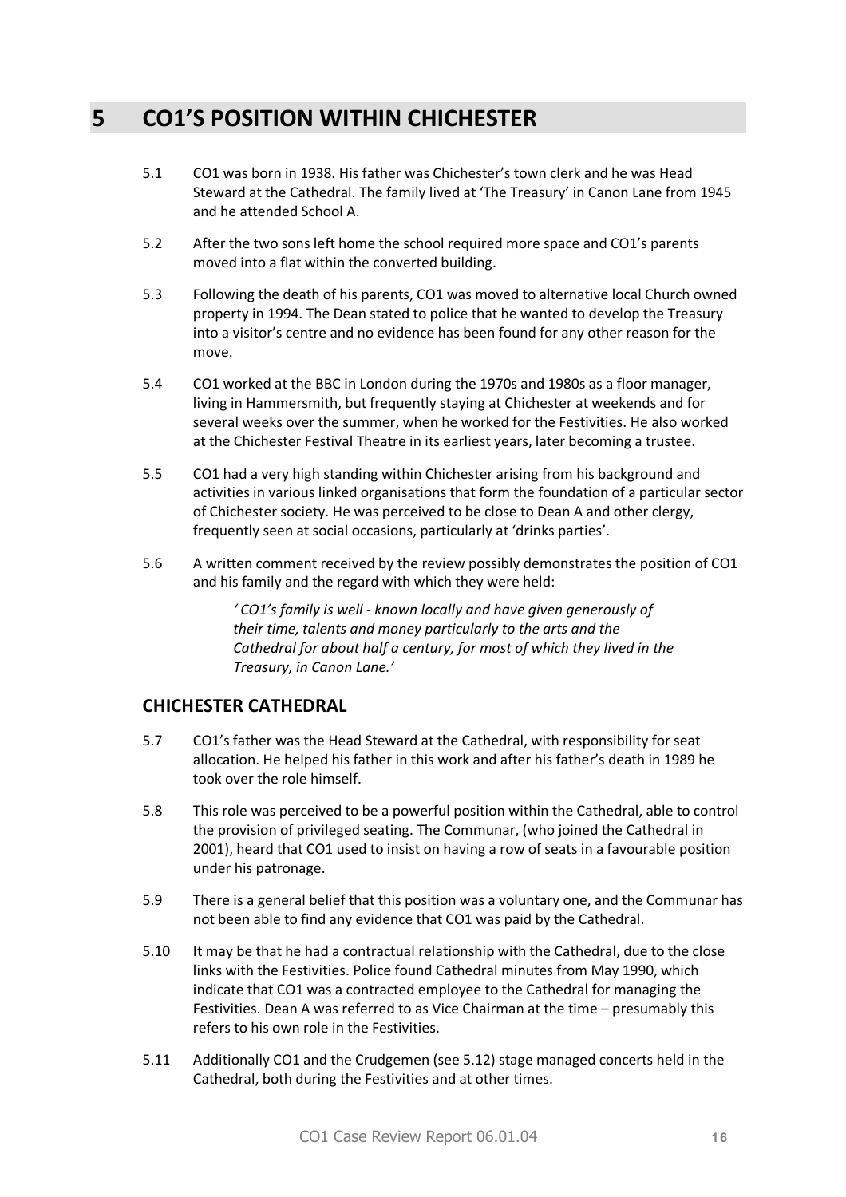# 5 CO1'S POSITION WITHIN CHICHESTER

5.1 CO1 was born in 1938. His father was Chichester's town clerk and he was Head Steward at the Cathedral. The family lived at 'The Treasury' in Canon Lane from 1945 and he attended School A.

5.2 After the two sons left home the school required more space and CO1's parents moved into a flat within the converted building.

5.3 Following the death of his parents, CO1 was moved to alternative local Church owned property in 1994. The Dean stated to police that he wanted to develop the Treasury into a visitor's centre and no evidence has been found for any other reason for the move.

5.4 CO1 worked at the BBC in London during the 1970s and 1980s as a floor manager, living in Hammersmith, but frequently staying at Chichester at weekends and for several weeks over the summer, when he worked for the Festivities. He also worked at the Chichester Festival Theatre in its earliest years, later becoming a trustee.

5.5 CO1 had a very high standing within Chichester arising from his background and activities in various linked organisations that form the foundation of a particular sector of Chichester society. He was perceived to be close to Dean A and other clergy, frequently seen at social occasions, particularly at 'drinks parties'.

5.6 A written comment received by the review possibly demonstrates the position of CO1 and his family and the regard with which they were held:

> *' CO1's family is well - known locally and have given generously of their time, talents and money particularly to the arts and the Cathedral for about half a century, for most of which they lived in the Treasury, in Canon Lane.'*

## CHICHESTER CATHEDRAL

5.7 CO1's father was the Head Steward at the Cathedral, with responsibility for seat allocation. He helped his father in this work and after his father's death in 1989 he took over the role himself.

5.8 This role was perceived to be a powerful position within the Cathedral, able to control the provision of privileged seating. The Communar, (who joined the Cathedral in 2001), heard that CO1 used to insist on having a row of seats in a favourable position under his patronage.

5.9 There is a general belief that this position was a voluntary one, and the Communar has not been able to find any evidence that CO1 was paid by the Cathedral.

5.10 It may be that he had a contractual relationship with the Cathedral, due to the close links with the Festivities. Police found Cathedral minutes from May 1990, which indicate that CO1 was a contracted employee to the Cathedral for managing the Festivities. Dean A was referred to as Vice Chairman at the time – presumably this refers to his own role in the Festivities.

5.11 Additionally CO1 and the Crudgemen (see 5.12) stage managed concerts held in the Cathedral, both during the Festivities and at other times.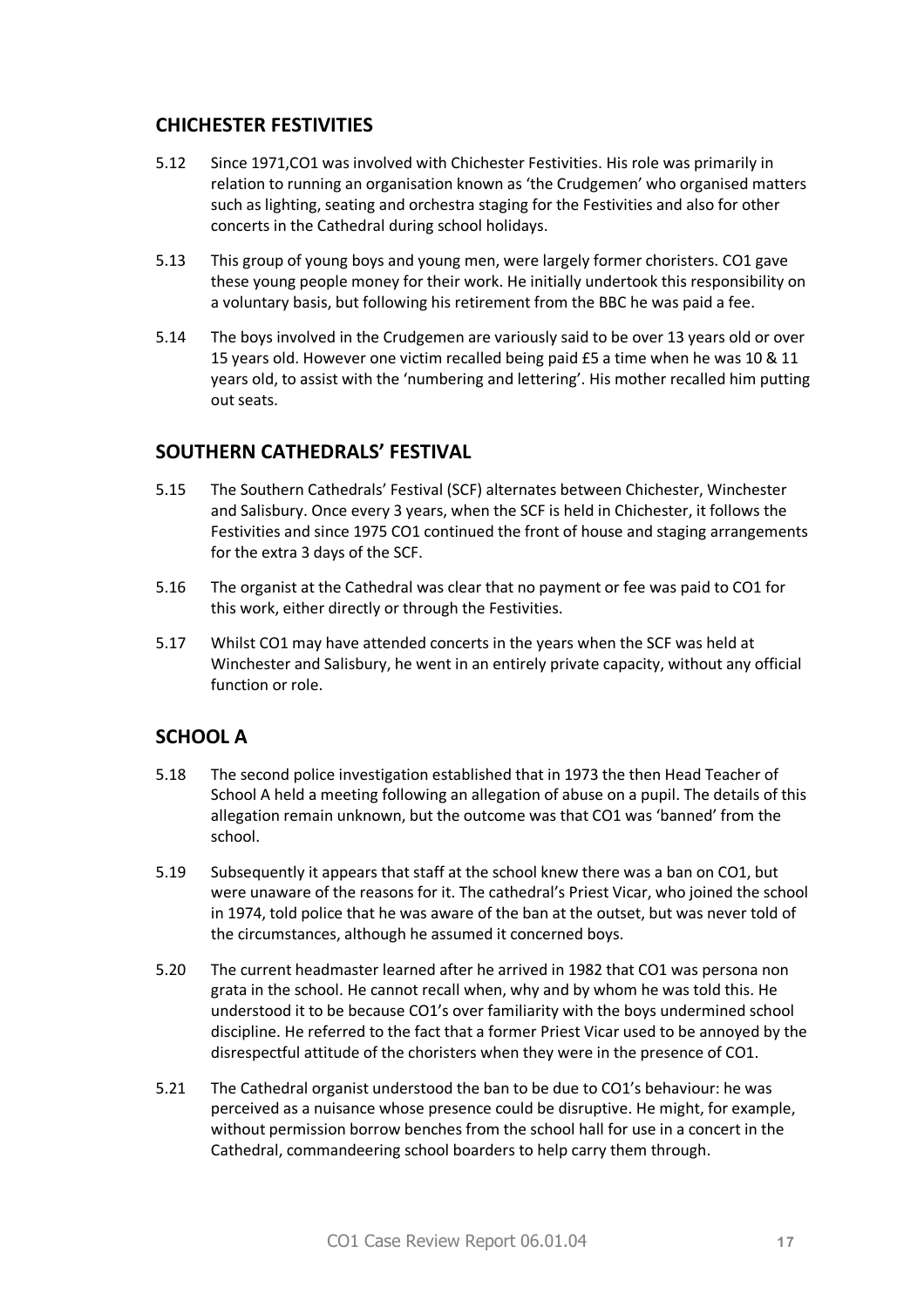## CHICHESTER FESTIVITIES

5.12 Since 1971,CO1 was involved with Chichester Festivities. His role was primarily in relation to running an organisation known as 'the Crudgemen' who organised matters such as lighting, seating and orchestra staging for the Festivities and also for other concerts in the Cathedral during school holidays.

5.13 This group of young boys and young men, were largely former choristers. CO1 gave these young people money for their work. He initially undertook this responsibility on a voluntary basis, but following his retirement from the BBC he was paid a fee.

5.14 The boys involved in the Crudgemen are variously said to be over 13 years old or over 15 years old. However one victim recalled being paid £5 a time when he was 10 & 11 years old, to assist with the 'numbering and lettering'. His mother recalled him putting out seats.

## SOUTHERN CATHEDRALS' FESTIVAL

5.15 The Southern Cathedrals' Festival (SCF) alternates between Chichester, Winchester and Salisbury. Once every 3 years, when the SCF is held in Chichester, it follows the Festivities and since 1975 CO1 continued the front of house and staging arrangements for the extra 3 days of the SCF.

5.16 The organist at the Cathedral was clear that no payment or fee was paid to CO1 for this work, either directly or through the Festivities.

5.17 Whilst CO1 may have attended concerts in the years when the SCF was held at Winchester and Salisbury, he went in an entirely private capacity, without any official function or role.

## SCHOOL A

5.18 The second police investigation established that in 1973 the then Head Teacher of School A held a meeting following an allegation of abuse on a pupil. The details of this allegation remain unknown, but the outcome was that CO1 was 'banned' from the school.

5.19 Subsequently it appears that staff at the school knew there was a ban on CO1, but were unaware of the reasons for it. The cathedral's Priest Vicar, who joined the school in 1974, told police that he was aware of the ban at the outset, but was never told of the circumstances, although he assumed it concerned boys.

5.20 The current headmaster learned after he arrived in 1982 that CO1 was persona non grata in the school. He cannot recall when, why and by whom he was told this. He understood it to be because CO1's over familiarity with the boys undermined school discipline. He referred to the fact that a former Priest Vicar used to be annoyed by the disrespectful attitude of the choristers when they were in the presence of CO1.

5.21 The Cathedral organist understood the ban to be due to CO1's behaviour: he was perceived as a nuisance whose presence could be disruptive. He might, for example, without permission borrow benches from the school hall for use in a concert in the Cathedral, commandeering school boarders to help carry them through.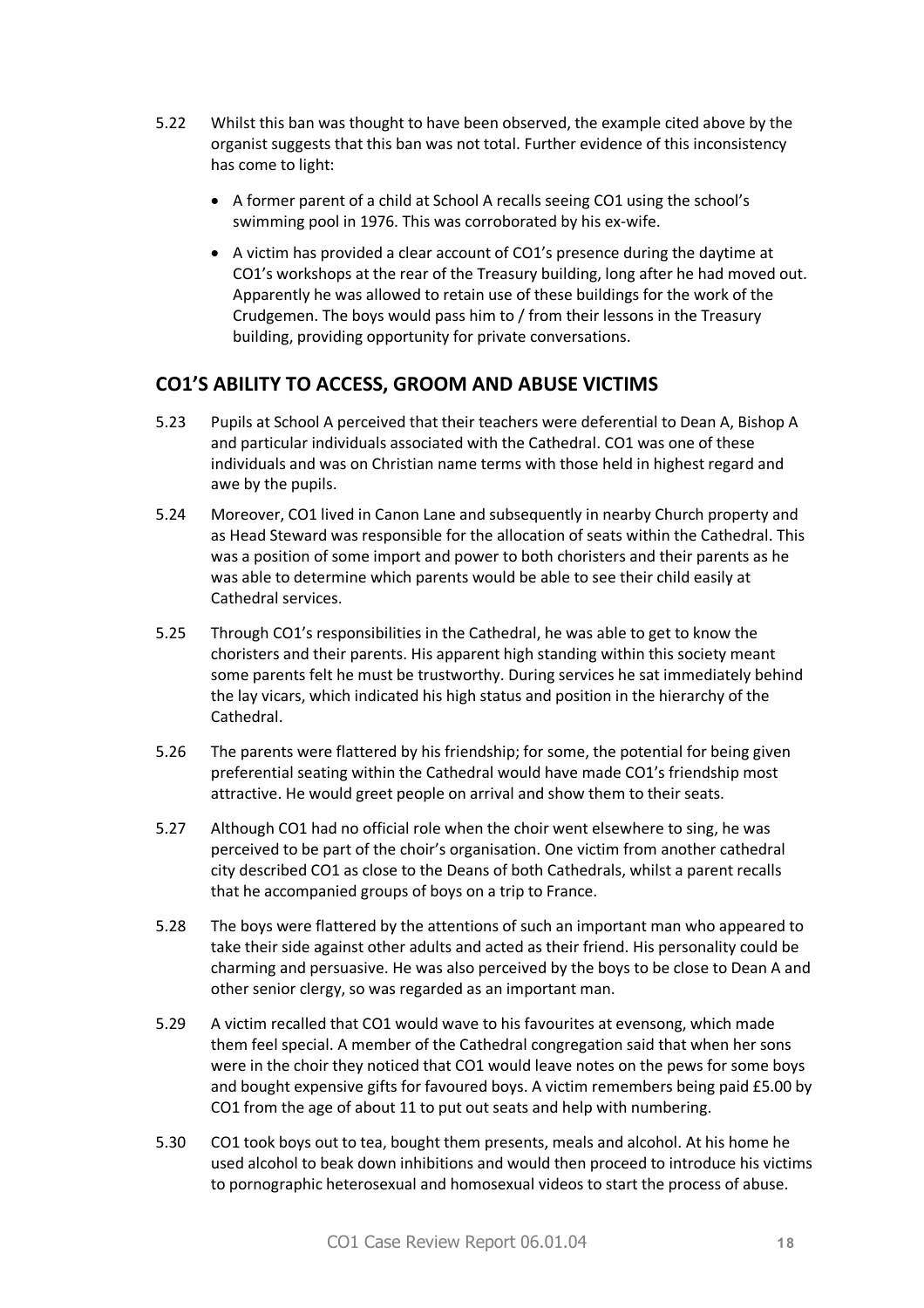5.22 Whilst this ban was thought to have been observed, the example cited above by the organist suggests that this ban was not total. Further evidence of this inconsistency has come to light:

- A former parent of a child at School A recalls seeing CO1 using the school's swimming pool in 1976. This was corroborated by his ex-wife.
- A victim has provided a clear account of CO1's presence during the daytime at CO1's workshops at the rear of the Treasury building, long after he had moved out. Apparently he was allowed to retain use of these buildings for the work of the Crudgemen. The boys would pass him to / from their lessons in the Treasury building, providing opportunity for private conversations.

## CO1'S ABILITY TO ACCESS, GROOM AND ABUSE VICTIMS

5.23 Pupils at School A perceived that their teachers were deferential to Dean A, Bishop A and particular individuals associated with the Cathedral. CO1 was one of these individuals and was on Christian name terms with those held in highest regard and awe by the pupils.

5.24 Moreover, CO1 lived in Canon Lane and subsequently in nearby Church property and as Head Steward was responsible for the allocation of seats within the Cathedral. This was a position of some import and power to both choristers and their parents as he was able to determine which parents would be able to see their child easily at Cathedral services.

5.25 Through CO1's responsibilities in the Cathedral, he was able to get to know the choristers and their parents. His apparent high standing within this society meant some parents felt he must be trustworthy. During services he sat immediately behind the lay vicars, which indicated his high status and position in the hierarchy of the Cathedral.

5.26 The parents were flattered by his friendship; for some, the potential for being given preferential seating within the Cathedral would have made CO1's friendship most attractive. He would greet people on arrival and show them to their seats.

5.27 Although CO1 had no official role when the choir went elsewhere to sing, he was perceived to be part of the choir's organisation. One victim from another cathedral city described CO1 as close to the Deans of both Cathedrals, whilst a parent recalls that he accompanied groups of boys on a trip to France.

5.28 The boys were flattered by the attentions of such an important man who appeared to take their side against other adults and acted as their friend. His personality could be charming and persuasive. He was also perceived by the boys to be close to Dean A and other senior clergy, so was regarded as an important man.

5.29 A victim recalled that CO1 would wave to his favourites at evensong, which made them feel special. A member of the Cathedral congregation said that when her sons were in the choir they noticed that CO1 would leave notes on the pews for some boys and bought expensive gifts for favoured boys. A victim remembers being paid £5.00 by CO1 from the age of about 11 to put out seats and help with numbering.

5.30 CO1 took boys out to tea, bought them presents, meals and alcohol. At his home he used alcohol to beak down inhibitions and would then proceed to introduce his victims to pornographic heterosexual and homosexual videos to start the process of abuse.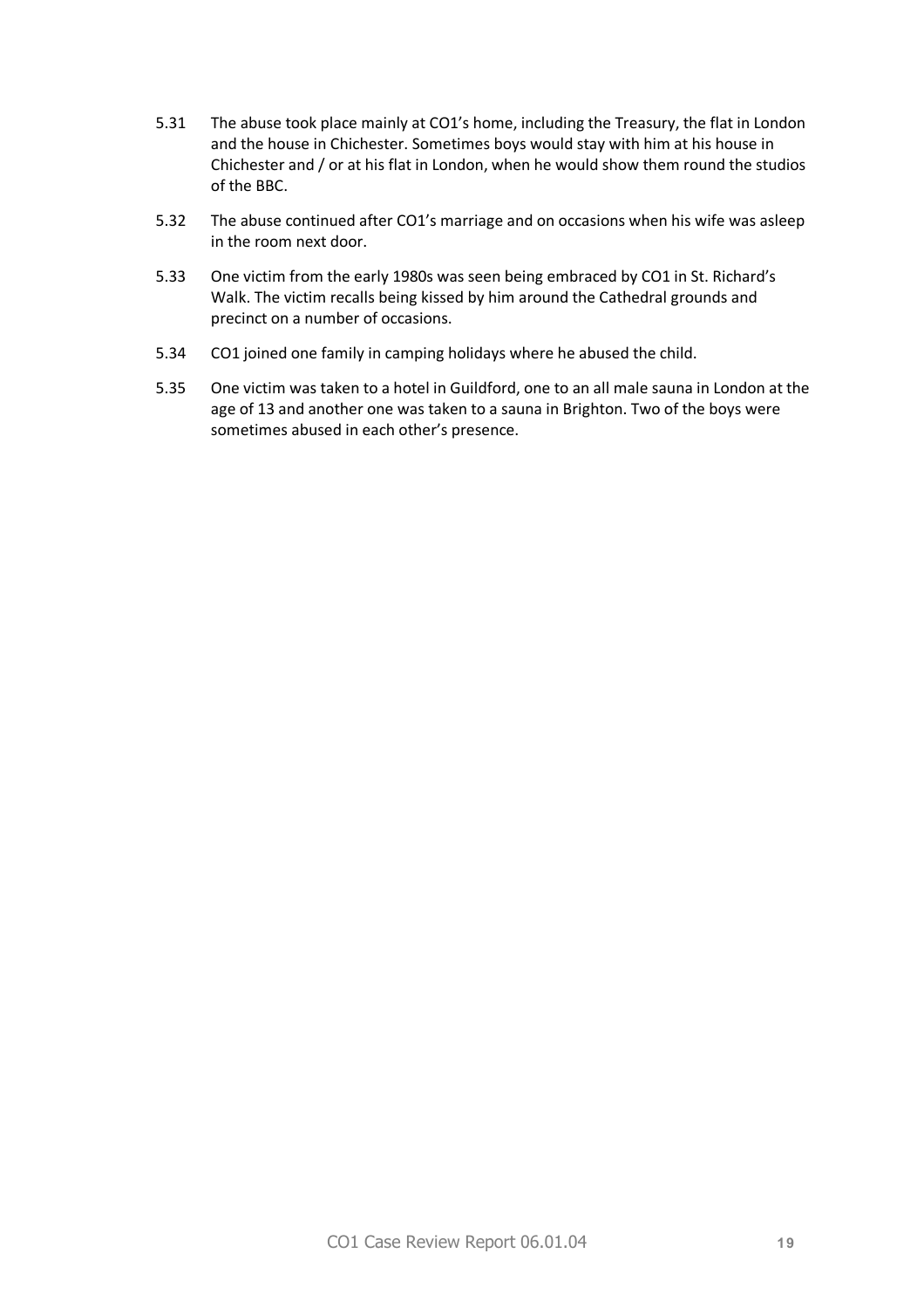5.31 The abuse took place mainly at CO1's home, including the Treasury, the flat in London and the house in Chichester. Sometimes boys would stay with him at his house in Chichester and / or at his flat in London, when he would show them round the studios of the BBC.

5.32 The abuse continued after CO1's marriage and on occasions when his wife was asleep in the room next door.

5.33 One victim from the early 1980s was seen being embraced by CO1 in St. Richard's Walk. The victim recalls being kissed by him around the Cathedral grounds and precinct on a number of occasions.

5.34 CO1 joined one family in camping holidays where he abused the child.

5.35 One victim was taken to a hotel in Guildford, one to an all male sauna in London at the age of 13 and another one was taken to a sauna in Brighton. Two of the boys were sometimes abused in each other's presence.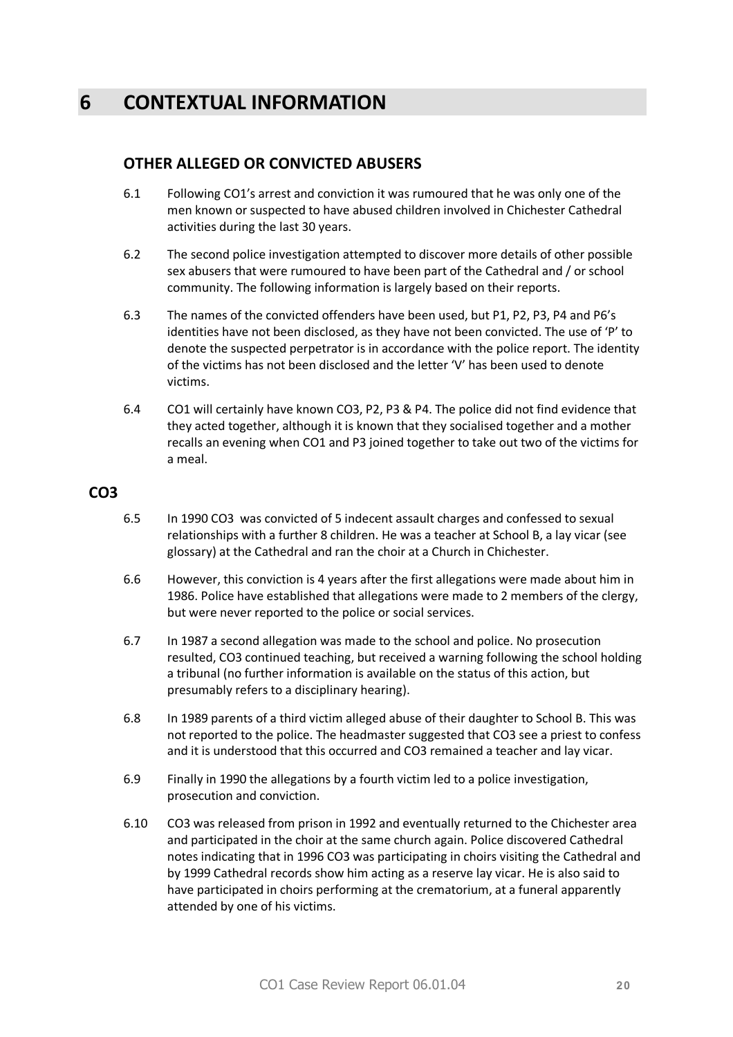# 6 CONTEXTUAL INFORMATION

## OTHER ALLEGED OR CONVICTED ABUSERS

6.1 Following CO1's arrest and conviction it was rumoured that he was only one of the men known or suspected to have abused children involved in Chichester Cathedral activities during the last 30 years.

6.2 The second police investigation attempted to discover more details of other possible sex abusers that were rumoured to have been part of the Cathedral and / or school community. The following information is largely based on their reports.

6.3 The names of the convicted offenders have been used, but P1, P2, P3, P4 and P6's identities have not been disclosed, as they have not been convicted. The use of 'P' to denote the suspected perpetrator is in accordance with the police report. The identity of the victims has not been disclosed and the letter 'V' has been used to denote victims.

6.4 CO1 will certainly have known CO3, P2, P3 & P4. The police did not find evidence that they acted together, although it is known that they socialised together and a mother recalls an evening when CO1 and P3 joined together to take out two of the victims for a meal.

## CO3

6.5 In 1990 CO3 was convicted of 5 indecent assault charges and confessed to sexual relationships with a further 8 children. He was a teacher at School B, a lay vicar (see glossary) at the Cathedral and ran the choir at a Church in Chichester.

6.6 However, this conviction is 4 years after the first allegations were made about him in 1986. Police have established that allegations were made to 2 members of the clergy, but were never reported to the police or social services.

6.7 In 1987 a second allegation was made to the school and police. No prosecution resulted, CO3 continued teaching, but received a warning following the school holding a tribunal (no further information is available on the status of this action, but presumably refers to a disciplinary hearing).

6.8 In 1989 parents of a third victim alleged abuse of their daughter to School B. This was not reported to the police. The headmaster suggested that CO3 see a priest to confess and it is understood that this occurred and CO3 remained a teacher and lay vicar.

6.9 Finally in 1990 the allegations by a fourth victim led to a police investigation, prosecution and conviction.

6.10 CO3 was released from prison in 1992 and eventually returned to the Chichester area and participated in the choir at the same church again. Police discovered Cathedral notes indicating that in 1996 CO3 was participating in choirs visiting the Cathedral and by 1999 Cathedral records show him acting as a reserve lay vicar. He is also said to have participated in choirs performing at the crematorium, at a funeral apparently attended by one of his victims.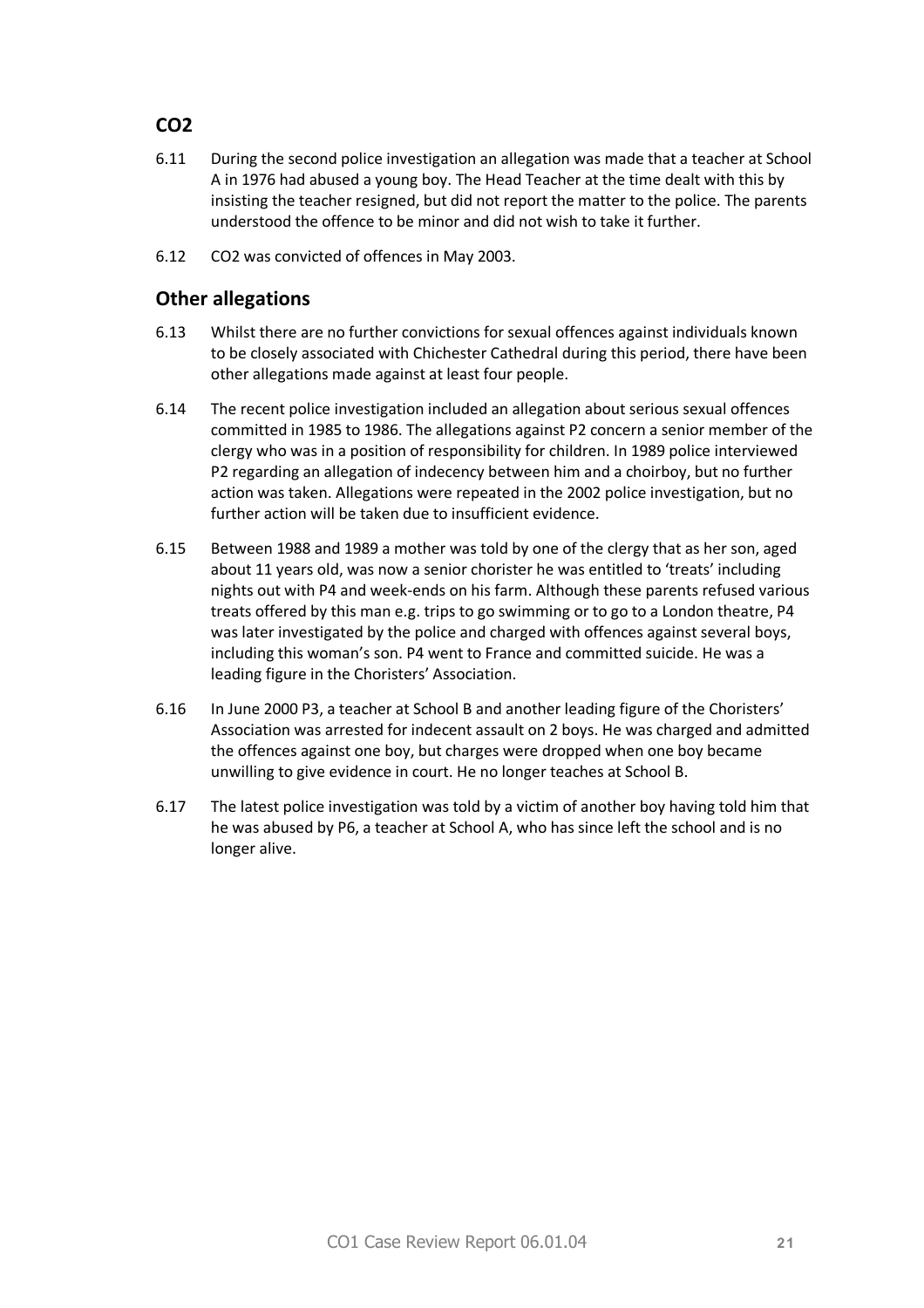## CO2

6.11 During the second police investigation an allegation was made that a teacher at School A in 1976 had abused a young boy. The Head Teacher at the time dealt with this by insisting the teacher resigned, but did not report the matter to the police. The parents understood the offence to be minor and did not wish to take it further.

6.12 CO2 was convicted of offences in May 2003.

## Other allegations

6.13 Whilst there are no further convictions for sexual offences against individuals known to be closely associated with Chichester Cathedral during this period, there have been other allegations made against at least four people.

6.14 The recent police investigation included an allegation about serious sexual offences committed in 1985 to 1986. The allegations against P2 concern a senior member of the clergy who was in a position of responsibility for children. In 1989 police interviewed P2 regarding an allegation of indecency between him and a choirboy, but no further action was taken. Allegations were repeated in the 2002 police investigation, but no further action will be taken due to insufficient evidence.

6.15 Between 1988 and 1989 a mother was told by one of the clergy that as her son, aged about 11 years old, was now a senior chorister he was entitled to 'treats' including nights out with P4 and week-ends on his farm. Although these parents refused various treats offered by this man e.g. trips to go swimming or to go to a London theatre, P4 was later investigated by the police and charged with offences against several boys, including this woman's son. P4 went to France and committed suicide. He was a leading figure in the Choristers' Association.

6.16 In June 2000 P3, a teacher at School B and another leading figure of the Choristers' Association was arrested for indecent assault on 2 boys. He was charged and admitted the offences against one boy, but charges were dropped when one boy became unwilling to give evidence in court. He no longer teaches at School B.

6.17 The latest police investigation was told by a victim of another boy having told him that he was abused by P6, a teacher at School A, who has since left the school and is no longer alive.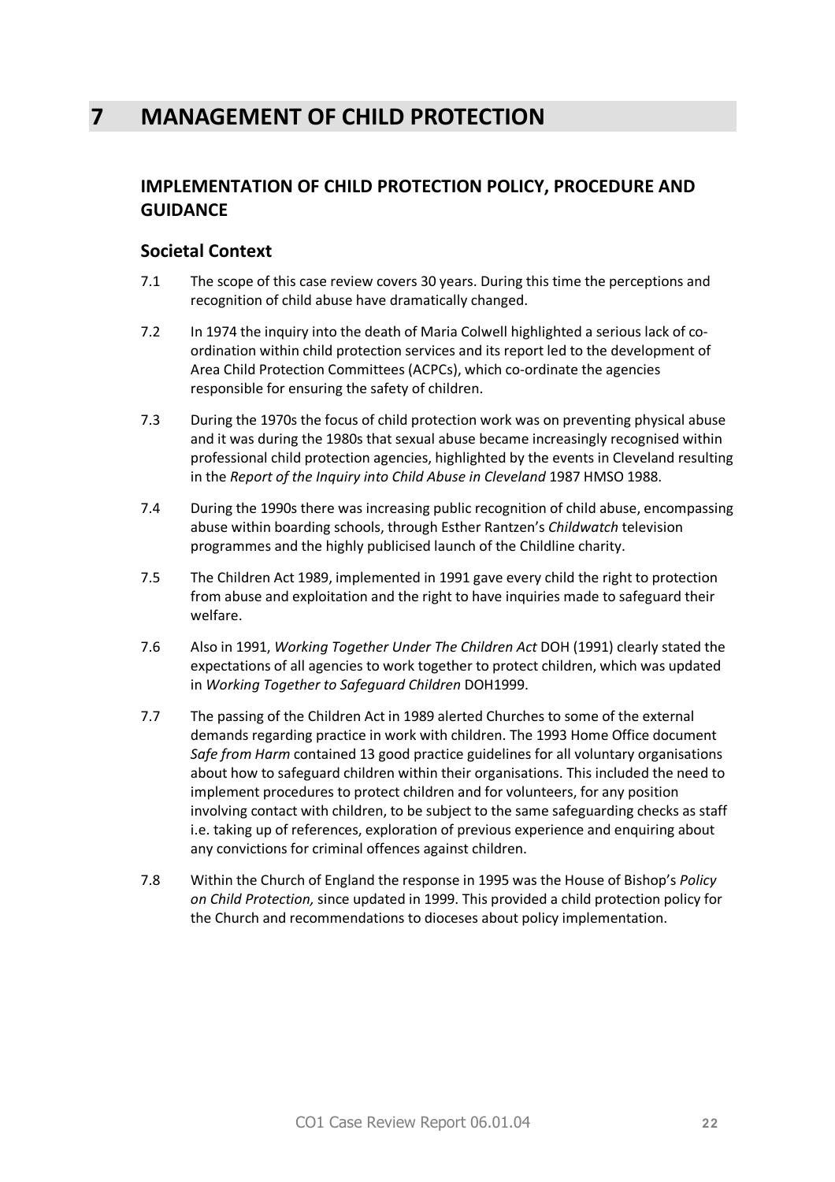# 7 MANAGEMENT OF CHILD PROTECTION

## IMPLEMENTATION OF CHILD PROTECTION POLICY, PROCEDURE AND GUIDANCE

### Societal Context

7.1 The scope of this case review covers 30 years. During this time the perceptions and recognition of child abuse have dramatically changed.

7.2 In 1974 the inquiry into the death of Maria Colwell highlighted a serious lack of co-ordination within child protection services and its report led to the development of Area Child Protection Committees (ACPCs), which co-ordinate the agencies responsible for ensuring the safety of children.

7.3 During the 1970s the focus of child protection work was on preventing physical abuse and it was during the 1980s that sexual abuse became increasingly recognised within professional child protection agencies, highlighted by the events in Cleveland resulting in the *Report of the Inquiry into Child Abuse in Cleveland* 1987 HMSO 1988.

7.4 During the 1990s there was increasing public recognition of child abuse, encompassing abuse within boarding schools, through Esther Rantzen's *Childwatch* television programmes and the highly publicised launch of the Childline charity.

7.5 The Children Act 1989, implemented in 1991 gave every child the right to protection from abuse and exploitation and the right to have inquiries made to safeguard their welfare.

7.6 Also in 1991, *Working Together Under The Children Act* DOH (1991) clearly stated the expectations of all agencies to work together to protect children, which was updated in *Working Together to Safeguard Children* DOH1999.

7.7 The passing of the Children Act in 1989 alerted Churches to some of the external demands regarding practice in work with children. The 1993 Home Office document *Safe from Harm* contained 13 good practice guidelines for all voluntary organisations about how to safeguard children within their organisations. This included the need to implement procedures to protect children and for volunteers, for any position involving contact with children, to be subject to the same safeguarding checks as staff i.e. taking up of references, exploration of previous experience and enquiring about any convictions for criminal offences against children.

7.8 Within the Church of England the response in 1995 was the House of Bishop's *Policy on Child Protection,* since updated in 1999. This provided a child protection policy for the Church and recommendations to dioceses about policy implementation.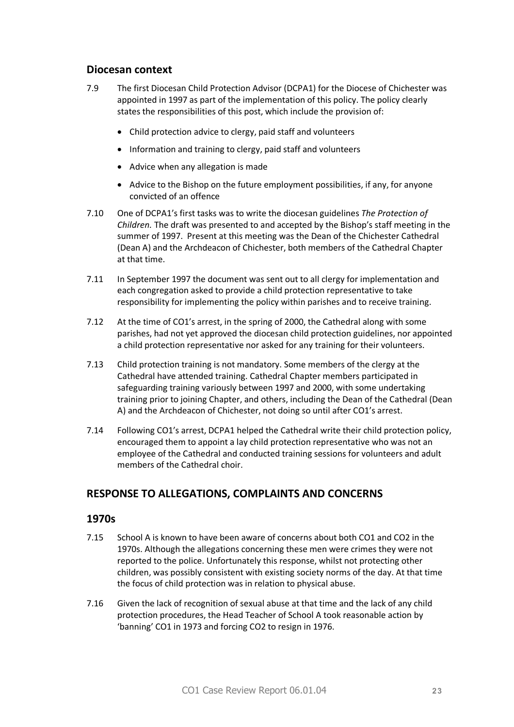## Diocesan context

7.9 The first Diocesan Child Protection Advisor (DCPA1) for the Diocese of Chichester was appointed in 1997 as part of the implementation of this policy. The policy clearly states the responsibilities of this post, which include the provision of:

- Child protection advice to clergy, paid staff and volunteers
- Information and training to clergy, paid staff and volunteers
- Advice when any allegation is made
- Advice to the Bishop on the future employment possibilities, if any, for anyone convicted of an offence

7.10 One of DCPA1's first tasks was to write the diocesan guidelines *The Protection of Children.* The draft was presented to and accepted by the Bishop's staff meeting in the summer of 1997. Present at this meeting was the Dean of the Chichester Cathedral (Dean A) and the Archdeacon of Chichester, both members of the Cathedral Chapter at that time.

7.11 In September 1997 the document was sent out to all clergy for implementation and each congregation asked to provide a child protection representative to take responsibility for implementing the policy within parishes and to receive training.

7.12 At the time of CO1's arrest, in the spring of 2000, the Cathedral along with some parishes, had not yet approved the diocesan child protection guidelines, nor appointed a child protection representative nor asked for any training for their volunteers.

7.13 Child protection training is not mandatory. Some members of the clergy at the Cathedral have attended training. Cathedral Chapter members participated in safeguarding training variously between 1997 and 2000, with some undertaking training prior to joining Chapter, and others, including the Dean of the Cathedral (Dean A) and the Archdeacon of Chichester, not doing so until after CO1's arrest.

7.14 Following CO1's arrest, DCPA1 helped the Cathedral write their child protection policy, encouraged them to appoint a lay child protection representative who was not an employee of the Cathedral and conducted training sessions for volunteers and adult members of the Cathedral choir.

## RESPONSE TO ALLEGATIONS, COMPLAINTS AND CONCERNS

## 1970s

7.15 School A is known to have been aware of concerns about both CO1 and CO2 in the 1970s. Although the allegations concerning these men were crimes they were not reported to the police. Unfortunately this response, whilst not protecting other children, was possibly consistent with existing society norms of the day. At that time the focus of child protection was in relation to physical abuse.

7.16 Given the lack of recognition of sexual abuse at that time and the lack of any child protection procedures, the Head Teacher of School A took reasonable action by 'banning' CO1 in 1973 and forcing CO2 to resign in 1976.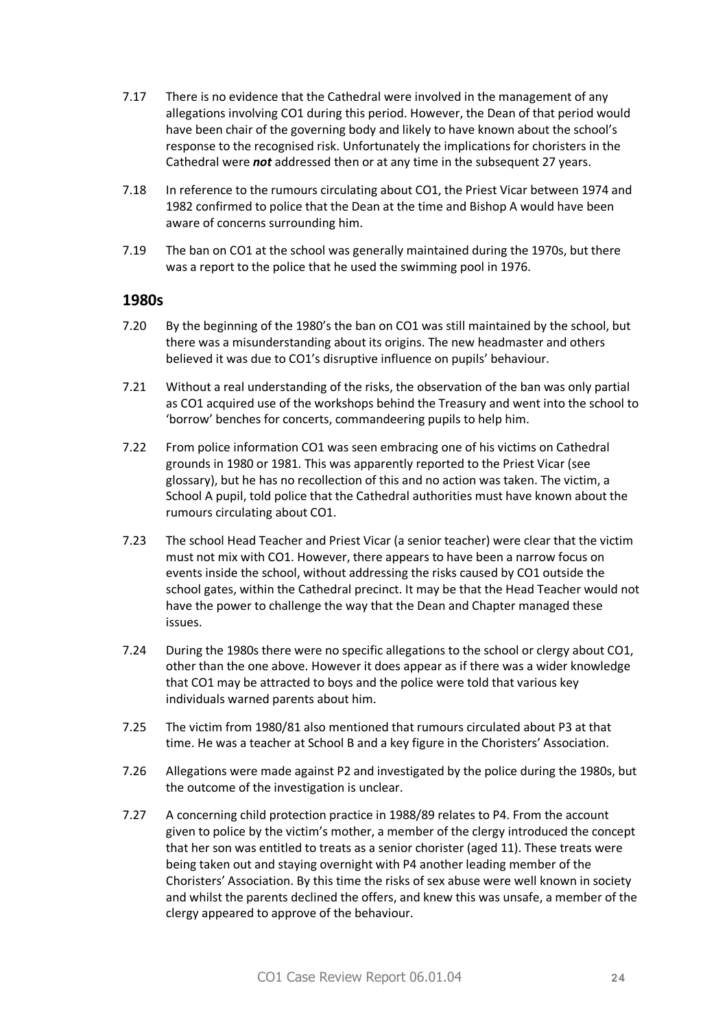7.17 There is no evidence that the Cathedral were involved in the management of any allegations involving CO1 during this period. However, the Dean of that period would have been chair of the governing body and likely to have known about the school's response to the recognised risk. Unfortunately the implications for choristers in the Cathedral were ***not*** addressed then or at any time in the subsequent 27 years.

7.18 In reference to the rumours circulating about CO1, the Priest Vicar between 1974 and 1982 confirmed to police that the Dean at the time and Bishop A would have been aware of concerns surrounding him.

7.19 The ban on CO1 at the school was generally maintained during the 1970s, but there was a report to the police that he used the swimming pool in 1976.

## 1980s

7.20 By the beginning of the 1980's the ban on CO1 was still maintained by the school, but there was a misunderstanding about its origins. The new headmaster and others believed it was due to CO1's disruptive influence on pupils' behaviour.

7.21 Without a real understanding of the risks, the observation of the ban was only partial as CO1 acquired use of the workshops behind the Treasury and went into the school to 'borrow' benches for concerts, commandeering pupils to help him.

7.22 From police information CO1 was seen embracing one of his victims on Cathedral grounds in 1980 or 1981. This was apparently reported to the Priest Vicar (see glossary), but he has no recollection of this and no action was taken. The victim, a School A pupil, told police that the Cathedral authorities must have known about the rumours circulating about CO1.

7.23 The school Head Teacher and Priest Vicar (a senior teacher) were clear that the victim must not mix with CO1. However, there appears to have been a narrow focus on events inside the school, without addressing the risks caused by CO1 outside the school gates, within the Cathedral precinct. It may be that the Head Teacher would not have the power to challenge the way that the Dean and Chapter managed these issues.

7.24 During the 1980s there were no specific allegations to the school or clergy about CO1, other than the one above. However it does appear as if there was a wider knowledge that CO1 may be attracted to boys and the police were told that various key individuals warned parents about him.

7.25 The victim from 1980/81 also mentioned that rumours circulated about P3 at that time. He was a teacher at School B and a key figure in the Choristers' Association.

7.26 Allegations were made against P2 and investigated by the police during the 1980s, but the outcome of the investigation is unclear.

7.27 A concerning child protection practice in 1988/89 relates to P4. From the account given to police by the victim's mother, a member of the clergy introduced the concept that her son was entitled to treats as a senior chorister (aged 11). These treats were being taken out and staying overnight with P4 another leading member of the Choristers' Association. By this time the risks of sex abuse were well known in society and whilst the parents declined the offers, and knew this was unsafe, a member of the clergy appeared to approve of the behaviour.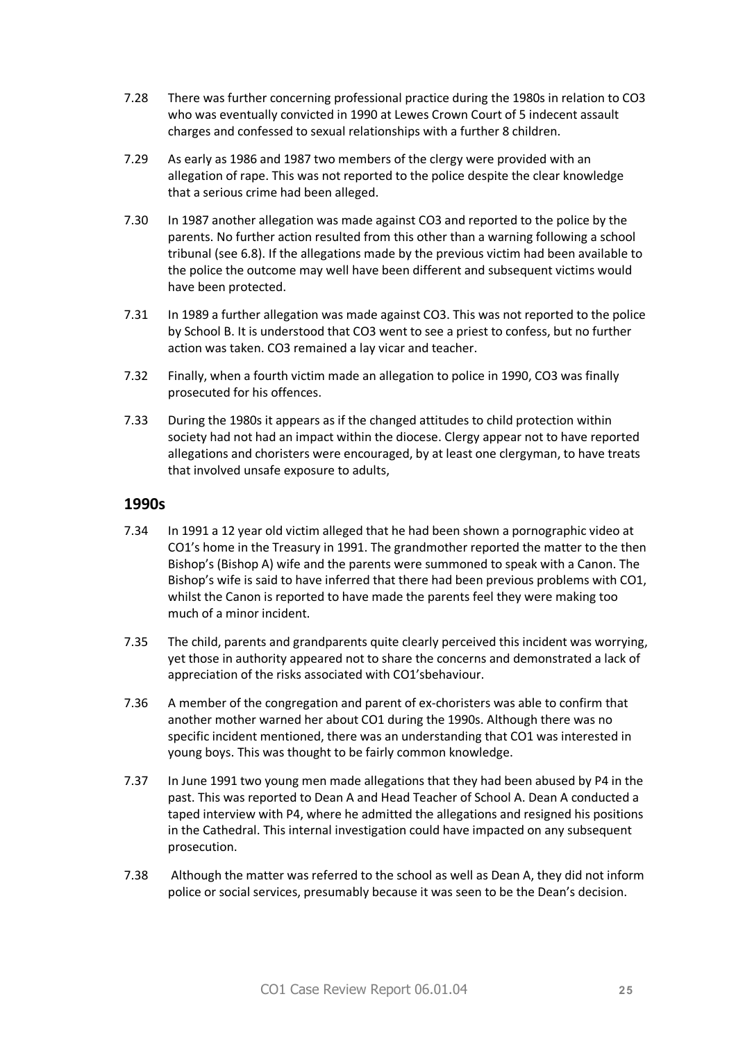7.28 There was further concerning professional practice during the 1980s in relation to CO3 who was eventually convicted in 1990 at Lewes Crown Court of 5 indecent assault charges and confessed to sexual relationships with a further 8 children.

7.29 As early as 1986 and 1987 two members of the clergy were provided with an allegation of rape. This was not reported to the police despite the clear knowledge that a serious crime had been alleged.

7.30 In 1987 another allegation was made against CO3 and reported to the police by the parents. No further action resulted from this other than a warning following a school tribunal (see 6.8). If the allegations made by the previous victim had been available to the police the outcome may well have been different and subsequent victims would have been protected.

7.31 In 1989 a further allegation was made against CO3. This was not reported to the police by School B. It is understood that CO3 went to see a priest to confess, but no further action was taken. CO3 remained a lay vicar and teacher.

7.32 Finally, when a fourth victim made an allegation to police in 1990, CO3 was finally prosecuted for his offences.

7.33 During the 1980s it appears as if the changed attitudes to child protection within society had not had an impact within the diocese. Clergy appear not to have reported allegations and choristers were encouraged, by at least one clergyman, to have treats that involved unsafe exposure to adults,

## 1990s

7.34 In 1991 a 12 year old victim alleged that he had been shown a pornographic video at CO1's home in the Treasury in 1991. The grandmother reported the matter to the then Bishop's (Bishop A) wife and the parents were summoned to speak with a Canon. The Bishop's wife is said to have inferred that there had been previous problems with CO1, whilst the Canon is reported to have made the parents feel they were making too much of a minor incident.

7.35 The child, parents and grandparents quite clearly perceived this incident was worrying, yet those in authority appeared not to share the concerns and demonstrated a lack of appreciation of the risks associated with CO1'sbehaviour.

7.36 A member of the congregation and parent of ex-choristers was able to confirm that another mother warned her about CO1 during the 1990s. Although there was no specific incident mentioned, there was an understanding that CO1 was interested in young boys. This was thought to be fairly common knowledge.

7.37 In June 1991 two young men made allegations that they had been abused by P4 in the past. This was reported to Dean A and Head Teacher of School A. Dean A conducted a taped interview with P4, where he admitted the allegations and resigned his positions in the Cathedral. This internal investigation could have impacted on any subsequent prosecution.

7.38 Although the matter was referred to the school as well as Dean A, they did not inform police or social services, presumably because it was seen to be the Dean's decision.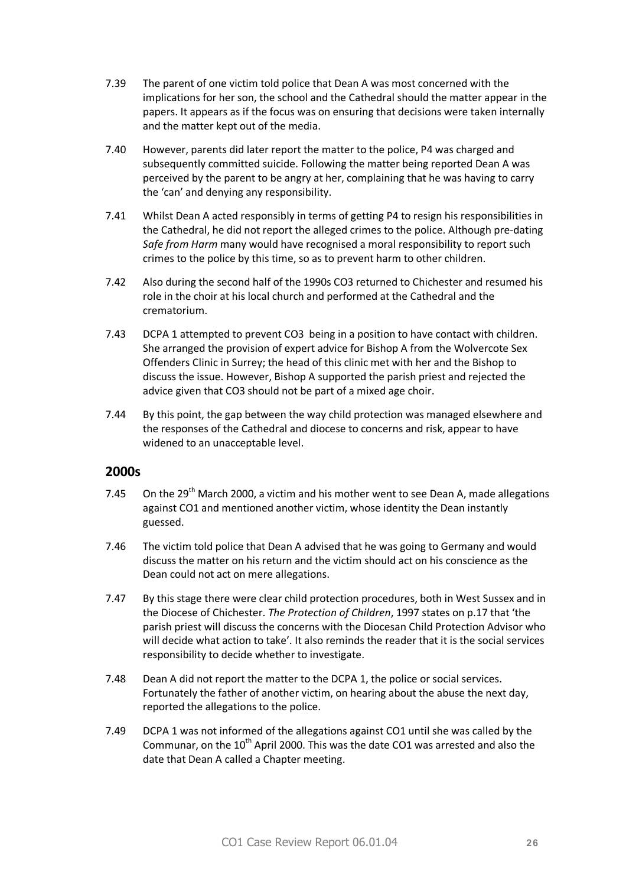7.39 The parent of one victim told police that Dean A was most concerned with the implications for her son, the school and the Cathedral should the matter appear in the papers. It appears as if the focus was on ensuring that decisions were taken internally and the matter kept out of the media.

7.40 However, parents did later report the matter to the police, P4 was charged and subsequently committed suicide. Following the matter being reported Dean A was perceived by the parent to be angry at her, complaining that he was having to carry the 'can' and denying any responsibility.

7.41 Whilst Dean A acted responsibly in terms of getting P4 to resign his responsibilities in the Cathedral, he did not report the alleged crimes to the police. Although pre-dating *Safe from Harm* many would have recognised a moral responsibility to report such crimes to the police by this time, so as to prevent harm to other children.

7.42 Also during the second half of the 1990s CO3 returned to Chichester and resumed his role in the choir at his local church and performed at the Cathedral and the crematorium.

7.43 DCPA 1 attempted to prevent CO3 being in a position to have contact with children. She arranged the provision of expert advice for Bishop A from the Wolvercote Sex Offenders Clinic in Surrey; the head of this clinic met with her and the Bishop to discuss the issue. However, Bishop A supported the parish priest and rejected the advice given that CO3 should not be part of a mixed age choir.

7.44 By this point, the gap between the way child protection was managed elsewhere and the responses of the Cathedral and diocese to concerns and risk, appear to have widened to an unacceptable level.

## 2000s

7.45 On the 29th March 2000, a victim and his mother went to see Dean A, made allegations against CO1 and mentioned another victim, whose identity the Dean instantly guessed.

7.46 The victim told police that Dean A advised that he was going to Germany and would discuss the matter on his return and the victim should act on his conscience as the Dean could not act on mere allegations.

7.47 By this stage there were clear child protection procedures, both in West Sussex and in the Diocese of Chichester. *The Protection of Children*, 1997 states on p.17 that 'the parish priest will discuss the concerns with the Diocesan Child Protection Advisor who will decide what action to take'. It also reminds the reader that it is the social services responsibility to decide whether to investigate.

7.48 Dean A did not report the matter to the DCPA 1, the police or social services. Fortunately the father of another victim, on hearing about the abuse the next day, reported the allegations to the police.

7.49 DCPA 1 was not informed of the allegations against CO1 until she was called by the Communar, on the 10th April 2000. This was the date CO1 was arrested and also the date that Dean A called a Chapter meeting.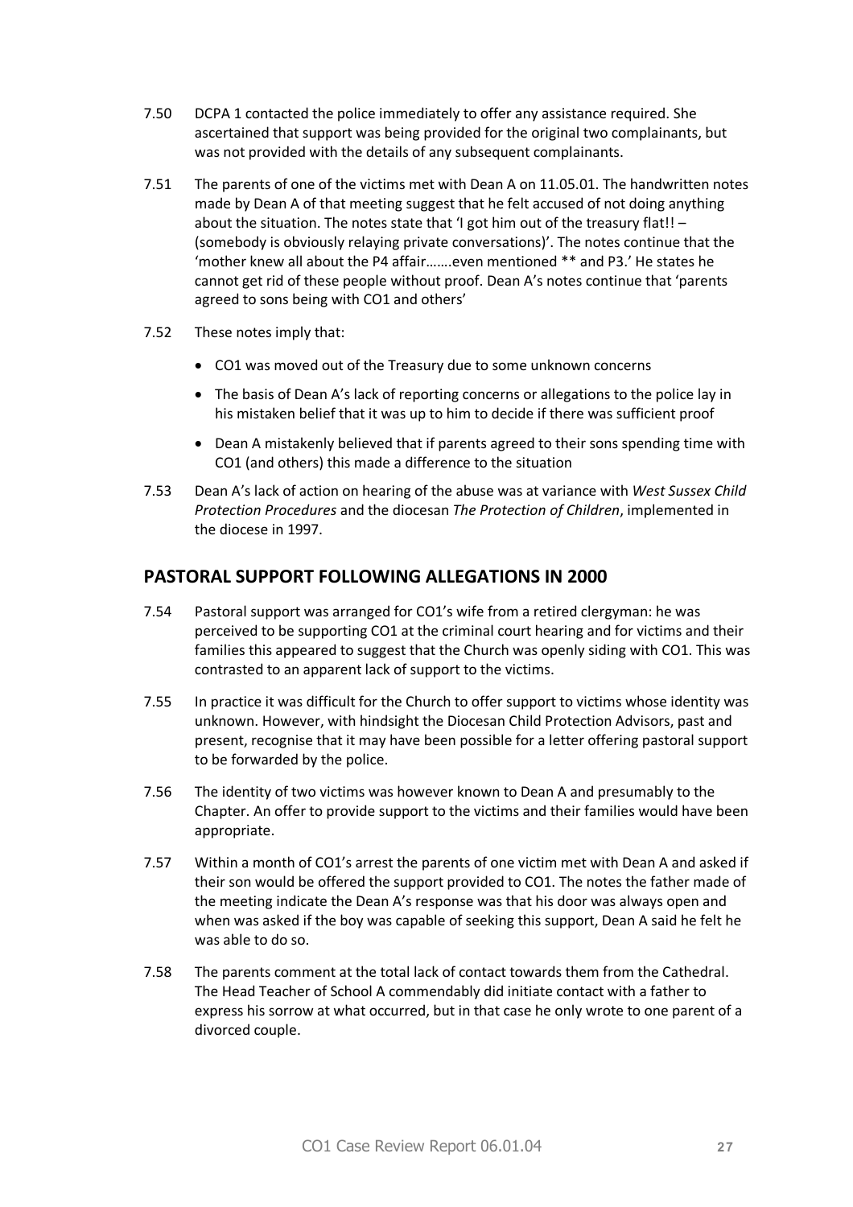7.50 DCPA 1 contacted the police immediately to offer any assistance required. She ascertained that support was being provided for the original two complainants, but was not provided with the details of any subsequent complainants.

7.51 The parents of one of the victims met with Dean A on 11.05.01. The handwritten notes made by Dean A of that meeting suggest that he felt accused of not doing anything about the situation. The notes state that 'I got him out of the treasury flat!! – (somebody is obviously relaying private conversations)'. The notes continue that the 'mother knew all about the P4 affair…….even mentioned ** and P3.' He states he cannot get rid of these people without proof. Dean A's notes continue that 'parents agreed to sons being with CO1 and others'

7.52 These notes imply that:

- CO1 was moved out of the Treasury due to some unknown concerns
- The basis of Dean A's lack of reporting concerns or allegations to the police lay in his mistaken belief that it was up to him to decide if there was sufficient proof
- Dean A mistakenly believed that if parents agreed to their sons spending time with CO1 (and others) this made a difference to the situation

7.53 Dean A's lack of action on hearing of the abuse was at variance with *West Sussex Child Protection Procedures* and the diocesan *The Protection of Children*, implemented in the diocese in 1997.

## PASTORAL SUPPORT FOLLOWING ALLEGATIONS IN 2000

7.54 Pastoral support was arranged for CO1's wife from a retired clergyman: he was perceived to be supporting CO1 at the criminal court hearing and for victims and their families this appeared to suggest that the Church was openly siding with CO1. This was contrasted to an apparent lack of support to the victims.

7.55 In practice it was difficult for the Church to offer support to victims whose identity was unknown. However, with hindsight the Diocesan Child Protection Advisors, past and present, recognise that it may have been possible for a letter offering pastoral support to be forwarded by the police.

7.56 The identity of two victims was however known to Dean A and presumably to the Chapter. An offer to provide support to the victims and their families would have been appropriate.

7.57 Within a month of CO1's arrest the parents of one victim met with Dean A and asked if their son would be offered the support provided to CO1. The notes the father made of the meeting indicate the Dean A's response was that his door was always open and when was asked if the boy was capable of seeking this support, Dean A said he felt he was able to do so.

7.58 The parents comment at the total lack of contact towards them from the Cathedral. The Head Teacher of School A commendably did initiate contact with a father to express his sorrow at what occurred, but in that case he only wrote to one parent of a divorced couple.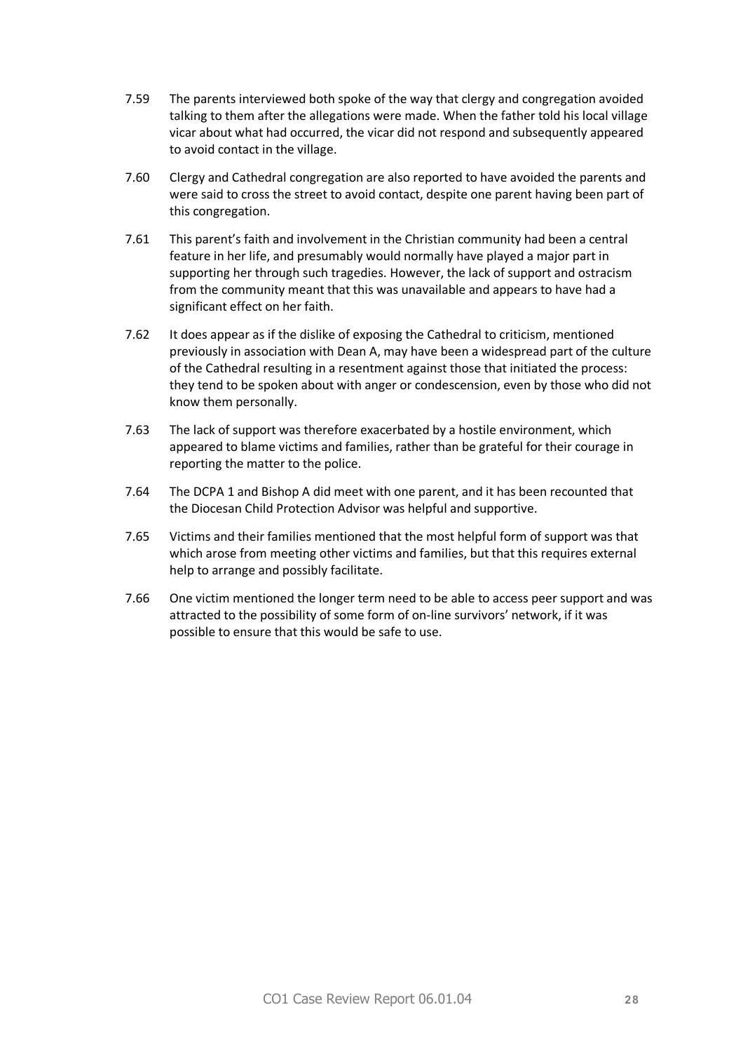7.59 The parents interviewed both spoke of the way that clergy and congregation avoided talking to them after the allegations were made. When the father told his local village vicar about what had occurred, the vicar did not respond and subsequently appeared to avoid contact in the village.

7.60 Clergy and Cathedral congregation are also reported to have avoided the parents and were said to cross the street to avoid contact, despite one parent having been part of this congregation.

7.61 This parent's faith and involvement in the Christian community had been a central feature in her life, and presumably would normally have played a major part in supporting her through such tragedies. However, the lack of support and ostracism from the community meant that this was unavailable and appears to have had a significant effect on her faith.

7.62 It does appear as if the dislike of exposing the Cathedral to criticism, mentioned previously in association with Dean A, may have been a widespread part of the culture of the Cathedral resulting in a resentment against those that initiated the process: they tend to be spoken about with anger or condescension, even by those who did not know them personally.

7.63 The lack of support was therefore exacerbated by a hostile environment, which appeared to blame victims and families, rather than be grateful for their courage in reporting the matter to the police.

7.64 The DCPA 1 and Bishop A did meet with one parent, and it has been recounted that the Diocesan Child Protection Advisor was helpful and supportive.

7.65 Victims and their families mentioned that the most helpful form of support was that which arose from meeting other victims and families, but that this requires external help to arrange and possibly facilitate.

7.66 One victim mentioned the longer term need to be able to access peer support and was attracted to the possibility of some form of on-line survivors' network, if it was possible to ensure that this would be safe to use.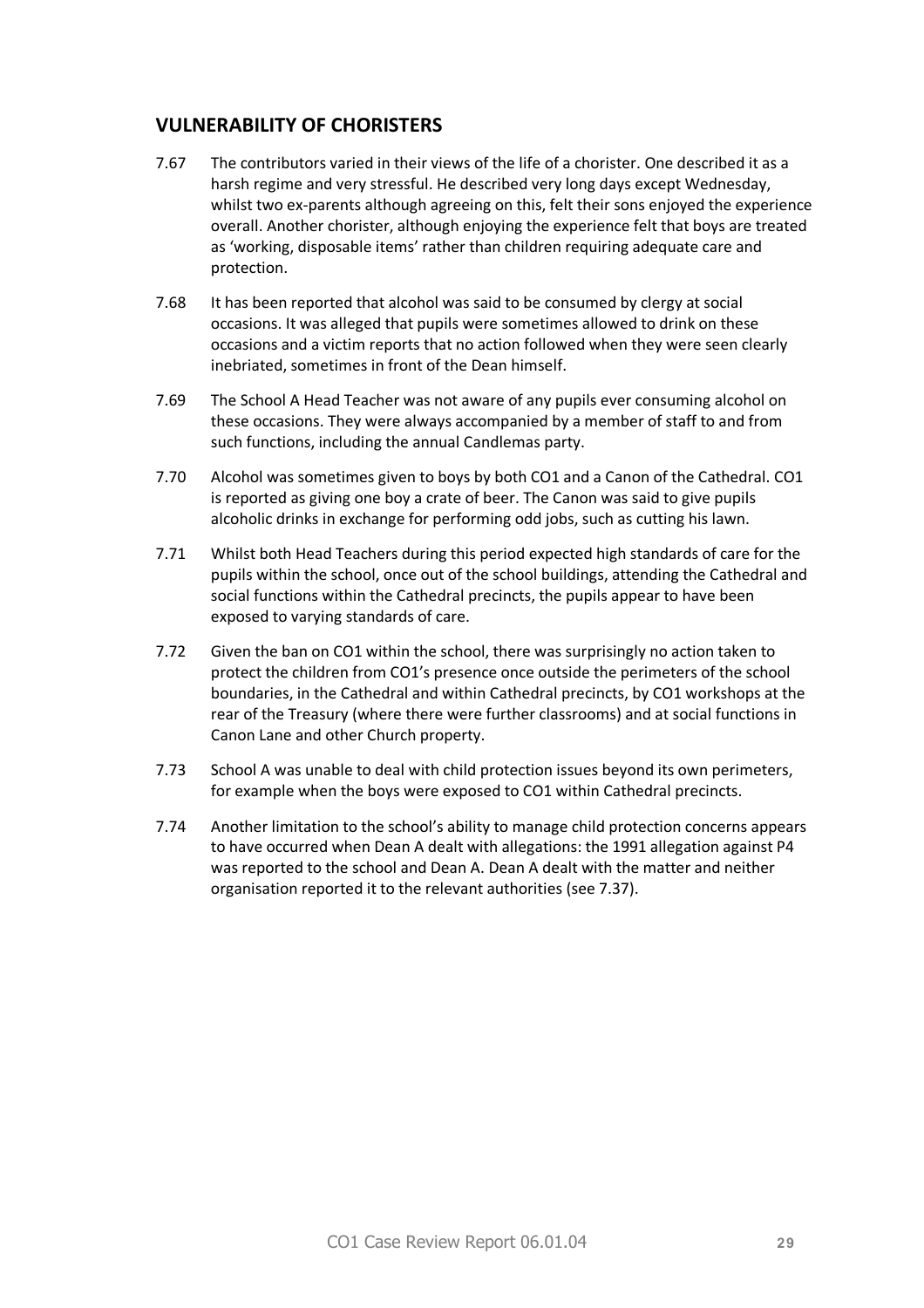## VULNERABILITY OF CHORISTERS

7.67 The contributors varied in their views of the life of a chorister. One described it as a harsh regime and very stressful. He described very long days except Wednesday, whilst two ex-parents although agreeing on this, felt their sons enjoyed the experience overall. Another chorister, although enjoying the experience felt that boys are treated as 'working, disposable items' rather than children requiring adequate care and protection.

7.68 It has been reported that alcohol was said to be consumed by clergy at social occasions. It was alleged that pupils were sometimes allowed to drink on these occasions and a victim reports that no action followed when they were seen clearly inebriated, sometimes in front of the Dean himself.

7.69 The School A Head Teacher was not aware of any pupils ever consuming alcohol on these occasions. They were always accompanied by a member of staff to and from such functions, including the annual Candlemas party.

7.70 Alcohol was sometimes given to boys by both CO1 and a Canon of the Cathedral. CO1 is reported as giving one boy a crate of beer. The Canon was said to give pupils alcoholic drinks in exchange for performing odd jobs, such as cutting his lawn.

7.71 Whilst both Head Teachers during this period expected high standards of care for the pupils within the school, once out of the school buildings, attending the Cathedral and social functions within the Cathedral precincts, the pupils appear to have been exposed to varying standards of care.

7.72 Given the ban on CO1 within the school, there was surprisingly no action taken to protect the children from CO1's presence once outside the perimeters of the school boundaries, in the Cathedral and within Cathedral precincts, by CO1 workshops at the rear of the Treasury (where there were further classrooms) and at social functions in Canon Lane and other Church property.

7.73 School A was unable to deal with child protection issues beyond its own perimeters, for example when the boys were exposed to CO1 within Cathedral precincts.

7.74 Another limitation to the school's ability to manage child protection concerns appears to have occurred when Dean A dealt with allegations: the 1991 allegation against P4 was reported to the school and Dean A. Dean A dealt with the matter and neither organisation reported it to the relevant authorities (see 7.37).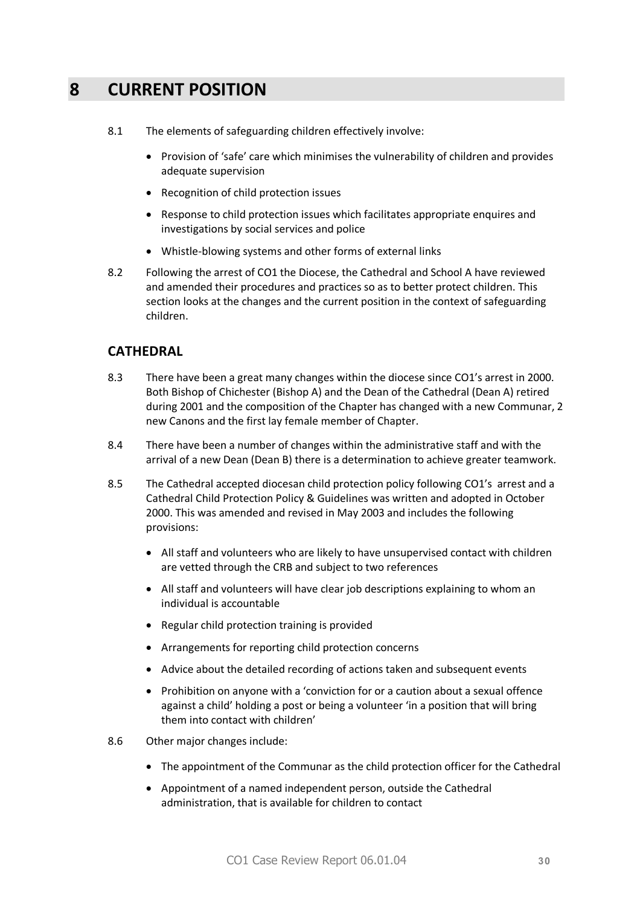# 8 CURRENT POSITION

8.1 The elements of safeguarding children effectively involve:

- Provision of 'safe' care which minimises the vulnerability of children and provides adequate supervision
- Recognition of child protection issues
- Response to child protection issues which facilitates appropriate enquires and investigations by social services and police
- Whistle-blowing systems and other forms of external links

8.2 Following the arrest of CO1 the Diocese, the Cathedral and School A have reviewed and amended their procedures and practices so as to better protect children. This section looks at the changes and the current position in the context of safeguarding children.

## CATHEDRAL

8.3 There have been a great many changes within the diocese since CO1's arrest in 2000. Both Bishop of Chichester (Bishop A) and the Dean of the Cathedral (Dean A) retired during 2001 and the composition of the Chapter has changed with a new Communar, 2 new Canons and the first lay female member of Chapter.

8.4 There have been a number of changes within the administrative staff and with the arrival of a new Dean (Dean B) there is a determination to achieve greater teamwork.

8.5 The Cathedral accepted diocesan child protection policy following CO1's arrest and a Cathedral Child Protection Policy & Guidelines was written and adopted in October 2000. This was amended and revised in May 2003 and includes the following provisions:

- All staff and volunteers who are likely to have unsupervised contact with children are vetted through the CRB and subject to two references
- All staff and volunteers will have clear job descriptions explaining to whom an individual is accountable
- Regular child protection training is provided
- Arrangements for reporting child protection concerns
- Advice about the detailed recording of actions taken and subsequent events
- Prohibition on anyone with a 'conviction for or a caution about a sexual offence against a child' holding a post or being a volunteer 'in a position that will bring them into contact with children'

8.6 Other major changes include:

- The appointment of the Communar as the child protection officer for the Cathedral
- Appointment of a named independent person, outside the Cathedral administration, that is available for children to contact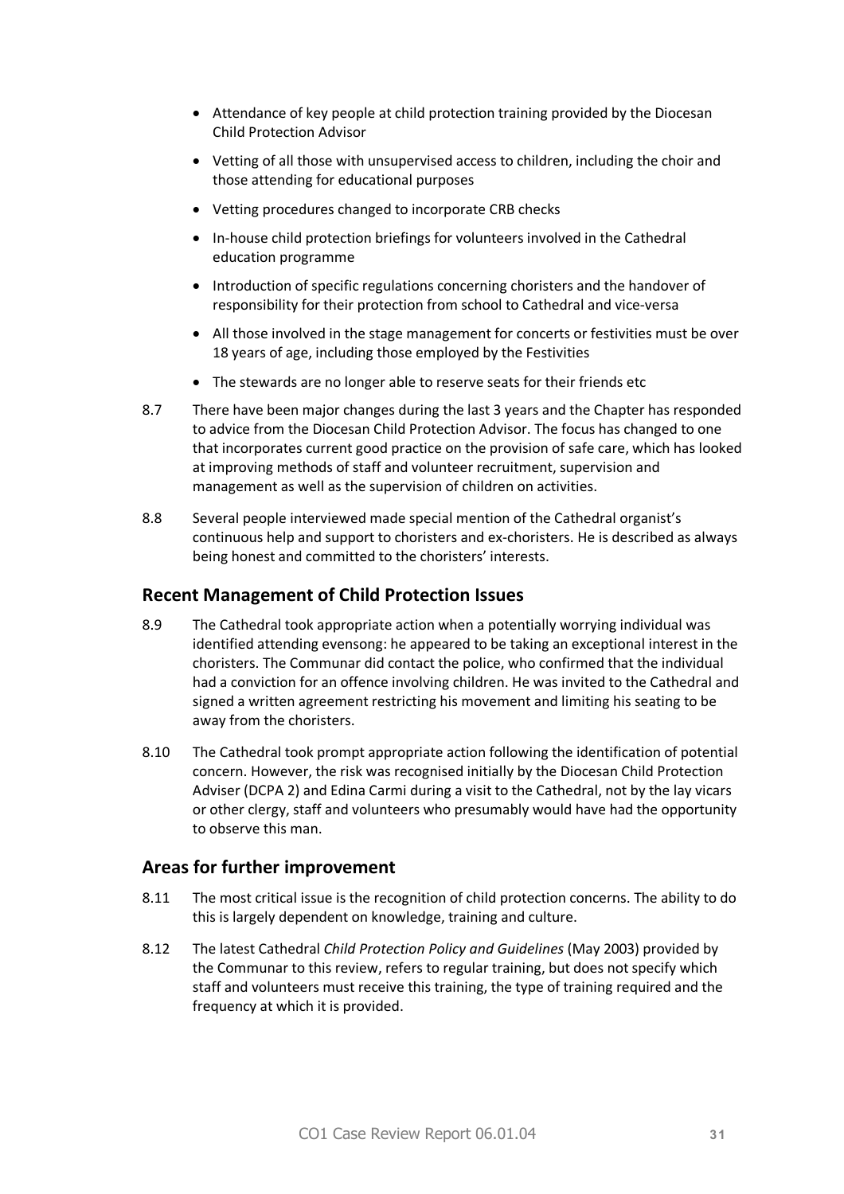- Attendance of key people at child protection training provided by the Diocesan Child Protection Advisor
- Vetting of all those with unsupervised access to children, including the choir and those attending for educational purposes
- Vetting procedures changed to incorporate CRB checks
- In-house child protection briefings for volunteers involved in the Cathedral education programme
- Introduction of specific regulations concerning choristers and the handover of responsibility for their protection from school to Cathedral and vice-versa
- All those involved in the stage management for concerts or festivities must be over 18 years of age, including those employed by the Festivities
- The stewards are no longer able to reserve seats for their friends etc

8.7 There have been major changes during the last 3 years and the Chapter has responded to advice from the Diocesan Child Protection Advisor. The focus has changed to one that incorporates current good practice on the provision of safe care, which has looked at improving methods of staff and volunteer recruitment, supervision and management as well as the supervision of children on activities.

8.8 Several people interviewed made special mention of the Cathedral organist's continuous help and support to choristers and ex-choristers. He is described as always being honest and committed to the choristers' interests.

## Recent Management of Child Protection Issues

8.9 The Cathedral took appropriate action when a potentially worrying individual was identified attending evensong: he appeared to be taking an exceptional interest in the choristers. The Communar did contact the police, who confirmed that the individual had a conviction for an offence involving children. He was invited to the Cathedral and signed a written agreement restricting his movement and limiting his seating to be away from the choristers.

8.10 The Cathedral took prompt appropriate action following the identification of potential concern. However, the risk was recognised initially by the Diocesan Child Protection Adviser (DCPA 2) and Edina Carmi during a visit to the Cathedral, not by the lay vicars or other clergy, staff and volunteers who presumably would have had the opportunity to observe this man.

## Areas for further improvement

8.11 The most critical issue is the recognition of child protection concerns. The ability to do this is largely dependent on knowledge, training and culture.

8.12 The latest Cathedral *Child Protection Policy and Guidelines* (May 2003) provided by the Communar to this review, refers to regular training, but does not specify which staff and volunteers must receive this training, the type of training required and the frequency at which it is provided.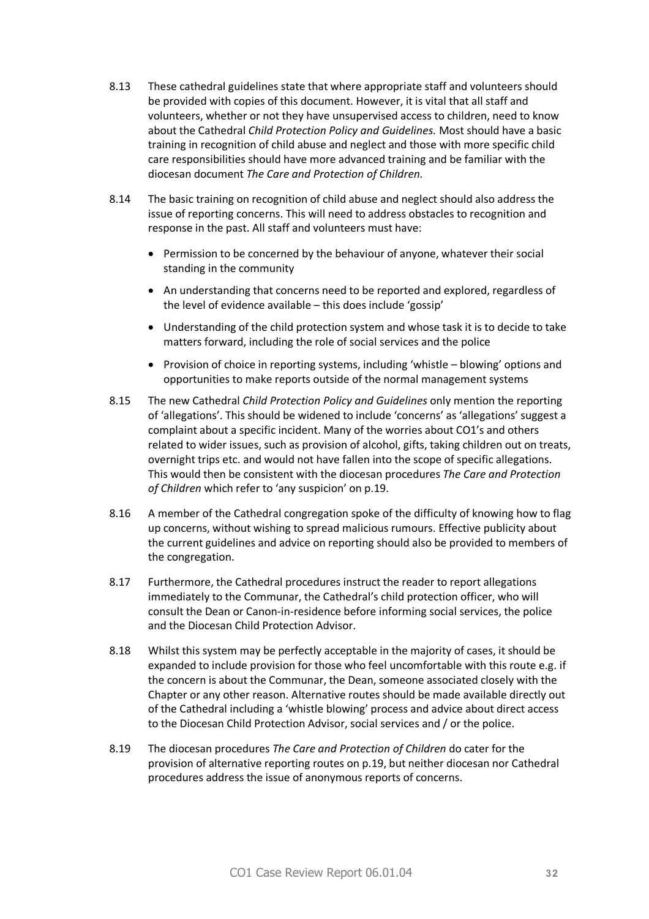8.13 These cathedral guidelines state that where appropriate staff and volunteers should be provided with copies of this document. However, it is vital that all staff and volunteers, whether or not they have unsupervised access to children, need to know about the Cathedral *Child Protection Policy and Guidelines.* Most should have a basic training in recognition of child abuse and neglect and those with more specific child care responsibilities should have more advanced training and be familiar with the diocesan document *The Care and Protection of Children.*

8.14 The basic training on recognition of child abuse and neglect should also address the issue of reporting concerns. This will need to address obstacles to recognition and response in the past. All staff and volunteers must have:

- Permission to be concerned by the behaviour of anyone, whatever their social standing in the community
- An understanding that concerns need to be reported and explored, regardless of the level of evidence available – this does include 'gossip'
- Understanding of the child protection system and whose task it is to decide to take matters forward, including the role of social services and the police
- Provision of choice in reporting systems, including 'whistle – blowing' options and opportunities to make reports outside of the normal management systems

8.15 The new Cathedral *Child Protection Policy and Guidelines* only mention the reporting of 'allegations'. This should be widened to include 'concerns' as 'allegations' suggest a complaint about a specific incident. Many of the worries about CO1's and others related to wider issues, such as provision of alcohol, gifts, taking children out on treats, overnight trips etc. and would not have fallen into the scope of specific allegations. This would then be consistent with the diocesan procedures *The Care and Protection of Children* which refer to 'any suspicion' on p.19.

8.16 A member of the Cathedral congregation spoke of the difficulty of knowing how to flag up concerns, without wishing to spread malicious rumours. Effective publicity about the current guidelines and advice on reporting should also be provided to members of the congregation.

8.17 Furthermore, the Cathedral procedures instruct the reader to report allegations immediately to the Communar, the Cathedral's child protection officer, who will consult the Dean or Canon-in-residence before informing social services, the police and the Diocesan Child Protection Advisor.

8.18 Whilst this system may be perfectly acceptable in the majority of cases, it should be expanded to include provision for those who feel uncomfortable with this route e.g. if the concern is about the Communar, the Dean, someone associated closely with the Chapter or any other reason. Alternative routes should be made available directly out of the Cathedral including a 'whistle blowing' process and advice about direct access to the Diocesan Child Protection Advisor, social services and / or the police.

8.19 The diocesan procedures *The Care and Protection of Children* do cater for the provision of alternative reporting routes on p.19, but neither diocesan nor Cathedral procedures address the issue of anonymous reports of concerns.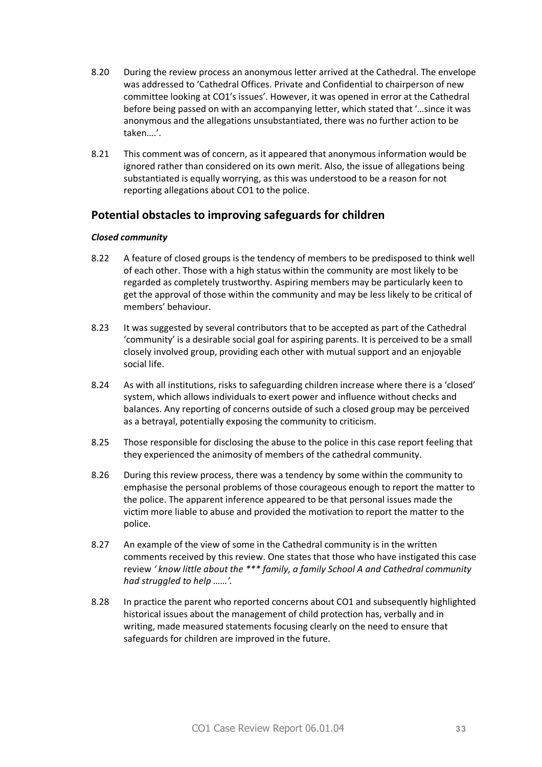8.20 During the review process an anonymous letter arrived at the Cathedral. The envelope was addressed to 'Cathedral Offices. Private and Confidential to chairperson of new committee looking at CO1's issues'. However, it was opened in error at the Cathedral before being passed on with an accompanying letter, which stated that '…since it was anonymous and the allegations unsubstantiated, there was no further action to be taken….'.

8.21 This comment was of concern, as it appeared that anonymous information would be ignored rather than considered on its own merit. Also, the issue of allegations being substantiated is equally worrying, as this was understood to be a reason for not reporting allegations about CO1 to the police.

## Potential obstacles to improving safeguards for children

### *Closed community*

8.22 A feature of closed groups is the tendency of members to be predisposed to think well of each other. Those with a high status within the community are most likely to be regarded as completely trustworthy. Aspiring members may be particularly keen to get the approval of those within the community and may be less likely to be critical of members' behaviour.

8.23 It was suggested by several contributors that to be accepted as part of the Cathedral 'community' is a desirable social goal for aspiring parents. It is perceived to be a small closely involved group, providing each other with mutual support and an enjoyable social life.

8.24 As with all institutions, risks to safeguarding children increase where there is a 'closed' system, which allows individuals to exert power and influence without checks and balances. Any reporting of concerns outside of such a closed group may be perceived as a betrayal, potentially exposing the community to criticism.

8.25 Those responsible for disclosing the abuse to the police in this case report feeling that they experienced the animosity of members of the cathedral community.

8.26 During this review process, there was a tendency by some within the community to emphasise the personal problems of those courageous enough to report the matter to the police. The apparent inference appeared to be that personal issues made the victim more liable to abuse and provided the motivation to report the matter to the police.

8.27 An example of the view of some in the Cathedral community is in the written comments received by this review. One states that those who have instigated this case review *' know little about the *** family, a family School A and Cathedral community had struggled to help ……'.*

8.28 In practice the parent who reported concerns about CO1 and subsequently highlighted historical issues about the management of child protection has, verbally and in writing, made measured statements focusing clearly on the need to ensure that safeguards for children are improved in the future.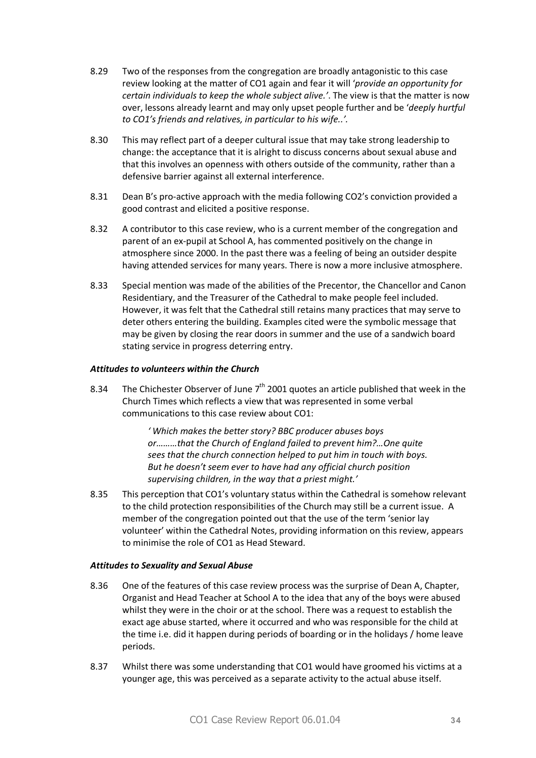8.29 Two of the responses from the congregation are broadly antagonistic to this case review looking at the matter of CO1 again and fear it will '*provide an opportunity for certain individuals to keep the whole subject alive.'*. The view is that the matter is now over, lessons already learnt and may only upset people further and be '*deeply hurtful to CO1's friends and relatives, in particular to his wife..'*.

8.30 This may reflect part of a deeper cultural issue that may take strong leadership to change: the acceptance that it is alright to discuss concerns about sexual abuse and that this involves an openness with others outside of the community, rather than a defensive barrier against all external interference.

8.31 Dean B's pro-active approach with the media following CO2's conviction provided a good contrast and elicited a positive response.

8.32 A contributor to this case review, who is a current member of the congregation and parent of an ex-pupil at School A, has commented positively on the change in atmosphere since 2000. In the past there was a feeling of being an outsider despite having attended services for many years. There is now a more inclusive atmosphere.

8.33 Special mention was made of the abilities of the Precentor, the Chancellor and Canon Residentiary, and the Treasurer of the Cathedral to make people feel included. However, it was felt that the Cathedral still retains many practices that may serve to deter others entering the building. Examples cited were the symbolic message that may be given by closing the rear doors in summer and the use of a sandwich board stating service in progress deterring entry.

***Attitudes to volunteers within the Church***

8.34 The Chichester Observer of June 7th 2001 quotes an article published that week in the Church Times which reflects a view that was represented in some verbal communications to this case review about CO1:

> *' Which makes the better story? BBC producer abuses boys or………that the Church of England failed to prevent him?…One quite sees that the church connection helped to put him in touch with boys. But he doesn't seem ever to have had any official church position supervising children, in the way that a priest might.'*

8.35 This perception that CO1's voluntary status within the Cathedral is somehow relevant to the child protection responsibilities of the Church may still be a current issue. A member of the congregation pointed out that the use of the term 'senior lay volunteer' within the Cathedral Notes, providing information on this review, appears to minimise the role of CO1 as Head Steward.

***Attitudes to Sexuality and Sexual Abuse***

8.36 One of the features of this case review process was the surprise of Dean A, Chapter, Organist and Head Teacher at School A to the idea that any of the boys were abused whilst they were in the choir or at the school. There was a request to establish the exact age abuse started, where it occurred and who was responsible for the child at the time i.e. did it happen during periods of boarding or in the holidays / home leave periods.

8.37 Whilst there was some understanding that CO1 would have groomed his victims at a younger age, this was perceived as a separate activity to the actual abuse itself.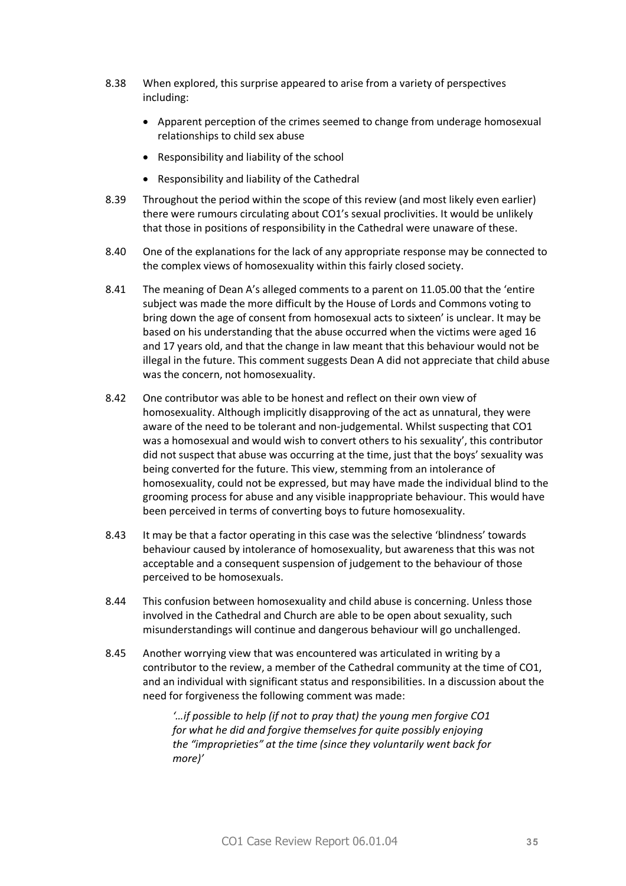8.38 When explored, this surprise appeared to arise from a variety of perspectives including:

- Apparent perception of the crimes seemed to change from underage homosexual relationships to child sex abuse
- Responsibility and liability of the school
- Responsibility and liability of the Cathedral

8.39 Throughout the period within the scope of this review (and most likely even earlier) there were rumours circulating about CO1's sexual proclivities. It would be unlikely that those in positions of responsibility in the Cathedral were unaware of these.

8.40 One of the explanations for the lack of any appropriate response may be connected to the complex views of homosexuality within this fairly closed society.

8.41 The meaning of Dean A's alleged comments to a parent on 11.05.00 that the 'entire subject was made the more difficult by the House of Lords and Commons voting to bring down the age of consent from homosexual acts to sixteen' is unclear. It may be based on his understanding that the abuse occurred when the victims were aged 16 and 17 years old, and that the change in law meant that this behaviour would not be illegal in the future. This comment suggests Dean A did not appreciate that child abuse was the concern, not homosexuality.

8.42 One contributor was able to be honest and reflect on their own view of homosexuality. Although implicitly disapproving of the act as unnatural, they were aware of the need to be tolerant and non-judgemental. Whilst suspecting that CO1 was a homosexual and would wish to convert others to his sexuality', this contributor did not suspect that abuse was occurring at the time, just that the boys' sexuality was being converted for the future. This view, stemming from an intolerance of homosexuality, could not be expressed, but may have made the individual blind to the grooming process for abuse and any visible inappropriate behaviour. This would have been perceived in terms of converting boys to future homosexuality.

8.43 It may be that a factor operating in this case was the selective 'blindness' towards behaviour caused by intolerance of homosexuality, but awareness that this was not acceptable and a consequent suspension of judgement to the behaviour of those perceived to be homosexuals.

8.44 This confusion between homosexuality and child abuse is concerning. Unless those involved in the Cathedral and Church are able to be open about sexuality, such misunderstandings will continue and dangerous behaviour will go unchallenged.

8.45 Another worrying view that was encountered was articulated in writing by a contributor to the review, a member of the Cathedral community at the time of CO1, and an individual with significant status and responsibilities. In a discussion about the need for forgiveness the following comment was made:

> *'…if possible to help (if not to pray that) the young men forgive CO1 for what he did and forgive themselves for quite possibly enjoying the "improprieties" at the time (since they voluntarily went back for more)'*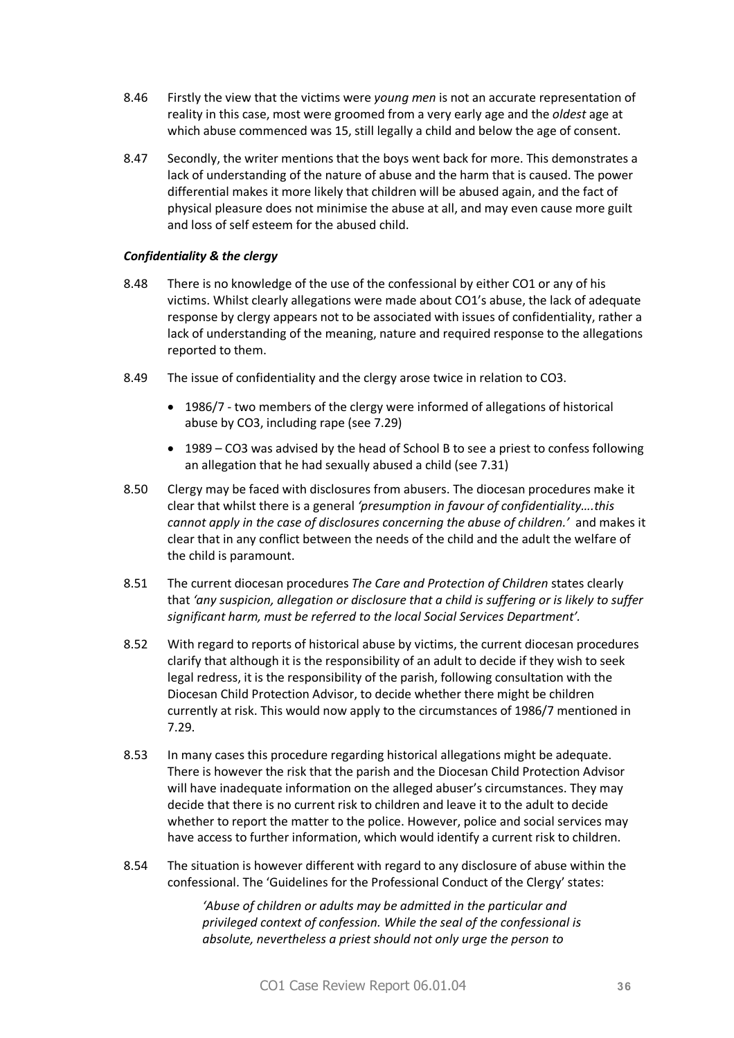8.46 Firstly the view that the victims were *young men* is not an accurate representation of reality in this case, most were groomed from a very early age and the *oldest* age at which abuse commenced was 15, still legally a child and below the age of consent.

8.47 Secondly, the writer mentions that the boys went back for more. This demonstrates a lack of understanding of the nature of abuse and the harm that is caused. The power differential makes it more likely that children will be abused again, and the fact of physical pleasure does not minimise the abuse at all, and may even cause more guilt and loss of self esteem for the abused child.

***Confidentiality & the clergy***

8.48 There is no knowledge of the use of the confessional by either CO1 or any of his victims. Whilst clearly allegations were made about CO1's abuse, the lack of adequate response by clergy appears not to be associated with issues of confidentiality, rather a lack of understanding of the meaning, nature and required response to the allegations reported to them.

8.49 The issue of confidentiality and the clergy arose twice in relation to CO3.

- 1986/7 - two members of the clergy were informed of allegations of historical abuse by CO3, including rape (see 7.29)
- 1989 – CO3 was advised by the head of School B to see a priest to confess following an allegation that he had sexually abused a child (see 7.31)

8.50 Clergy may be faced with disclosures from abusers. The diocesan procedures make it clear that whilst there is a general *'presumption in favour of confidentiality….this cannot apply in the case of disclosures concerning the abuse of children.'* and makes it clear that in any conflict between the needs of the child and the adult the welfare of the child is paramount.

8.51 The current diocesan procedures *The Care and Protection of Children* states clearly that *'any suspicion, allegation or disclosure that a child is suffering or is likely to suffer significant harm, must be referred to the local Social Services Department'.*

8.52 With regard to reports of historical abuse by victims, the current diocesan procedures clarify that although it is the responsibility of an adult to decide if they wish to seek legal redress, it is the responsibility of the parish, following consultation with the Diocesan Child Protection Advisor, to decide whether there might be children currently at risk. This would now apply to the circumstances of 1986/7 mentioned in 7.29.

8.53 In many cases this procedure regarding historical allegations might be adequate. There is however the risk that the parish and the Diocesan Child Protection Advisor will have inadequate information on the alleged abuser's circumstances. They may decide that there is no current risk to children and leave it to the adult to decide whether to report the matter to the police. However, police and social services may have access to further information, which would identify a current risk to children.

8.54 The situation is however different with regard to any disclosure of abuse within the confessional. The 'Guidelines for the Professional Conduct of the Clergy' states:

> *'Abuse of children or adults may be admitted in the particular and privileged context of confession. While the seal of the confessional is absolute, nevertheless a priest should not only urge the person to*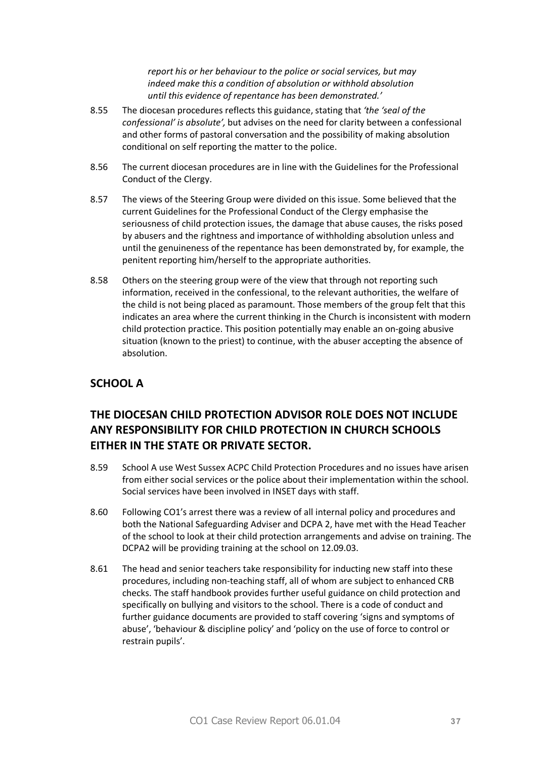*report his or her behaviour to the police or social services, but may indeed make this a condition of absolution or withhold absolution until this evidence of repentance has been demonstrated.'*

8.55 The diocesan procedures reflects this guidance, stating that *'the 'seal of the confessional' is absolute',* but advises on the need for clarity between a confessional and other forms of pastoral conversation and the possibility of making absolution conditional on self reporting the matter to the police.

8.56 The current diocesan procedures are in line with the Guidelines for the Professional Conduct of the Clergy.

8.57 The views of the Steering Group were divided on this issue. Some believed that the current Guidelines for the Professional Conduct of the Clergy emphasise the seriousness of child protection issues, the damage that abuse causes, the risks posed by abusers and the rightness and importance of withholding absolution unless and until the genuineness of the repentance has been demonstrated by, for example, the penitent reporting him/herself to the appropriate authorities.

8.58 Others on the steering group were of the view that through not reporting such information, received in the confessional, to the relevant authorities, the welfare of the child is not being placed as paramount. Those members of the group felt that this indicates an area where the current thinking in the Church is inconsistent with modern child protection practice. This position potentially may enable an on-going abusive situation (known to the priest) to continue, with the abuser accepting the absence of absolution.

## SCHOOL A

## THE DIOCESAN CHILD PROTECTION ADVISOR ROLE DOES NOT INCLUDE ANY RESPONSIBILITY FOR CHILD PROTECTION IN CHURCH SCHOOLS EITHER IN THE STATE OR PRIVATE SECTOR.

8.59 School A use West Sussex ACPC Child Protection Procedures and no issues have arisen from either social services or the police about their implementation within the school. Social services have been involved in INSET days with staff.

8.60 Following CO1's arrest there was a review of all internal policy and procedures and both the National Safeguarding Adviser and DCPA 2, have met with the Head Teacher of the school to look at their child protection arrangements and advise on training. The DCPA2 will be providing training at the school on 12.09.03.

8.61 The head and senior teachers take responsibility for inducting new staff into these procedures, including non-teaching staff, all of whom are subject to enhanced CRB checks. The staff handbook provides further useful guidance on child protection and specifically on bullying and visitors to the school. There is a code of conduct and further guidance documents are provided to staff covering 'signs and symptoms of abuse', 'behaviour & discipline policy' and 'policy on the use of force to control or restrain pupils'.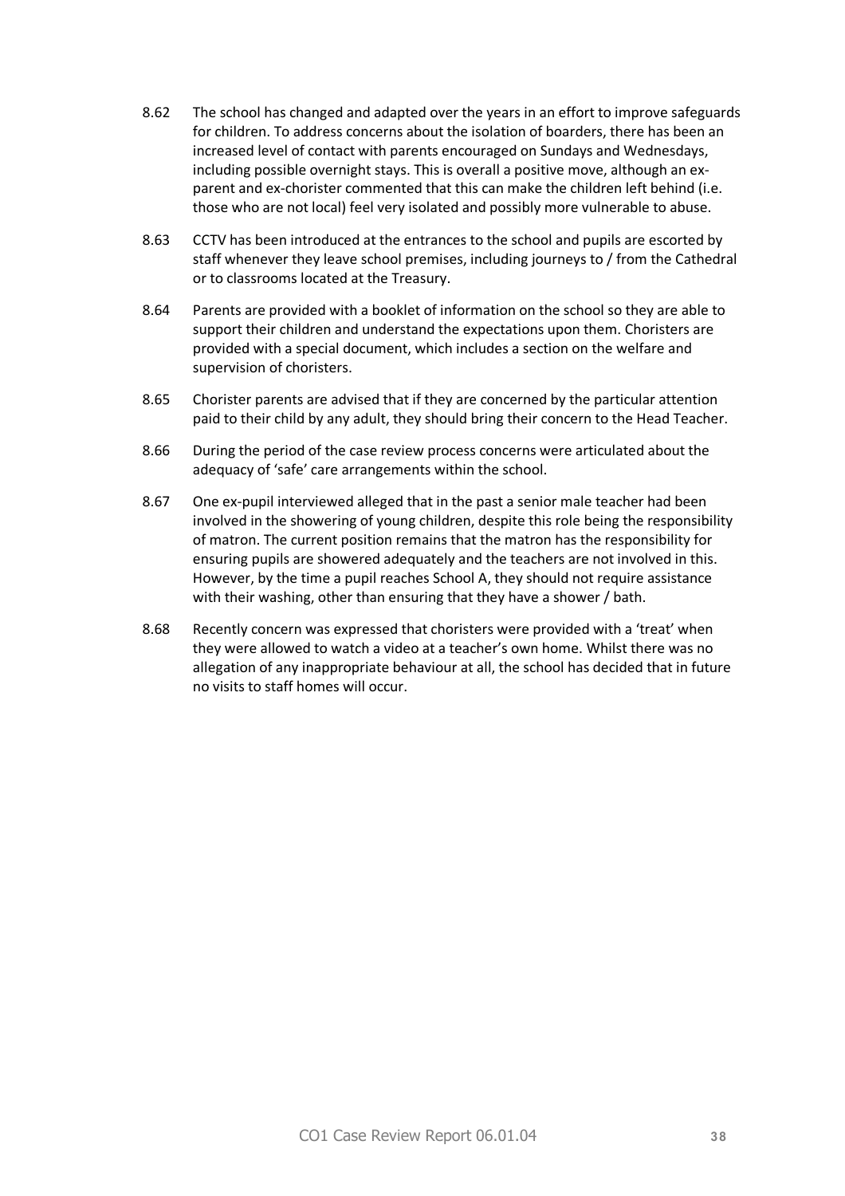8.62 The school has changed and adapted over the years in an effort to improve safeguards for children. To address concerns about the isolation of boarders, there has been an increased level of contact with parents encouraged on Sundays and Wednesdays, including possible overnight stays. This is overall a positive move, although an ex-parent and ex-chorister commented that this can make the children left behind (i.e. those who are not local) feel very isolated and possibly more vulnerable to abuse.

8.63 CCTV has been introduced at the entrances to the school and pupils are escorted by staff whenever they leave school premises, including journeys to / from the Cathedral or to classrooms located at the Treasury.

8.64 Parents are provided with a booklet of information on the school so they are able to support their children and understand the expectations upon them. Choristers are provided with a special document, which includes a section on the welfare and supervision of choristers.

8.65 Chorister parents are advised that if they are concerned by the particular attention paid to their child by any adult, they should bring their concern to the Head Teacher.

8.66 During the period of the case review process concerns were articulated about the adequacy of 'safe' care arrangements within the school.

8.67 One ex-pupil interviewed alleged that in the past a senior male teacher had been involved in the showering of young children, despite this role being the responsibility of matron. The current position remains that the matron has the responsibility for ensuring pupils are showered adequately and the teachers are not involved in this. However, by the time a pupil reaches School A, they should not require assistance with their washing, other than ensuring that they have a shower / bath.

8.68 Recently concern was expressed that choristers were provided with a 'treat' when they were allowed to watch a video at a teacher's own home. Whilst there was no allegation of any inappropriate behaviour at all, the school has decided that in future no visits to staff homes will occur.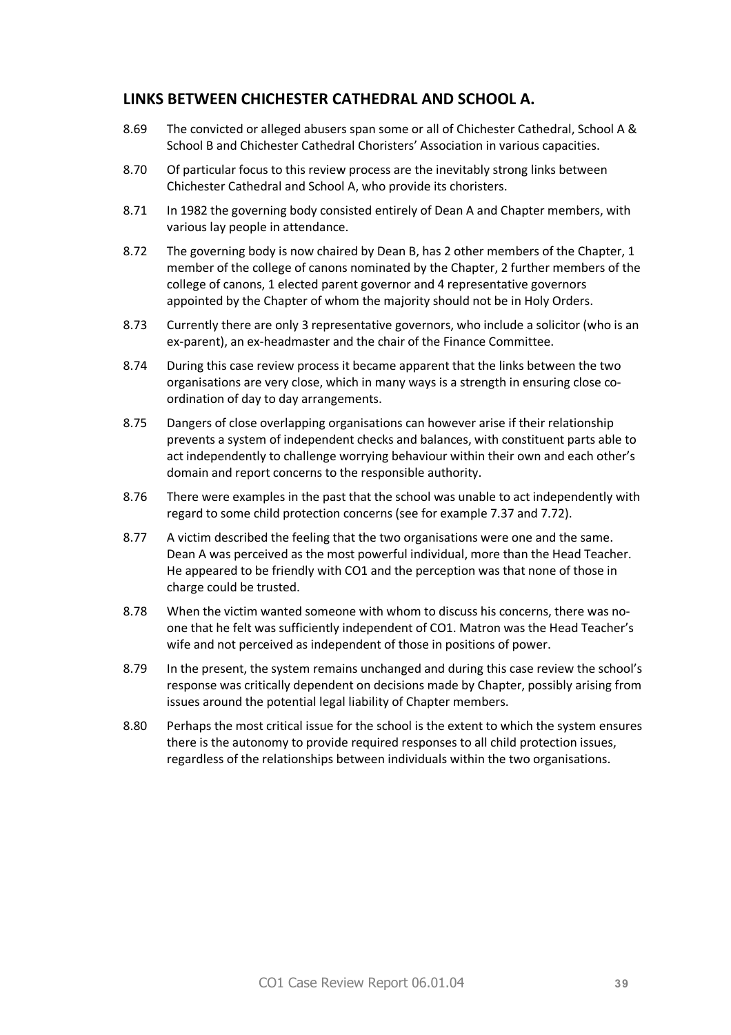## LINKS BETWEEN CHICHESTER CATHEDRAL AND SCHOOL A.

8.69 The convicted or alleged abusers span some or all of Chichester Cathedral, School A & School B and Chichester Cathedral Choristers' Association in various capacities.

8.70 Of particular focus to this review process are the inevitably strong links between Chichester Cathedral and School A, who provide its choristers.

8.71 In 1982 the governing body consisted entirely of Dean A and Chapter members, with various lay people in attendance.

8.72 The governing body is now chaired by Dean B, has 2 other members of the Chapter, 1 member of the college of canons nominated by the Chapter, 2 further members of the college of canons, 1 elected parent governor and 4 representative governors appointed by the Chapter of whom the majority should not be in Holy Orders.

8.73 Currently there are only 3 representative governors, who include a solicitor (who is an ex-parent), an ex-headmaster and the chair of the Finance Committee.

8.74 During this case review process it became apparent that the links between the two organisations are very close, which in many ways is a strength in ensuring close co-ordination of day to day arrangements.

8.75 Dangers of close overlapping organisations can however arise if their relationship prevents a system of independent checks and balances, with constituent parts able to act independently to challenge worrying behaviour within their own and each other's domain and report concerns to the responsible authority.

8.76 There were examples in the past that the school was unable to act independently with regard to some child protection concerns (see for example 7.37 and 7.72).

8.77 A victim described the feeling that the two organisations were one and the same. Dean A was perceived as the most powerful individual, more than the Head Teacher. He appeared to be friendly with CO1 and the perception was that none of those in charge could be trusted.

8.78 When the victim wanted someone with whom to discuss his concerns, there was no-one that he felt was sufficiently independent of CO1. Matron was the Head Teacher's wife and not perceived as independent of those in positions of power.

8.79 In the present, the system remains unchanged and during this case review the school's response was critically dependent on decisions made by Chapter, possibly arising from issues around the potential legal liability of Chapter members.

8.80 Perhaps the most critical issue for the school is the extent to which the system ensures there is the autonomy to provide required responses to all child protection issues, regardless of the relationships between individuals within the two organisations.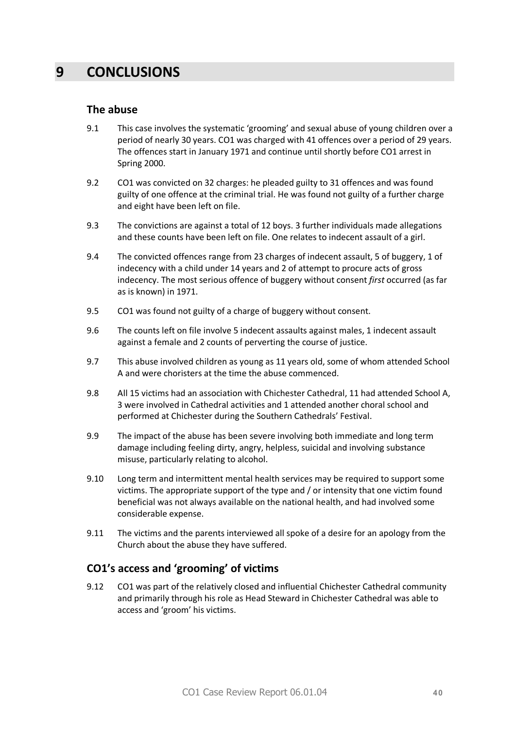# 9 CONCLUSIONS

## The abuse

9.1 This case involves the systematic 'grooming' and sexual abuse of young children over a period of nearly 30 years. CO1 was charged with 41 offences over a period of 29 years. The offences start in January 1971 and continue until shortly before CO1 arrest in Spring 2000.

9.2 CO1 was convicted on 32 charges: he pleaded guilty to 31 offences and was found guilty of one offence at the criminal trial. He was found not guilty of a further charge and eight have been left on file.

9.3 The convictions are against a total of 12 boys. 3 further individuals made allegations and these counts have been left on file. One relates to indecent assault of a girl.

9.4 The convicted offences range from 23 charges of indecent assault, 5 of buggery, 1 of indecency with a child under 14 years and 2 of attempt to procure acts of gross indecency. The most serious offence of buggery without consent *first* occurred (as far as is known) in 1971.

9.5 CO1 was found not guilty of a charge of buggery without consent.

9.6 The counts left on file involve 5 indecent assaults against males, 1 indecent assault against a female and 2 counts of perverting the course of justice.

9.7 This abuse involved children as young as 11 years old, some of whom attended School A and were choristers at the time the abuse commenced.

9.8 All 15 victims had an association with Chichester Cathedral, 11 had attended School A, 3 were involved in Cathedral activities and 1 attended another choral school and performed at Chichester during the Southern Cathedrals' Festival.

9.9 The impact of the abuse has been severe involving both immediate and long term damage including feeling dirty, angry, helpless, suicidal and involving substance misuse, particularly relating to alcohol.

9.10 Long term and intermittent mental health services may be required to support some victims. The appropriate support of the type and / or intensity that one victim found beneficial was not always available on the national health, and had involved some considerable expense.

9.11 The victims and the parents interviewed all spoke of a desire for an apology from the Church about the abuse they have suffered.

## CO1's access and 'grooming' of victims

9.12 CO1 was part of the relatively closed and influential Chichester Cathedral community and primarily through his role as Head Steward in Chichester Cathedral was able to access and 'groom' his victims.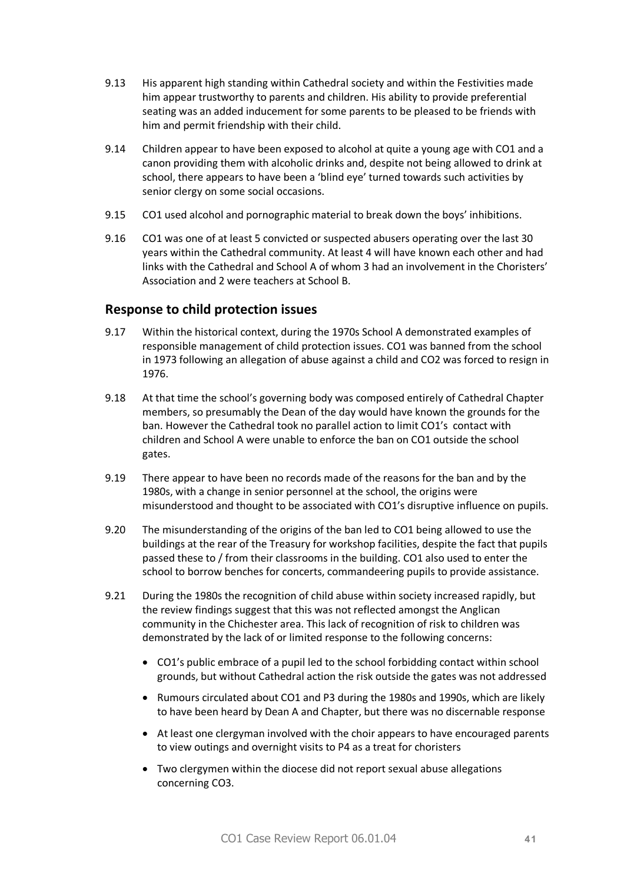9.13 His apparent high standing within Cathedral society and within the Festivities made him appear trustworthy to parents and children. His ability to provide preferential seating was an added inducement for some parents to be pleased to be friends with him and permit friendship with their child.

9.14 Children appear to have been exposed to alcohol at quite a young age with CO1 and a canon providing them with alcoholic drinks and, despite not being allowed to drink at school, there appears to have been a 'blind eye' turned towards such activities by senior clergy on some social occasions.

9.15 CO1 used alcohol and pornographic material to break down the boys' inhibitions.

9.16 CO1 was one of at least 5 convicted or suspected abusers operating over the last 30 years within the Cathedral community. At least 4 will have known each other and had links with the Cathedral and School A of whom 3 had an involvement in the Choristers' Association and 2 were teachers at School B.

## Response to child protection issues

9.17 Within the historical context, during the 1970s School A demonstrated examples of responsible management of child protection issues. CO1 was banned from the school in 1973 following an allegation of abuse against a child and CO2 was forced to resign in 1976.

9.18 At that time the school's governing body was composed entirely of Cathedral Chapter members, so presumably the Dean of the day would have known the grounds for the ban. However the Cathedral took no parallel action to limit CO1's contact with children and School A were unable to enforce the ban on CO1 outside the school gates.

9.19 There appear to have been no records made of the reasons for the ban and by the 1980s, with a change in senior personnel at the school, the origins were misunderstood and thought to be associated with CO1's disruptive influence on pupils.

9.20 The misunderstanding of the origins of the ban led to CO1 being allowed to use the buildings at the rear of the Treasury for workshop facilities, despite the fact that pupils passed these to / from their classrooms in the building. CO1 also used to enter the school to borrow benches for concerts, commandeering pupils to provide assistance.

9.21 During the 1980s the recognition of child abuse within society increased rapidly, but the review findings suggest that this was not reflected amongst the Anglican community in the Chichester area. This lack of recognition of risk to children was demonstrated by the lack of or limited response to the following concerns:

- CO1's public embrace of a pupil led to the school forbidding contact within school grounds, but without Cathedral action the risk outside the gates was not addressed
- Rumours circulated about CO1 and P3 during the 1980s and 1990s, which are likely to have been heard by Dean A and Chapter, but there was no discernable response
- At least one clergyman involved with the choir appears to have encouraged parents to view outings and overnight visits to P4 as a treat for choristers
- Two clergymen within the diocese did not report sexual abuse allegations concerning CO3.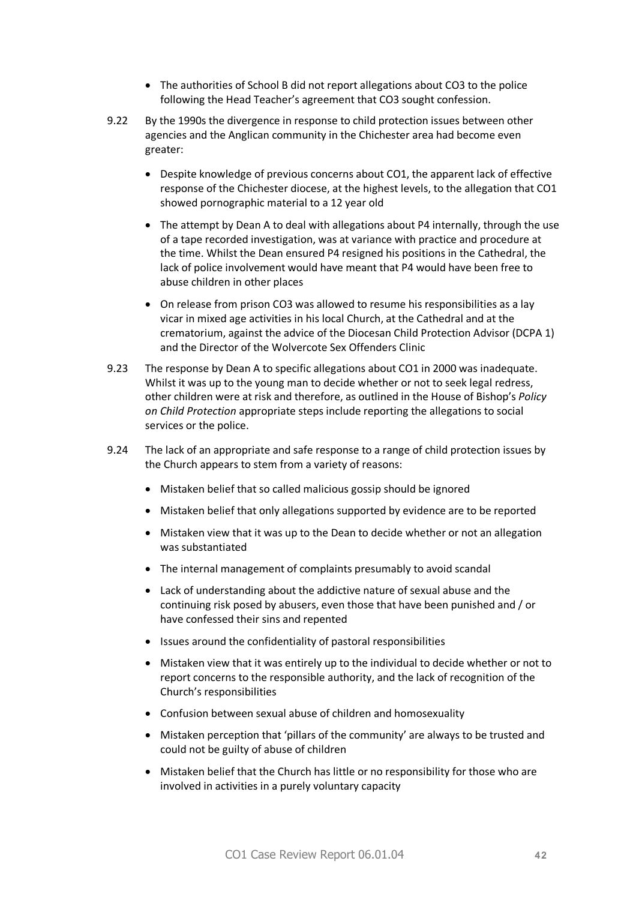- The authorities of School B did not report allegations about CO3 to the police following the Head Teacher's agreement that CO3 sought confession.

9.22 By the 1990s the divergence in response to child protection issues between other agencies and the Anglican community in the Chichester area had become even greater:

- Despite knowledge of previous concerns about CO1, the apparent lack of effective response of the Chichester diocese, at the highest levels, to the allegation that CO1 showed pornographic material to a 12 year old
- The attempt by Dean A to deal with allegations about P4 internally, through the use of a tape recorded investigation, was at variance with practice and procedure at the time. Whilst the Dean ensured P4 resigned his positions in the Cathedral, the lack of police involvement would have meant that P4 would have been free to abuse children in other places
- On release from prison CO3 was allowed to resume his responsibilities as a lay vicar in mixed age activities in his local Church, at the Cathedral and at the crematorium, against the advice of the Diocesan Child Protection Advisor (DCPA 1) and the Director of the Wolvercote Sex Offenders Clinic

9.23 The response by Dean A to specific allegations about CO1 in 2000 was inadequate. Whilst it was up to the young man to decide whether or not to seek legal redress, other children were at risk and therefore, as outlined in the House of Bishop's *Policy on Child Protection* appropriate steps include reporting the allegations to social services or the police.

9.24 The lack of an appropriate and safe response to a range of child protection issues by the Church appears to stem from a variety of reasons:

- Mistaken belief that so called malicious gossip should be ignored
- Mistaken belief that only allegations supported by evidence are to be reported
- Mistaken view that it was up to the Dean to decide whether or not an allegation was substantiated
- The internal management of complaints presumably to avoid scandal
- Lack of understanding about the addictive nature of sexual abuse and the continuing risk posed by abusers, even those that have been punished and / or have confessed their sins and repented
- Issues around the confidentiality of pastoral responsibilities
- Mistaken view that it was entirely up to the individual to decide whether or not to report concerns to the responsible authority, and the lack of recognition of the Church's responsibilities
- Confusion between sexual abuse of children and homosexuality
- Mistaken perception that 'pillars of the community' are always to be trusted and could not be guilty of abuse of children
- Mistaken belief that the Church has little or no responsibility for those who are involved in activities in a purely voluntary capacity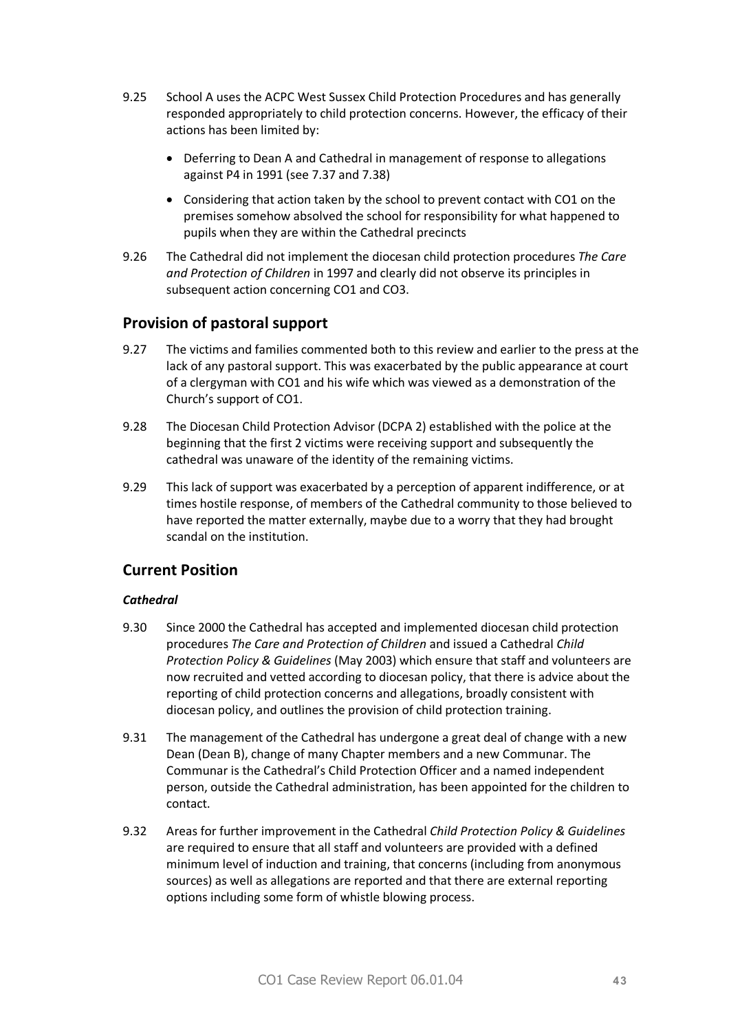9.25 School A uses the ACPC West Sussex Child Protection Procedures and has generally responded appropriately to child protection concerns. However, the efficacy of their actions has been limited by:

- Deferring to Dean A and Cathedral in management of response to allegations against P4 in 1991 (see 7.37 and 7.38)
- Considering that action taken by the school to prevent contact with CO1 on the premises somehow absolved the school for responsibility for what happened to pupils when they are within the Cathedral precincts

9.26 The Cathedral did not implement the diocesan child protection procedures *The Care and Protection of Children* in 1997 and clearly did not observe its principles in subsequent action concerning CO1 and CO3.

## Provision of pastoral support

9.27 The victims and families commented both to this review and earlier to the press at the lack of any pastoral support. This was exacerbated by the public appearance at court of a clergyman with CO1 and his wife which was viewed as a demonstration of the Church's support of CO1.

9.28 The Diocesan Child Protection Advisor (DCPA 2) established with the police at the beginning that the first 2 victims were receiving support and subsequently the cathedral was unaware of the identity of the remaining victims.

9.29 This lack of support was exacerbated by a perception of apparent indifference, or at times hostile response, of members of the Cathedral community to those believed to have reported the matter externally, maybe due to a worry that they had brought scandal on the institution.

## Current Position

### *Cathedral*

9.30 Since 2000 the Cathedral has accepted and implemented diocesan child protection procedures *The Care and Protection of Children* and issued a Cathedral *Child Protection Policy & Guidelines* (May 2003) which ensure that staff and volunteers are now recruited and vetted according to diocesan policy, that there is advice about the reporting of child protection concerns and allegations, broadly consistent with diocesan policy, and outlines the provision of child protection training.

9.31 The management of the Cathedral has undergone a great deal of change with a new Dean (Dean B), change of many Chapter members and a new Communar. The Communar is the Cathedral's Child Protection Officer and a named independent person, outside the Cathedral administration, has been appointed for the children to contact.

9.32 Areas for further improvement in the Cathedral *Child Protection Policy & Guidelines* are required to ensure that all staff and volunteers are provided with a defined minimum level of induction and training, that concerns (including from anonymous sources) as well as allegations are reported and that there are external reporting options including some form of whistle blowing process.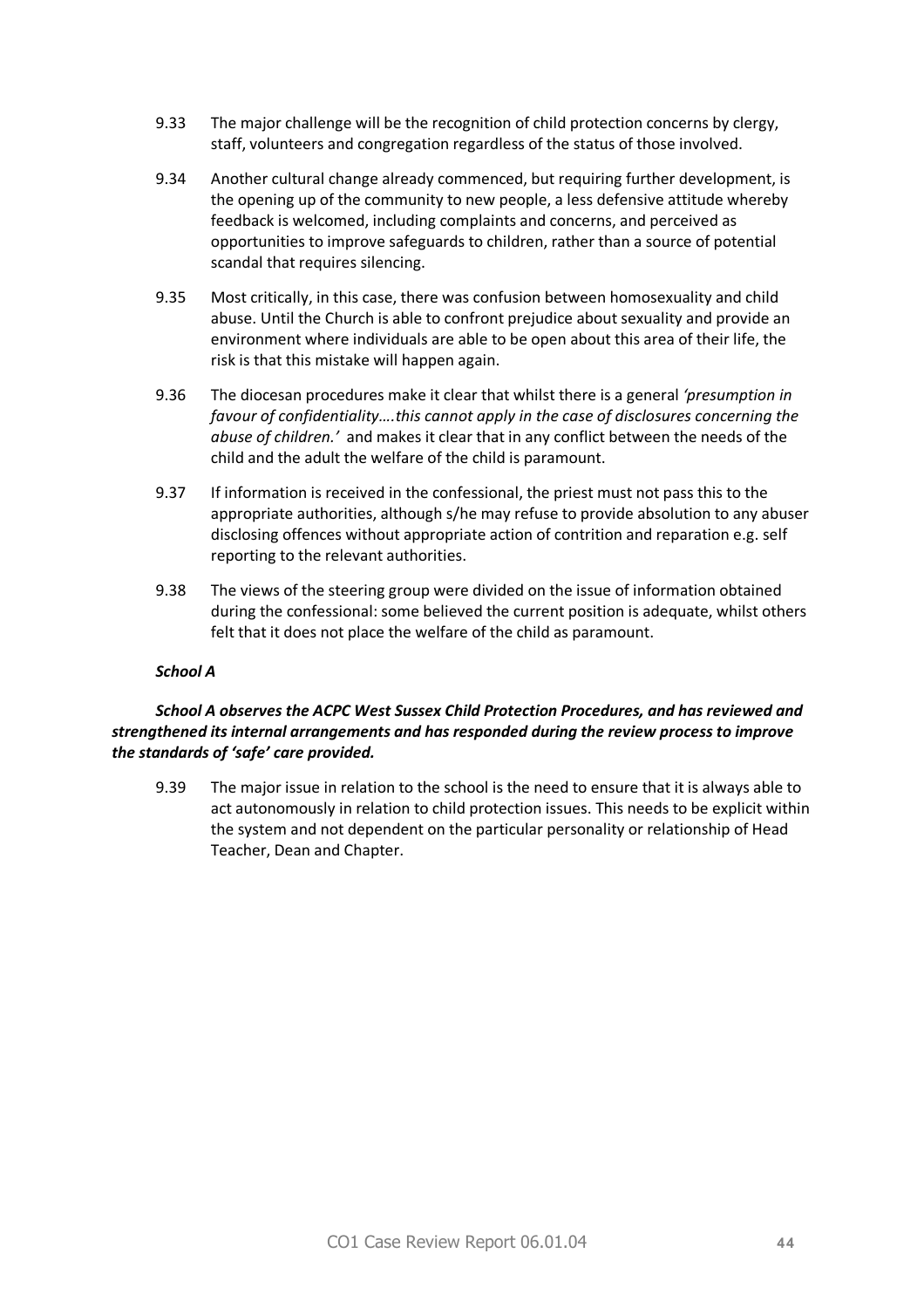9.33 The major challenge will be the recognition of child protection concerns by clergy, staff, volunteers and congregation regardless of the status of those involved.

9.34 Another cultural change already commenced, but requiring further development, is the opening up of the community to new people, a less defensive attitude whereby feedback is welcomed, including complaints and concerns, and perceived as opportunities to improve safeguards to children, rather than a source of potential scandal that requires silencing.

9.35 Most critically, in this case, there was confusion between homosexuality and child abuse. Until the Church is able to confront prejudice about sexuality and provide an environment where individuals are able to be open about this area of their life, the risk is that this mistake will happen again.

9.36 The diocesan procedures make it clear that whilst there is a general *'presumption in favour of confidentiality….this cannot apply in the case of disclosures concerning the abuse of children.'* and makes it clear that in any conflict between the needs of the child and the adult the welfare of the child is paramount.

9.37 If information is received in the confessional, the priest must not pass this to the appropriate authorities, although s/he may refuse to provide absolution to any abuser disclosing offences without appropriate action of contrition and reparation e.g. self reporting to the relevant authorities.

9.38 The views of the steering group were divided on the issue of information obtained during the confessional: some believed the current position is adequate, whilst others felt that it does not place the welfare of the child as paramount.

***School A***

***School A observes the ACPC West Sussex Child Protection Procedures, and has reviewed and strengthened its internal arrangements and has responded during the review process to improve the standards of 'safe' care provided.***

9.39 The major issue in relation to the school is the need to ensure that it is always able to act autonomously in relation to child protection issues. This needs to be explicit within the system and not dependent on the particular personality or relationship of Head Teacher, Dean and Chapter.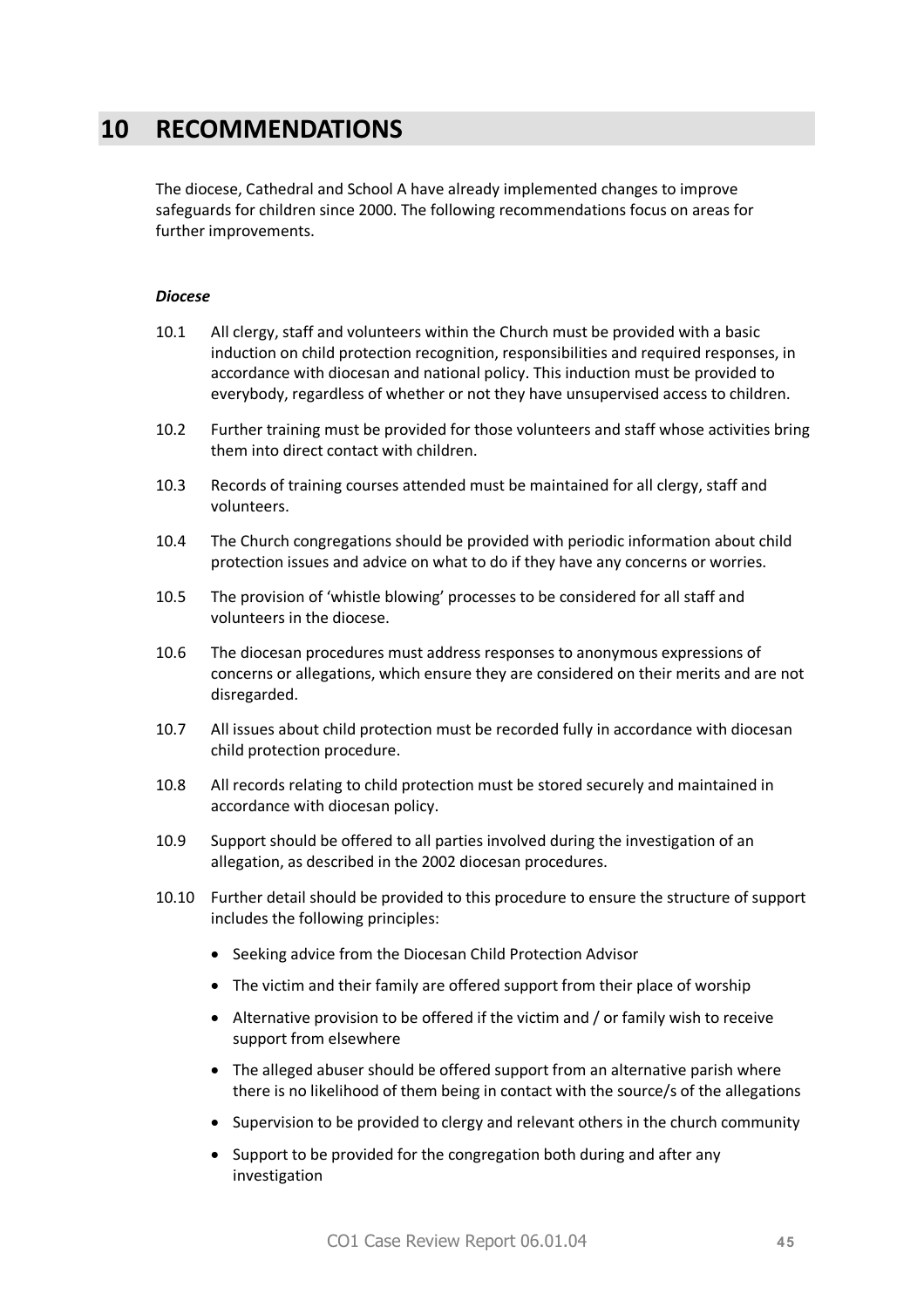# 10 RECOMMENDATIONS

The diocese, Cathedral and School A have already implemented changes to improve safeguards for children since 2000. The following recommendations focus on areas for further improvements.

***Diocese***

10.1 All clergy, staff and volunteers within the Church must be provided with a basic induction on child protection recognition, responsibilities and required responses, in accordance with diocesan and national policy. This induction must be provided to everybody, regardless of whether or not they have unsupervised access to children.

10.2 Further training must be provided for those volunteers and staff whose activities bring them into direct contact with children.

10.3 Records of training courses attended must be maintained for all clergy, staff and volunteers.

10.4 The Church congregations should be provided with periodic information about child protection issues and advice on what to do if they have any concerns or worries.

10.5 The provision of 'whistle blowing' processes to be considered for all staff and volunteers in the diocese.

10.6 The diocesan procedures must address responses to anonymous expressions of concerns or allegations, which ensure they are considered on their merits and are not disregarded.

10.7 All issues about child protection must be recorded fully in accordance with diocesan child protection procedure.

10.8 All records relating to child protection must be stored securely and maintained in accordance with diocesan policy.

10.9 Support should be offered to all parties involved during the investigation of an allegation, as described in the 2002 diocesan procedures.

10.10 Further detail should be provided to this procedure to ensure the structure of support includes the following principles:

- Seeking advice from the Diocesan Child Protection Advisor
- The victim and their family are offered support from their place of worship
- Alternative provision to be offered if the victim and / or family wish to receive support from elsewhere
- The alleged abuser should be offered support from an alternative parish where there is no likelihood of them being in contact with the source/s of the allegations
- Supervision to be provided to clergy and relevant others in the church community
- Support to be provided for the congregation both during and after any investigation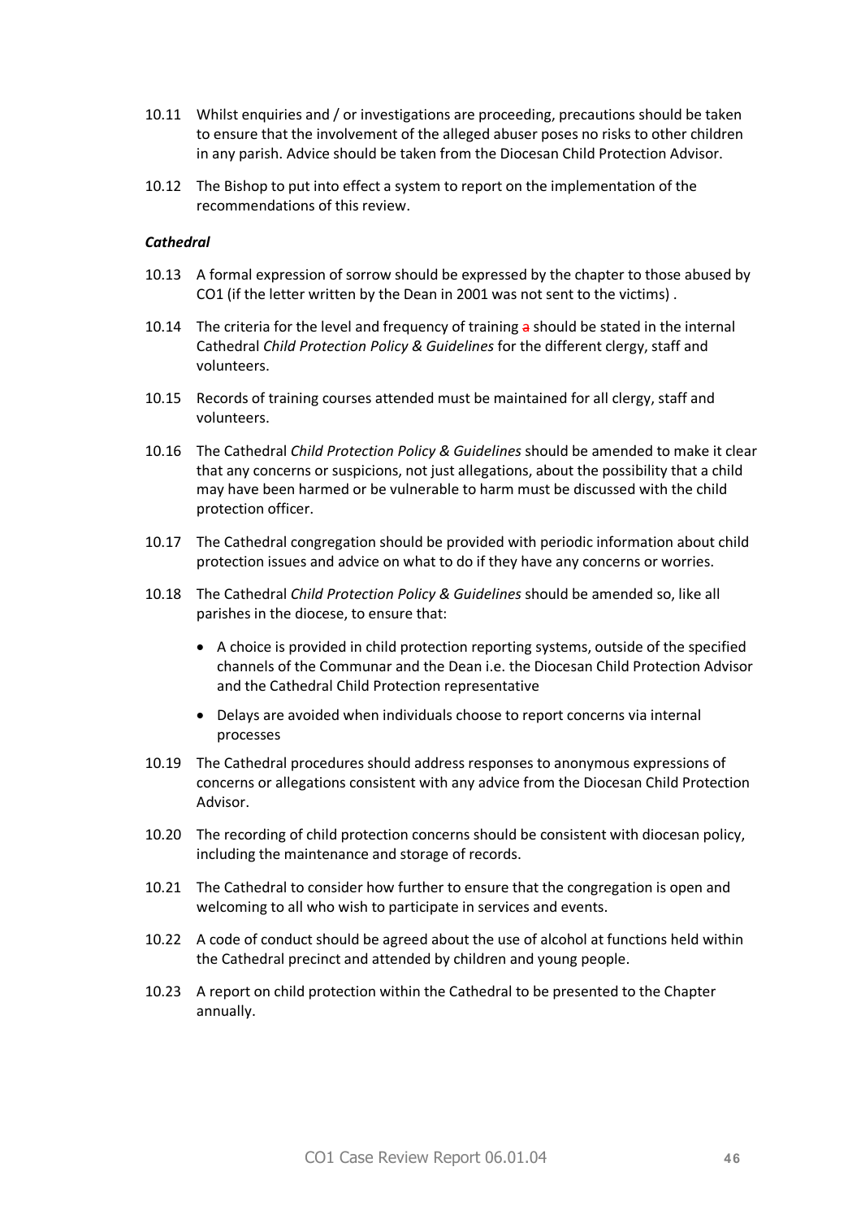10.11 Whilst enquiries and / or investigations are proceeding, precautions should be taken to ensure that the involvement of the alleged abuser poses no risks to other children in any parish. Advice should be taken from the Diocesan Child Protection Advisor.

10.12 The Bishop to put into effect a system to report on the implementation of the recommendations of this review.

***Cathedral***

10.13 A formal expression of sorrow should be expressed by the chapter to those abused by CO1 (if the letter written by the Dean in 2001 was not sent to the victims) .

10.14 The criteria for the level and frequency of training a should be stated in the internal Cathedral *Child Protection Policy & Guidelines* for the different clergy, staff and volunteers.

10.15 Records of training courses attended must be maintained for all clergy, staff and volunteers.

10.16 The Cathedral *Child Protection Policy & Guidelines* should be amended to make it clear that any concerns or suspicions, not just allegations, about the possibility that a child may have been harmed or be vulnerable to harm must be discussed with the child protection officer.

10.17 The Cathedral congregation should be provided with periodic information about child protection issues and advice on what to do if they have any concerns or worries.

10.18 The Cathedral *Child Protection Policy & Guidelines* should be amended so, like all parishes in the diocese, to ensure that:

- A choice is provided in child protection reporting systems, outside of the specified channels of the Communar and the Dean i.e. the Diocesan Child Protection Advisor and the Cathedral Child Protection representative
- Delays are avoided when individuals choose to report concerns via internal processes

10.19 The Cathedral procedures should address responses to anonymous expressions of concerns or allegations consistent with any advice from the Diocesan Child Protection Advisor.

10.20 The recording of child protection concerns should be consistent with diocesan policy, including the maintenance and storage of records.

10.21 The Cathedral to consider how further to ensure that the congregation is open and welcoming to all who wish to participate in services and events.

10.22 A code of conduct should be agreed about the use of alcohol at functions held within the Cathedral precinct and attended by children and young people.

10.23 A report on child protection within the Cathedral to be presented to the Chapter annually.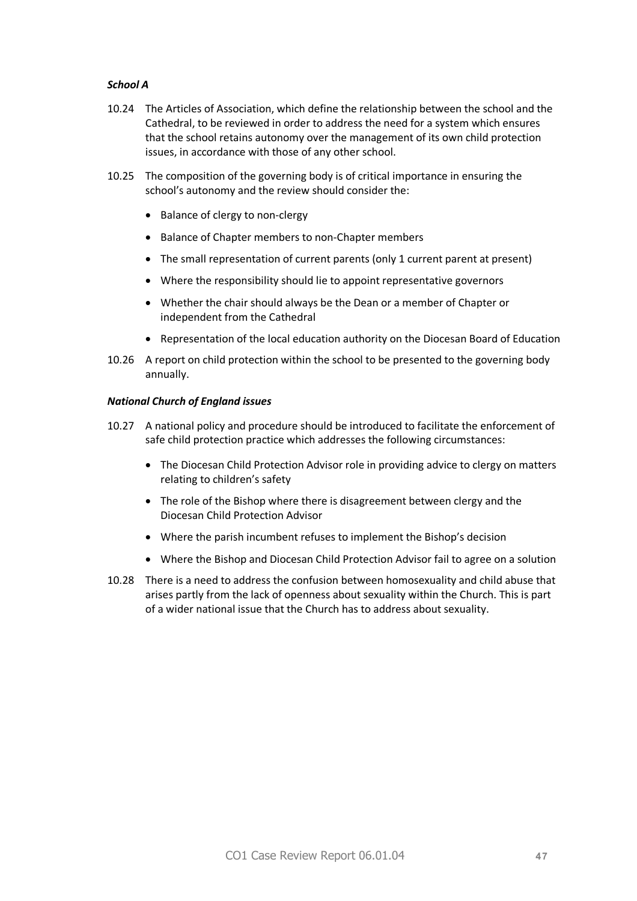### *School A*

10.24 The Articles of Association, which define the relationship between the school and the Cathedral, to be reviewed in order to address the need for a system which ensures that the school retains autonomy over the management of its own child protection issues, in accordance with those of any other school.

10.25 The composition of the governing body is of critical importance in ensuring the school's autonomy and the review should consider the:

- Balance of clergy to non-clergy
- Balance of Chapter members to non-Chapter members
- The small representation of current parents (only 1 current parent at present)
- Where the responsibility should lie to appoint representative governors
- Whether the chair should always be the Dean or a member of Chapter or independent from the Cathedral
- Representation of the local education authority on the Diocesan Board of Education

10.26 A report on child protection within the school to be presented to the governing body annually.

### *National Church of England issues*

10.27 A national policy and procedure should be introduced to facilitate the enforcement of safe child protection practice which addresses the following circumstances:

- The Diocesan Child Protection Advisor role in providing advice to clergy on matters relating to children's safety
- The role of the Bishop where there is disagreement between clergy and the Diocesan Child Protection Advisor
- Where the parish incumbent refuses to implement the Bishop's decision
- Where the Bishop and Diocesan Child Protection Advisor fail to agree on a solution

10.28 There is a need to address the confusion between homosexuality and child abuse that arises partly from the lack of openness about sexuality within the Church. This is part of a wider national issue that the Church has to address about sexuality.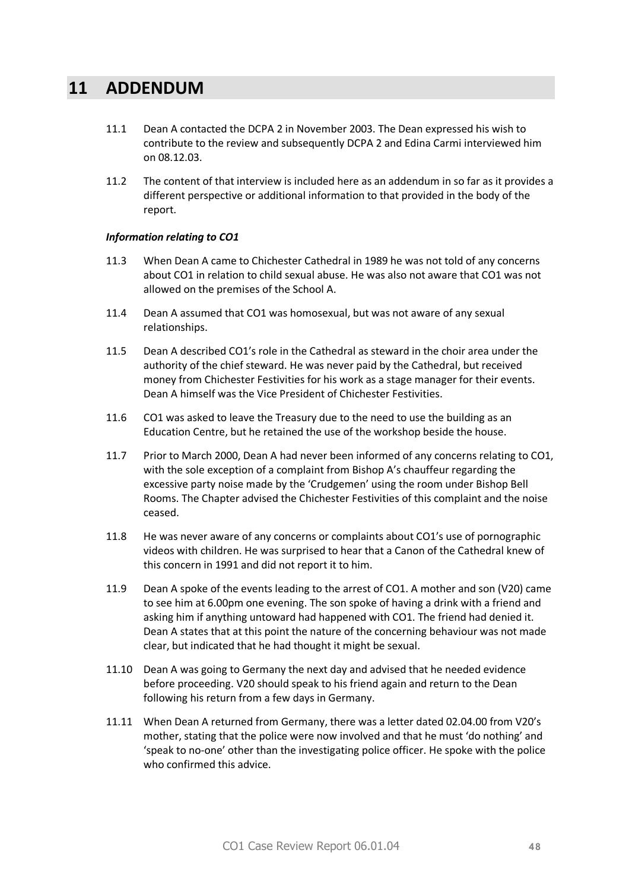# 11 ADDENDUM

11.1 Dean A contacted the DCPA 2 in November 2003. The Dean expressed his wish to contribute to the review and subsequently DCPA 2 and Edina Carmi interviewed him on 08.12.03.

11.2 The content of that interview is included here as an addendum in so far as it provides a different perspective or additional information to that provided in the body of the report.

***Information relating to CO1***

11.3 When Dean A came to Chichester Cathedral in 1989 he was not told of any concerns about CO1 in relation to child sexual abuse. He was also not aware that CO1 was not allowed on the premises of the School A.

11.4 Dean A assumed that CO1 was homosexual, but was not aware of any sexual relationships.

11.5 Dean A described CO1's role in the Cathedral as steward in the choir area under the authority of the chief steward. He was never paid by the Cathedral, but received money from Chichester Festivities for his work as a stage manager for their events. Dean A himself was the Vice President of Chichester Festivities.

11.6 CO1 was asked to leave the Treasury due to the need to use the building as an Education Centre, but he retained the use of the workshop beside the house.

11.7 Prior to March 2000, Dean A had never been informed of any concerns relating to CO1, with the sole exception of a complaint from Bishop A's chauffeur regarding the excessive party noise made by the 'Crudgemen' using the room under Bishop Bell Rooms. The Chapter advised the Chichester Festivities of this complaint and the noise ceased.

11.8 He was never aware of any concerns or complaints about CO1's use of pornographic videos with children. He was surprised to hear that a Canon of the Cathedral knew of this concern in 1991 and did not report it to him.

11.9 Dean A spoke of the events leading to the arrest of CO1. A mother and son (V20) came to see him at 6.00pm one evening. The son spoke of having a drink with a friend and asking him if anything untoward had happened with CO1. The friend had denied it. Dean A states that at this point the nature of the concerning behaviour was not made clear, but indicated that he had thought it might be sexual.

11.10 Dean A was going to Germany the next day and advised that he needed evidence before proceeding. V20 should speak to his friend again and return to the Dean following his return from a few days in Germany.

11.11 When Dean A returned from Germany, there was a letter dated 02.04.00 from V20's mother, stating that the police were now involved and that he must 'do nothing' and 'speak to no-one' other than the investigating police officer. He spoke with the police who confirmed this advice.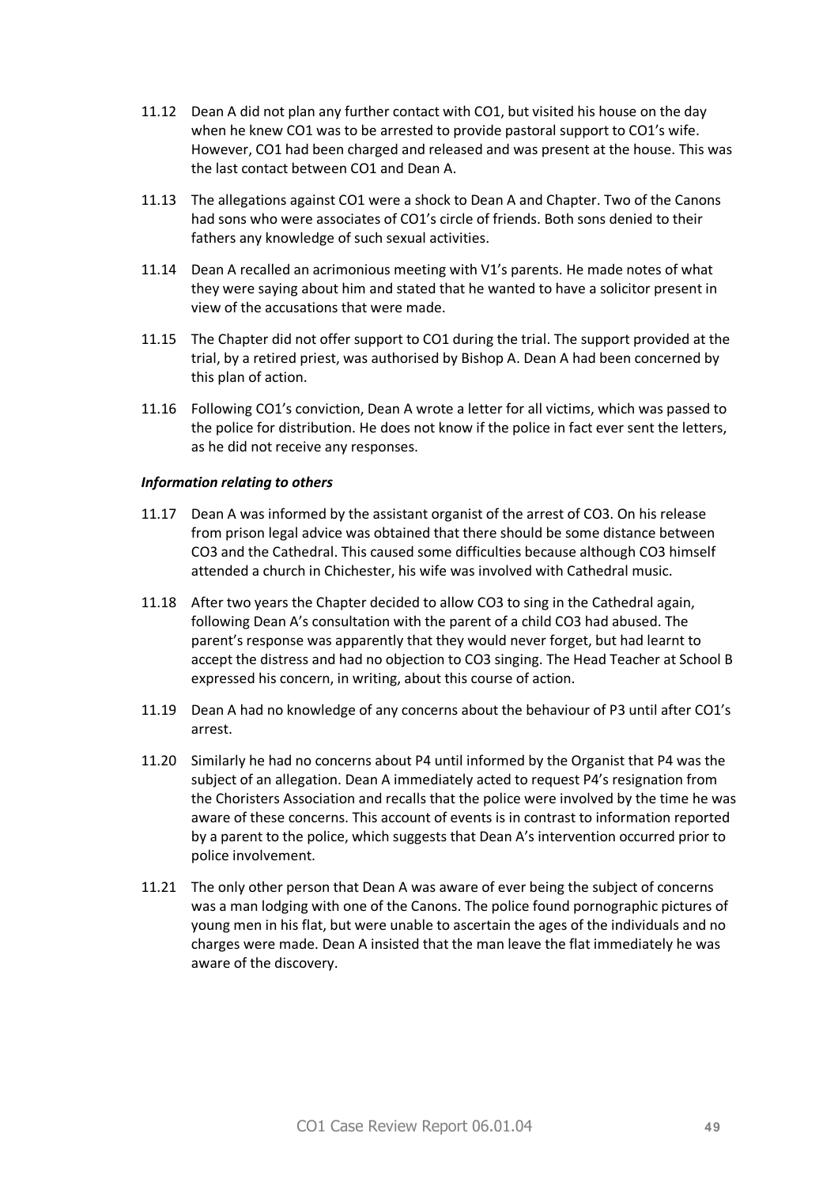11.12 Dean A did not plan any further contact with CO1, but visited his house on the day when he knew CO1 was to be arrested to provide pastoral support to CO1's wife. However, CO1 had been charged and released and was present at the house. This was the last contact between CO1 and Dean A.

11.13 The allegations against CO1 were a shock to Dean A and Chapter. Two of the Canons had sons who were associates of CO1's circle of friends. Both sons denied to their fathers any knowledge of such sexual activities.

11.14 Dean A recalled an acrimonious meeting with V1's parents. He made notes of what they were saying about him and stated that he wanted to have a solicitor present in view of the accusations that were made.

11.15 The Chapter did not offer support to CO1 during the trial. The support provided at the trial, by a retired priest, was authorised by Bishop A. Dean A had been concerned by this plan of action.

11.16 Following CO1's conviction, Dean A wrote a letter for all victims, which was passed to the police for distribution. He does not know if the police in fact ever sent the letters, as he did not receive any responses.

***Information relating to others***

11.17 Dean A was informed by the assistant organist of the arrest of CO3. On his release from prison legal advice was obtained that there should be some distance between CO3 and the Cathedral. This caused some difficulties because although CO3 himself attended a church in Chichester, his wife was involved with Cathedral music.

11.18 After two years the Chapter decided to allow CO3 to sing in the Cathedral again, following Dean A's consultation with the parent of a child CO3 had abused. The parent's response was apparently that they would never forget, but had learnt to accept the distress and had no objection to CO3 singing. The Head Teacher at School B expressed his concern, in writing, about this course of action.

11.19 Dean A had no knowledge of any concerns about the behaviour of P3 until after CO1's arrest.

11.20 Similarly he had no concerns about P4 until informed by the Organist that P4 was the subject of an allegation. Dean A immediately acted to request P4's resignation from the Choristers Association and recalls that the police were involved by the time he was aware of these concerns. This account of events is in contrast to information reported by a parent to the police, which suggests that Dean A's intervention occurred prior to police involvement.

11.21 The only other person that Dean A was aware of ever being the subject of concerns was a man lodging with one of the Canons. The police found pornographic pictures of young men in his flat, but were unable to ascertain the ages of the individuals and no charges were made. Dean A insisted that the man leave the flat immediately he was aware of the discovery.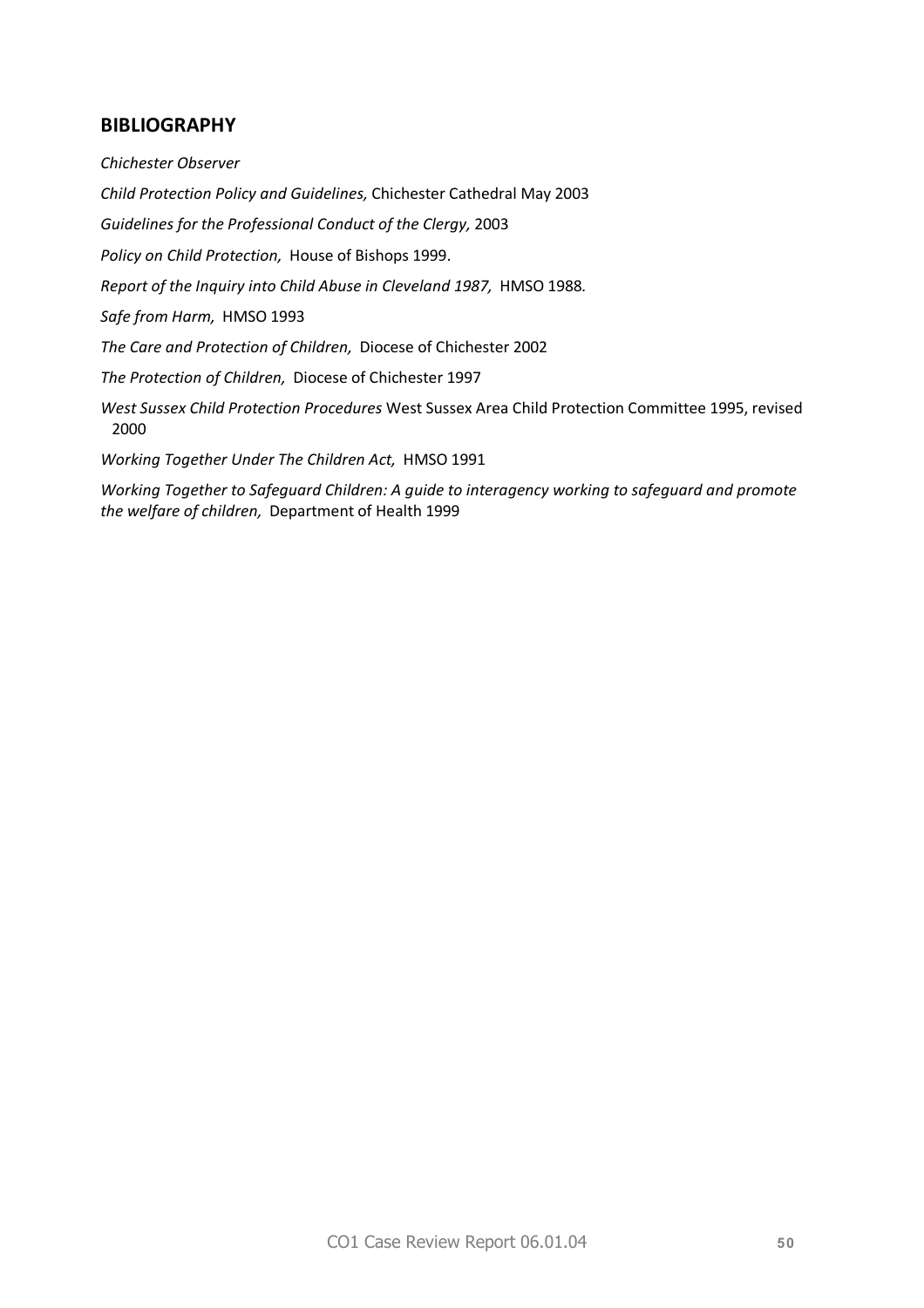## BIBLIOGRAPHY

*Chichester Observer*

*Child Protection Policy and Guidelines,* Chichester Cathedral May 2003

*Guidelines for the Professional Conduct of the Clergy,* 2003

*Policy on Child Protection,* House of Bishops 1999.

*Report of the Inquiry into Child Abuse in Cleveland 1987,* HMSO 1988.

*Safe from Harm,* HMSO 1993

*The Care and Protection of Children,* Diocese of Chichester 2002

*The Protection of Children,* Diocese of Chichester 1997

*West Sussex Child Protection Procedures* West Sussex Area Child Protection Committee 1995, revised 2000

*Working Together Under The Children Act,* HMSO 1991

*Working Together to Safeguard Children: A guide to interagency working to safeguard and promote the welfare of children,* Department of Health 1999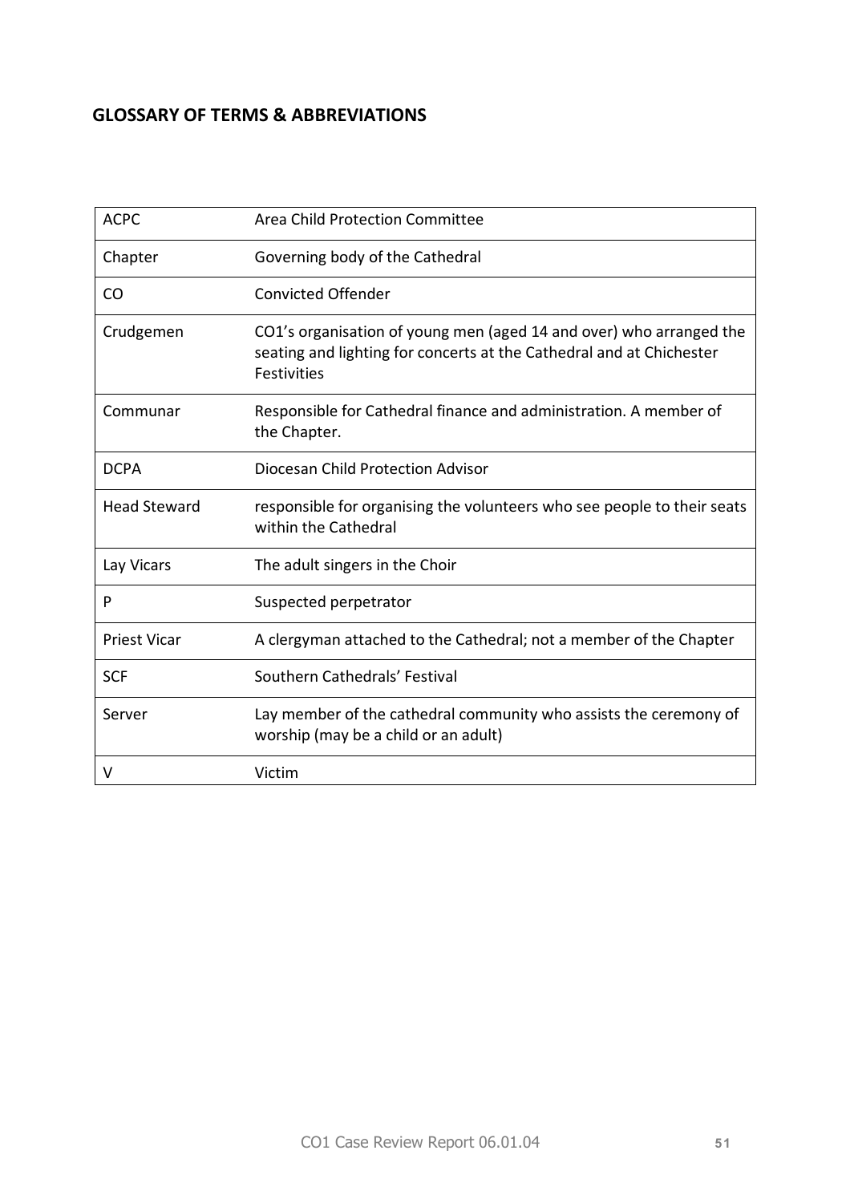## GLOSSARY OF TERMS & ABBREVIATIONS

| | |
|---|---|
| ACPC | Area Child Protection Committee |
| Chapter | Governing body of the Cathedral |
| CO | Convicted Offender |
| Crudgemen | CO1's organisation of young men (aged 14 and over) who arranged the seating and lighting for concerts at the Cathedral and at Chichester Festivities |
| Communar | Responsible for Cathedral finance and administration. A member of the Chapter. |
| DCPA | Diocesan Child Protection Advisor |
| Head Steward | responsible for organising the volunteers who see people to their seats within the Cathedral |
| Lay Vicars | The adult singers in the Choir |
| P | Suspected perpetrator |
| Priest Vicar | A clergyman attached to the Cathedral; not a member of the Chapter |
| SCF | Southern Cathedrals' Festival |
| Server | Lay member of the cathedral community who assists the ceremony of worship (may be a child or an adult) |
| V | Victim |